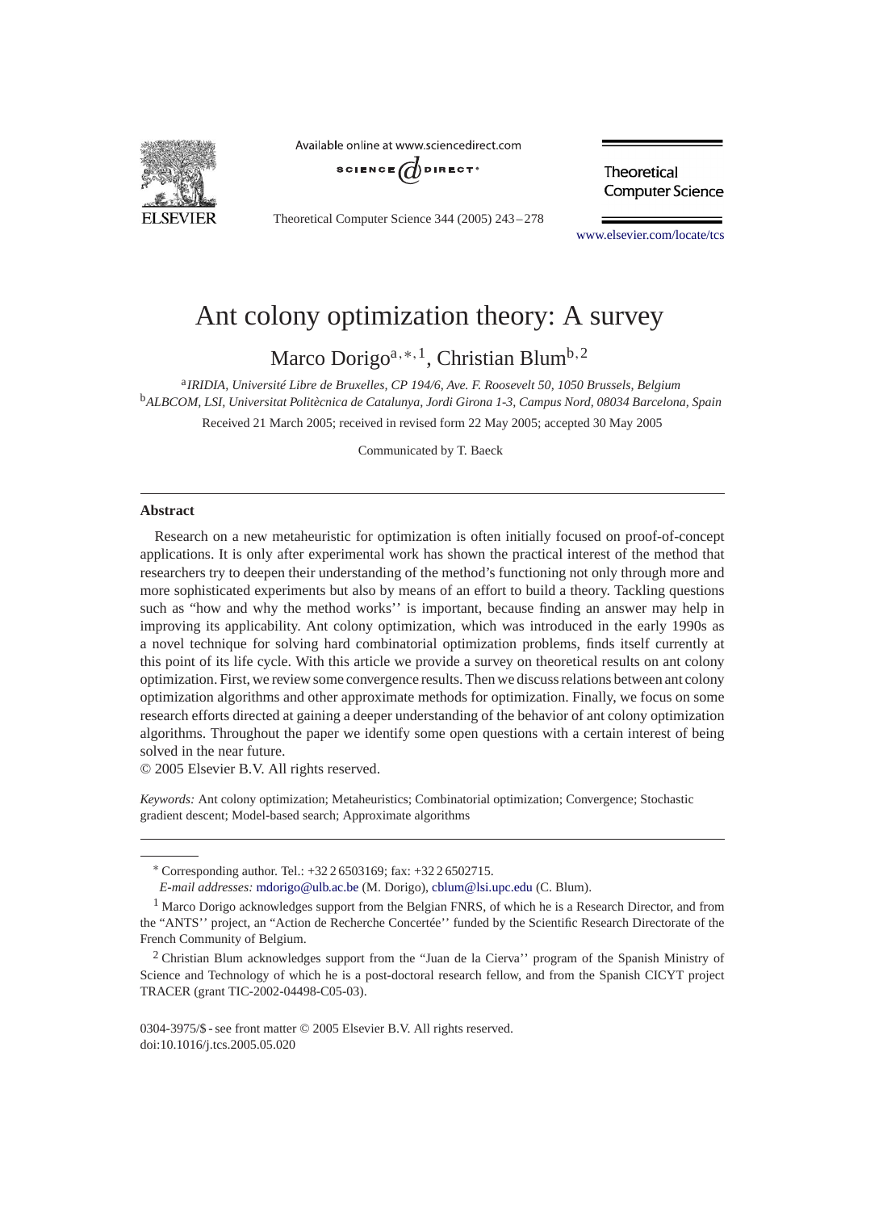# Ant colony optimization theory: A survey

Marco Dorigo[a,*,1], Christian Blum[b,2]

[a]*IRIDIA, Université Libre de Bruxelles, CP 194/6, Ave. F. Roosevelt 50, 1050 Brussels, Belgium*
[b]*ALBCOM, LSI, Universitat Politècnica de Catalunya, Jordi Girona 1-3, Campus Nord, 08034 Barcelona, Spain*

Received 21 March 2005; received in revised form 22 May 2005; accepted 30 May 2005

Communicated by T. Baeck

---

## Abstract

Research on a new metaheuristic for optimization is often initially focused on proof-of-concept applications. It is only after experimental work has shown the practical interest of the method that researchers try to deepen their understanding of the method's functioning not only through more and more sophisticated experiments but also by means of an effort to build a theory. Tackling questions such as "how and why the method works'' is important, because finding an answer may help in improving its applicability. Ant colony optimization, which was introduced in the early 1990s as a novel technique for solving hard combinatorial optimization problems, finds itself currently at this point of its life cycle. With this article we provide a survey on theoretical results on ant colony optimization. First, we review some convergence results. Then we discuss relations between ant colony optimization algorithms and other approximate methods for optimization. Finally, we focus on some research efforts directed at gaining a deeper understanding of the behavior of ant colony optimization algorithms. Throughout the paper we identify some open questions with a certain interest of being solved in the near future.

© 2005 Elsevier B.V. All rights reserved.

*Keywords:* Ant colony optimization; Metaheuristics; Combinatorial optimization; Convergence; Stochastic gradient descent; Model-based search; Approximate algorithms

---

\* Corresponding author. Tel.: +32 2 6503169; fax: +32 2 6502715.

*E-mail addresses:* mdorigo@ulb.ac.be (M. Dorigo), cblum@lsi.upc.edu (C. Blum).

[1] Marco Dorigo acknowledges support from the Belgian FNRS, of which he is a Research Director, and from the "ANTS'' project, an "Action de Recherche Concertée'' funded by the Scientific Research Directorate of the French Community of Belgium.

[2] Christian Blum acknowledges support from the "Juan de la Cierva'' program of the Spanish Ministry of Science and Technology of which he is a post-doctoral research fellow, and from the Spanish CICYT project TRACER (grant TIC-2002-04498-C05-03).

0304-3975/$ - see front matter © 2005 Elsevier B.V. All rights reserved.
doi:10.1016/j.tcs.2005.05.020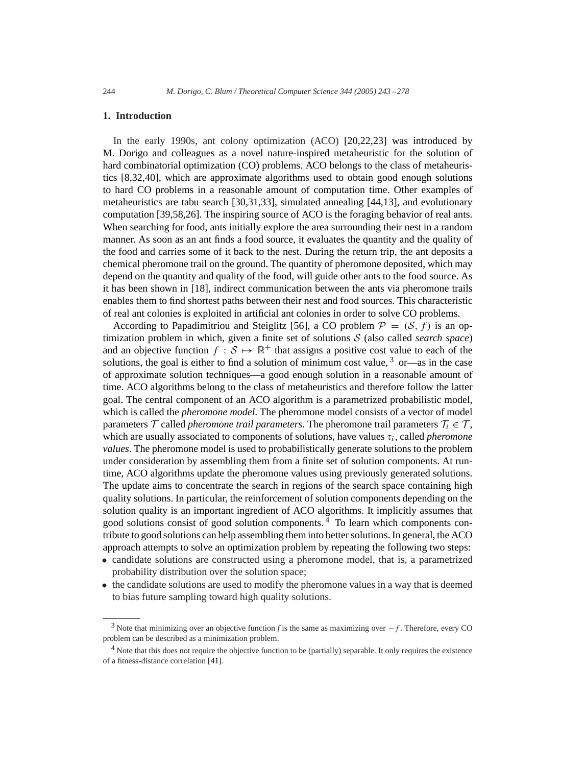## 1. Introduction

In the early 1990s, ant colony optimization (ACO) [20,22,23] was introduced by M. Dorigo and colleagues as a novel nature-inspired metaheuristic for the solution of hard combinatorial optimization (CO) problems. ACO belongs to the class of metaheuristics [8,32,40], which are approximate algorithms used to obtain good enough solutions to hard CO problems in a reasonable amount of computation time. Other examples of metaheuristics are tabu search [30,31,33], simulated annealing [44,13], and evolutionary computation [39,58,26]. The inspiring source of ACO is the foraging behavior of real ants. When searching for food, ants initially explore the area surrounding their nest in a random manner. As soon as an ant finds a food source, it evaluates the quantity and the quality of the food and carries some of it back to the nest. During the return trip, the ant deposits a chemical pheromone trail on the ground. The quantity of pheromone deposited, which may depend on the quantity and quality of the food, will guide other ants to the food source. As it has been shown in [18], indirect communication between the ants via pheromone trails enables them to find shortest paths between their nest and food sources. This characteristic of real ant colonies is exploited in artificial ant colonies in order to solve CO problems.

According to Papadimitriou and Steiglitz [56], a CO problem $\mathcal{P} = (\mathcal{S}, f)$ is an optimization problem in which, given a finite set of solutions $\mathcal{S}$ (also called *search space*) and an objective function $f : \mathcal{S} \mapsto \mathbb{R}^+$ that assigns a positive cost value to each of the solutions, the goal is either to find a solution of minimum cost value, [3] or—as in the case of approximate solution techniques—a good enough solution in a reasonable amount of time. ACO algorithms belong to the class of metaheuristics and therefore follow the latter goal. The central component of an ACO algorithm is a parametrized probabilistic model, which is called the *pheromone model*. The pheromone model consists of a vector of model parameters $\mathcal{T}$ called *pheromone trail parameters*. The pheromone trail parameters $\mathcal{T}_i \in \mathcal{T}$, which are usually associated to components of solutions, have values $\tau_i$, called *pheromone values*. The pheromone model is used to probabilistically generate solutions to the problem under consideration by assembling them from a finite set of solution components. At run-time, ACO algorithms update the pheromone values using previously generated solutions. The update aims to concentrate the search in regions of the search space containing high quality solutions. In particular, the reinforcement of solution components depending on the solution quality is an important ingredient of ACO algorithms. It implicitly assumes that good solutions consist of good solution components. [4] To learn which components contribute to good solutions can help assembling them into better solutions. In general, the ACO approach attempts to solve an optimization problem by repeating the following two steps:

- candidate solutions are constructed using a pheromone model, that is, a parametrized probability distribution over the solution space;
- the candidate solutions are used to modify the pheromone values in a way that is deemed to bias future sampling toward high quality solutions.

[3] Note that minimizing over an objective function *f* is the same as maximizing over $-f$. Therefore, every CO problem can be described as a minimization problem.

[4] Note that this does not require the objective function to be (partially) separable. It only requires the existence of a fitness-distance correlation [41].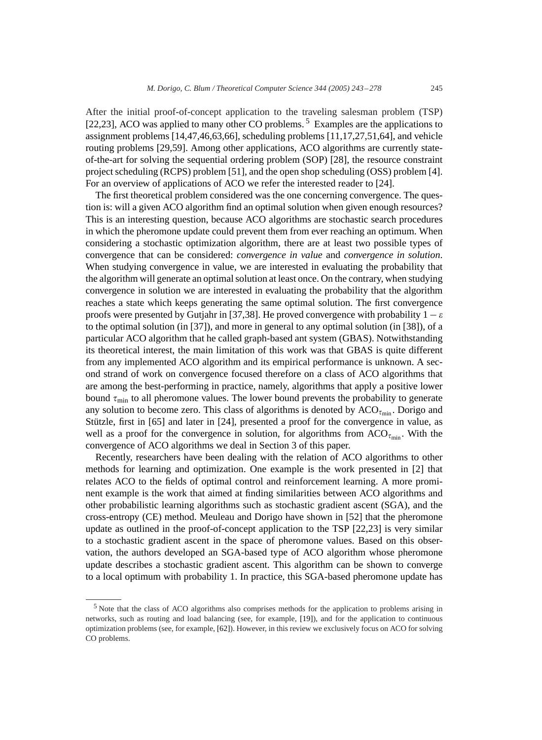After the initial proof-of-concept application to the traveling salesman problem (TSP) [22,23], ACO was applied to many other CO problems. [5] Examples are the applications to assignment problems [14,47,46,63,66], scheduling problems [11,17,27,51,64], and vehicle routing problems [29,59]. Among other applications, ACO algorithms are currently state-of-the-art for solving the sequential ordering problem (SOP) [28], the resource constraint project scheduling (RCPS) problem [51], and the open shop scheduling (OSS) problem [4]. For an overview of applications of ACO we refer the interested reader to [24].

The first theoretical problem considered was the one concerning convergence. The question is: will a given ACO algorithm find an optimal solution when given enough resources? This is an interesting question, because ACO algorithms are stochastic search procedures in which the pheromone update could prevent them from ever reaching an optimum. When considering a stochastic optimization algorithm, there are at least two possible types of convergence that can be considered: *convergence in value* and *convergence in solution*. When studying convergence in value, we are interested in evaluating the probability that the algorithm will generate an optimal solution at least once. On the contrary, when studying convergence in solution we are interested in evaluating the probability that the algorithm reaches a state which keeps generating the same optimal solution. The first convergence proofs were presented by Gutjahr in [37,38]. He proved convergence with probability $1 - \varepsilon$ to the optimal solution (in [37]), and more in general to any optimal solution (in [38]), of a particular ACO algorithm that he called graph-based ant system (GBAS). Notwithstanding its theoretical interest, the main limitation of this work was that GBAS is quite different from any implemented ACO algorithm and its empirical performance is unknown. A second strand of work on convergence focused therefore on a class of ACO algorithms that are among the best-performing in practice, namely, algorithms that apply a positive lower bound $\tau_{\min}$ to all pheromone values. The lower bound prevents the probability to generate any solution to become zero. This class of algorithms is denoted by $\mathrm{ACO}_{\tau_{\min}}$. Dorigo and Stützle, first in [65] and later in [24], presented a proof for the convergence in value, as well as a proof for the convergence in solution, for algorithms from $\mathrm{ACO}_{\tau_{\min}}$. With the convergence of ACO algorithms we deal in Section 3 of this paper.

Recently, researchers have been dealing with the relation of ACO algorithms to other methods for learning and optimization. One example is the work presented in [2] that relates ACO to the fields of optimal control and reinforcement learning. A more prominent example is the work that aimed at finding similarities between ACO algorithms and other probabilistic learning algorithms such as stochastic gradient ascent (SGA), and the cross-entropy (CE) method. Meuleau and Dorigo have shown in [52] that the pheromone update as outlined in the proof-of-concept application to the TSP [22,23] is very similar to a stochastic gradient ascent in the space of pheromone values. Based on this observation, the authors developed an SGA-based type of ACO algorithm whose pheromone update describes a stochastic gradient ascent. This algorithm can be shown to converge to a local optimum with probability 1. In practice, this SGA-based pheromone update has

[5] Note that the class of ACO algorithms also comprises methods for the application to problems arising in networks, such as routing and load balancing (see, for example, [19]), and for the application to continuous optimization problems (see, for example, [62]). However, in this review we exclusively focus on ACO for solving CO problems.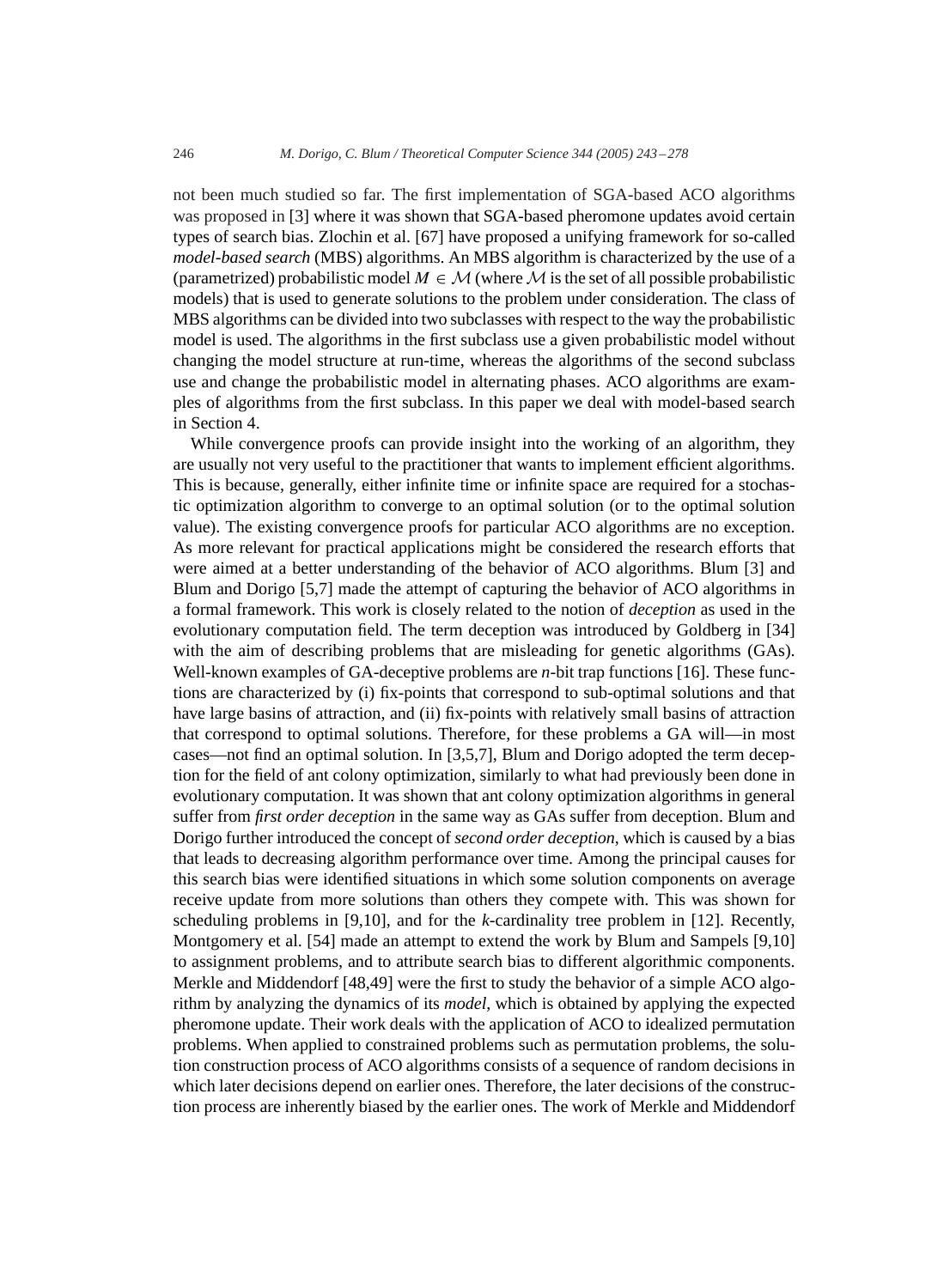not been much studied so far. The first implementation of SGA-based ACO algorithms was proposed in [3] where it was shown that SGA-based pheromone updates avoid certain types of search bias. Zlochin et al. [67] have proposed a unifying framework for so-called *model-based search* (MBS) algorithms. An MBS algorithm is characterized by the use of a (parametrized) probabilistic model $M \in \mathcal{M}$ (where $\mathcal{M}$ is the set of all possible probabilistic models) that is used to generate solutions to the problem under consideration. The class of MBS algorithms can be divided into two subclasses with respect to the way the probabilistic model is used. The algorithms in the first subclass use a given probabilistic model without changing the model structure at run-time, whereas the algorithms of the second subclass use and change the probabilistic model in alternating phases. ACO algorithms are examples of algorithms from the first subclass. In this paper we deal with model-based search in Section 4.

While convergence proofs can provide insight into the working of an algorithm, they are usually not very useful to the practitioner that wants to implement efficient algorithms. This is because, generally, either infinite time or infinite space are required for a stochastic optimization algorithm to converge to an optimal solution (or to the optimal solution value). The existing convergence proofs for particular ACO algorithms are no exception. As more relevant for practical applications might be considered the research efforts that were aimed at a better understanding of the behavior of ACO algorithms. Blum [3] and Blum and Dorigo [5,7] made the attempt of capturing the behavior of ACO algorithms in a formal framework. This work is closely related to the notion of *deception* as used in the evolutionary computation field. The term deception was introduced by Goldberg in [34] with the aim of describing problems that are misleading for genetic algorithms (GAs). Well-known examples of GA-deceptive problems are *n*-bit trap functions [16]. These functions are characterized by (i) fix-points that correspond to sub-optimal solutions and that have large basins of attraction, and (ii) fix-points with relatively small basins of attraction that correspond to optimal solutions. Therefore, for these problems a GA will—in most cases—not find an optimal solution. In [3,5,7], Blum and Dorigo adopted the term deception for the field of ant colony optimization, similarly to what had previously been done in evolutionary computation. It was shown that ant colony optimization algorithms in general suffer from *first order deception* in the same way as GAs suffer from deception. Blum and Dorigo further introduced the concept of *second order deception*, which is caused by a bias that leads to decreasing algorithm performance over time. Among the principal causes for this search bias were identified situations in which some solution components on average receive update from more solutions than others they compete with. This was shown for scheduling problems in [9,10], and for the *k*-cardinality tree problem in [12]. Recently, Montgomery et al. [54] made an attempt to extend the work by Blum and Sampels [9,10] to assignment problems, and to attribute search bias to different algorithmic components. Merkle and Middendorf [48,49] were the first to study the behavior of a simple ACO algorithm by analyzing the dynamics of its *model*, which is obtained by applying the expected pheromone update. Their work deals with the application of ACO to idealized permutation problems. When applied to constrained problems such as permutation problems, the solution construction process of ACO algorithms consists of a sequence of random decisions in which later decisions depend on earlier ones. Therefore, the later decisions of the construction process are inherently biased by the earlier ones. The work of Merkle and Middendorf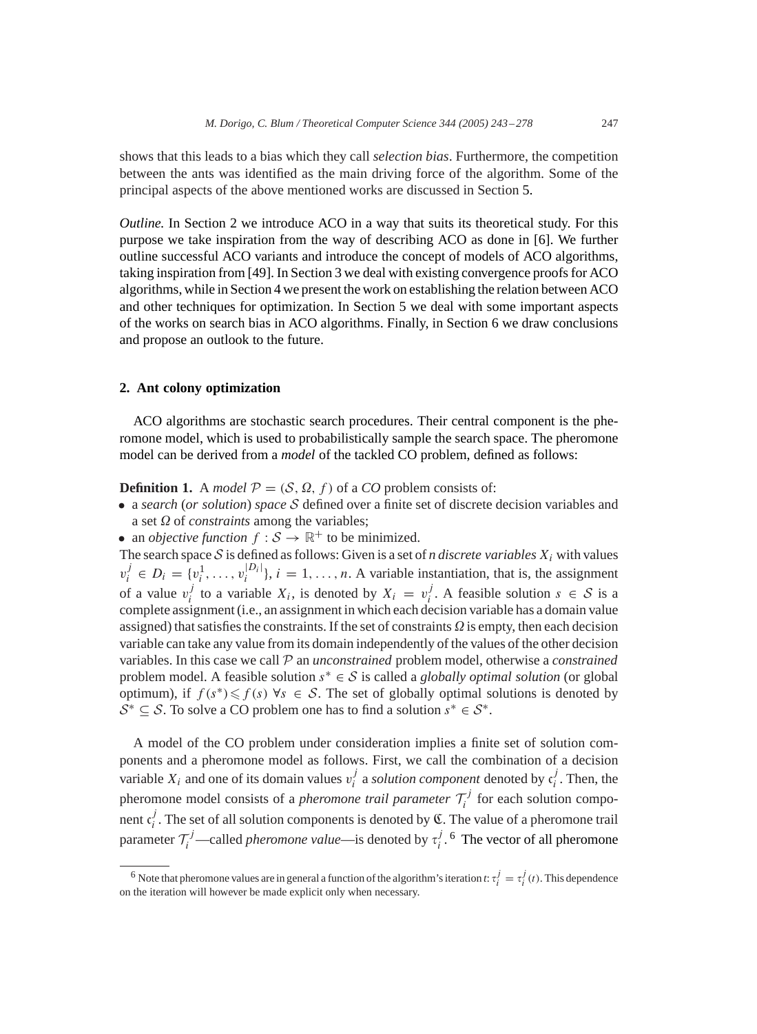shows that this leads to a bias which they call *selection bias*. Furthermore, the competition between the ants was identified as the main driving force of the algorithm. Some of the principal aspects of the above mentioned works are discussed in Section 5.

*Outline.* In Section 2 we introduce ACO in a way that suits its theoretical study. For this purpose we take inspiration from the way of describing ACO as done in [6]. We further outline successful ACO variants and introduce the concept of models of ACO algorithms, taking inspiration from [49]. In Section 3 we deal with existing convergence proofs for ACO algorithms, while in Section 4 we present the work on establishing the relation between ACO and other techniques for optimization. In Section 5 we deal with some important aspects of the works on search bias in ACO algorithms. Finally, in Section 6 we draw conclusions and propose an outlook to the future.

## 2. Ant colony optimization

ACO algorithms are stochastic search procedures. Their central component is the pheromone model, which is used to probabilistically sample the search space. The pheromone model can be derived from a *model* of the tackled CO problem, defined as follows:

**Definition 1.** A *model* $\mathcal{P} = (\mathcal{S}, \Omega, f)$ of a *CO* problem consists of:

- a *search* (*or solution*) *space* $\mathcal{S}$ defined over a finite set of discrete decision variables and a set $\Omega$ of *constraints* among the variables;
- an *objective function* $f : \mathcal{S} \to \mathbb{R}^+$ to be minimized.

The search space $\mathcal{S}$ is defined as follows: Given is a set of *n discrete variables* $X_i$ with values $v_i^j \in D_i = \{v_i^1, \ldots, v_i^{|D_i|}\}$, $i = 1, \ldots, n$. A variable instantiation, that is, the assignment of a value $v_i^j$ to a variable $X_i$, is denoted by $X_i = v_i^j$. A feasible solution $s \in \mathcal{S}$ is a complete assignment (i.e., an assignment in which each decision variable has a domain value assigned) that satisfies the constraints. If the set of constraints $\Omega$ is empty, then each decision variable can take any value from its domain independently of the values of the other decision variables. In this case we call $\mathcal{P}$ an *unconstrained* problem model, otherwise a *constrained* problem model. A feasible solution $s^* \in \mathcal{S}$ is called a *globally optimal solution* (or global optimum), if $f(s^*) \leqslant f(s)$ $\forall s \in \mathcal{S}$. The set of globally optimal solutions is denoted by $\mathcal{S}^* \subseteq \mathcal{S}$. To solve a CO problem one has to find a solution $s^* \in \mathcal{S}^*$.

A model of the CO problem under consideration implies a finite set of solution components and a pheromone model as follows. First, we call the combination of a decision variable $X_i$ and one of its domain values $v_i^j$ a *solution component* denoted by $c_i^j$. Then, the pheromone model consists of a *pheromone trail parameter* $\mathcal{T}_i^j$ for each solution component $c_i^j$. The set of all solution components is denoted by $\mathfrak{C}$. The value of a pheromone trail parameter $\mathcal{T}_i^j$—called *pheromone value*—is denoted by $\tau_i^j$.[6] The vector of all pheromone

[6] Note that pheromone values are in general a function of the algorithm's iteration $t$: $\tau_i^j = \tau_i^j(t)$. This dependence on the iteration will however be made explicit only when necessary.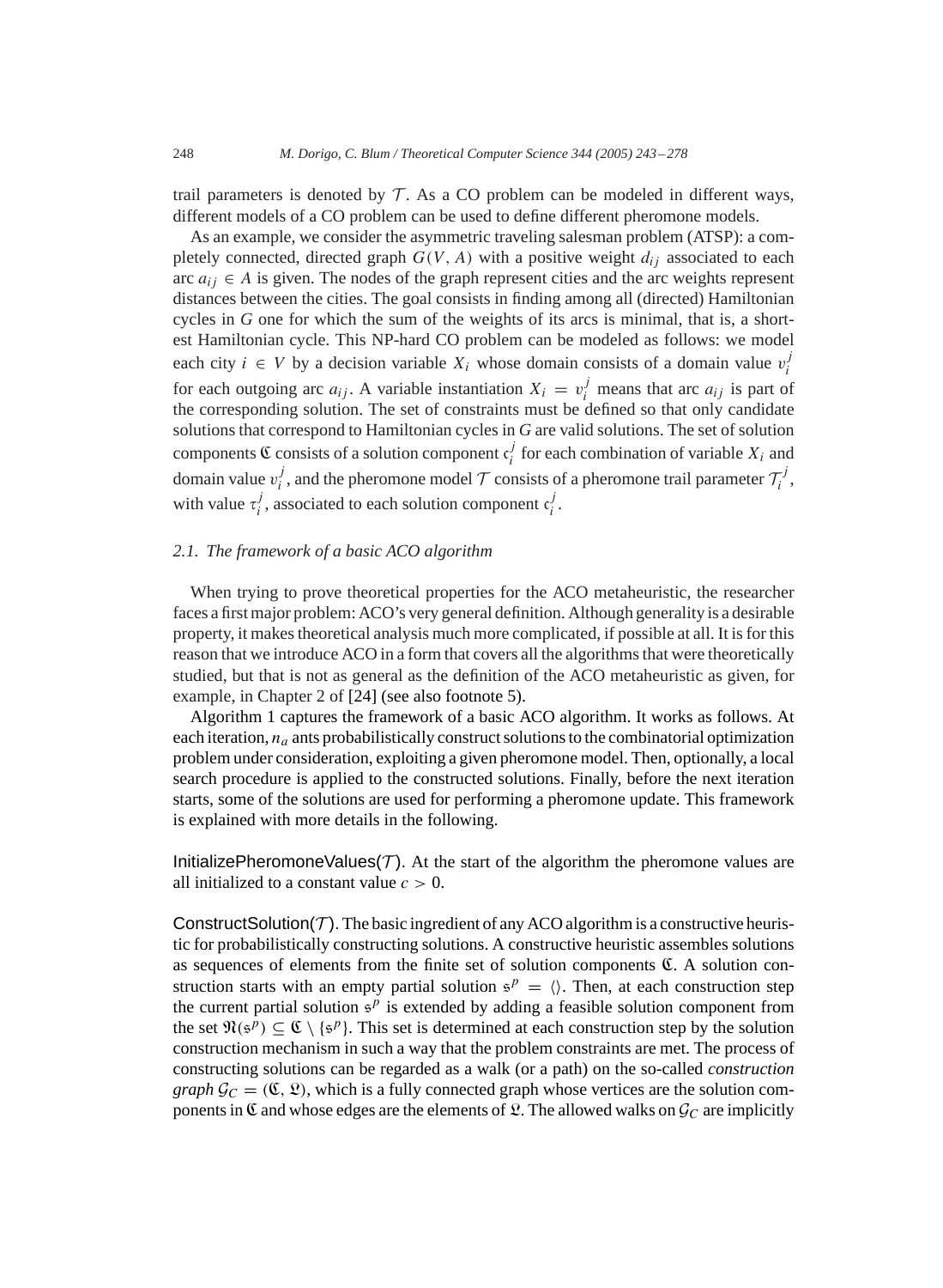trail parameters is denoted by $\mathcal{T}$. As a CO problem can be modeled in different ways, different models of a CO problem can be used to define different pheromone models.

As an example, we consider the asymmetric traveling salesman problem (ATSP): a completely connected, directed graph $G(V, A)$ with a positive weight $d_{ij}$ associated to each arc $a_{ij} \in A$ is given. The nodes of the graph represent cities and the arc weights represent distances between the cities. The goal consists in finding among all (directed) Hamiltonian cycles in $G$ one for which the sum of the weights of its arcs is minimal, that is, a shortest Hamiltonian cycle. This NP-hard CO problem can be modeled as follows: we model each city $i \in V$ by a decision variable $X_i$ whose domain consists of a domain value $v_i^j$ for each outgoing arc $a_{ij}$. A variable instantiation $X_i = v_i^j$ means that arc $a_{ij}$ is part of the corresponding solution. The set of constraints must be defined so that only candidate solutions that correspond to Hamiltonian cycles in $G$ are valid solutions. The set of solution components $\mathfrak{C}$ consists of a solution component $\mathfrak{c}_i^j$ for each combination of variable $X_i$ and domain value $v_i^j$, and the pheromone model $\mathcal{T}$ consists of a pheromone trail parameter $\mathcal{T}_i^j$, with value $\tau_i^j$, associated to each solution component $\mathfrak{c}_i^j$.

### *2.1. The framework of a basic ACO algorithm*

When trying to prove theoretical properties for the ACO metaheuristic, the researcher faces a first major problem: ACO's very general definition. Although generality is a desirable property, it makes theoretical analysis much more complicated, if possible at all. It is for this reason that we introduce ACO in a form that covers all the algorithms that were theoretically studied, but that is not as general as the definition of the ACO metaheuristic as given, for example, in Chapter 2 of [24] (see also footnote 5).

Algorithm 1 captures the framework of a basic ACO algorithm. It works as follows. At each iteration, $n_a$ ants probabilistically construct solutions to the combinatorial optimization problem under consideration, exploiting a given pheromone model. Then, optionally, a local search procedure is applied to the constructed solutions. Finally, before the next iteration starts, some of the solutions are used for performing a pheromone update. This framework is explained with more details in the following.

InitializePheromoneValues($\mathcal{T}$). At the start of the algorithm the pheromone values are all initialized to a constant value $c > 0$.

ConstructSolution($\mathcal{T}$). The basic ingredient of any ACO algorithm is a constructive heuristic for probabilistically constructing solutions. A constructive heuristic assembles solutions as sequences of elements from the finite set of solution components $\mathfrak{C}$. A solution construction starts with an empty partial solution $\mathfrak{s}^p = \langle\rangle$. Then, at each construction step the current partial solution $\mathfrak{s}^p$ is extended by adding a feasible solution component from the set $\mathfrak{N}(\mathfrak{s}^p) \subseteq \mathfrak{C} \setminus \{\mathfrak{s}^p\}$. This set is determined at each construction step by the solution construction mechanism in such a way that the problem constraints are met. The process of constructing solutions can be regarded as a walk (or a path) on the so-called *construction graph* $\mathcal{G}_C = (\mathfrak{C}, \mathfrak{L})$, which is a fully connected graph whose vertices are the solution components in $\mathfrak{C}$ and whose edges are the elements of $\mathfrak{L}$. The allowed walks on $\mathcal{G}_C$ are implicitly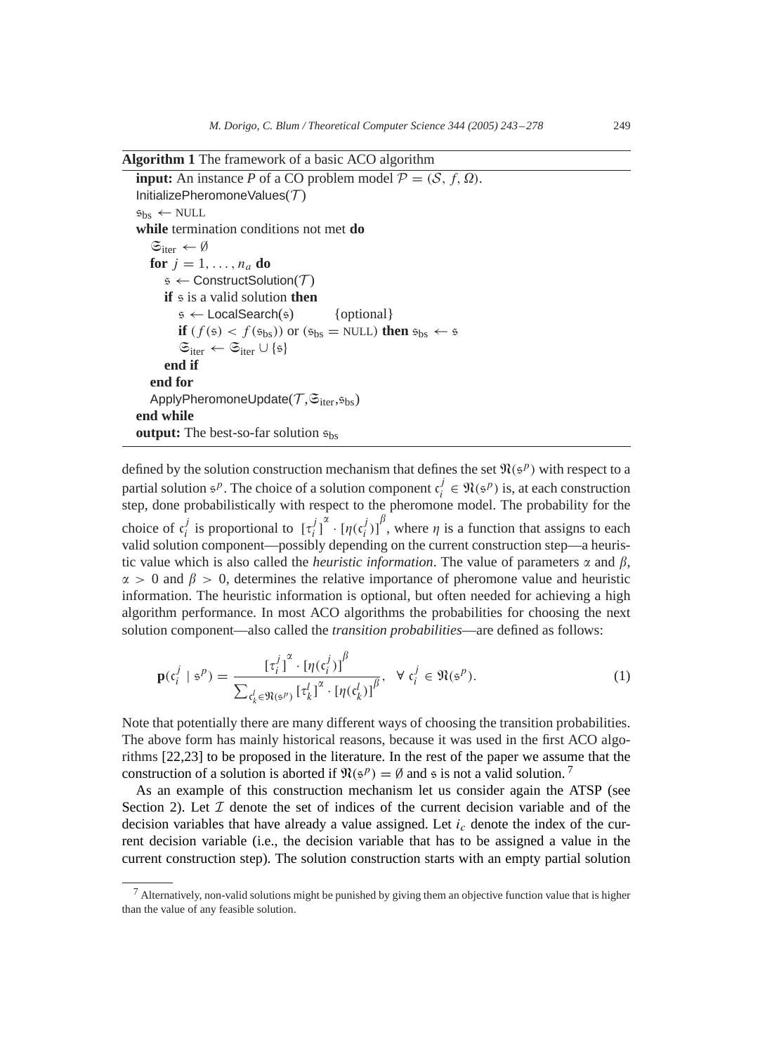**Algorithm 1** The framework of a basic ACO algorithm

```
input: An instance P of a CO problem model 𝒫 = (𝒮, f, Ω).
InitializePheromoneValues(𝒯)
𝔰_bs ← NULL
while termination conditions not met do
   𝔖_iter ← ∅
   for j = 1, ..., n_a do
      𝔰 ← ConstructSolution(𝒯)
      if 𝔰 is a valid solution then
         𝔰 ← LocalSearch(𝔰)        {optional}
         if (f(𝔰) < f(𝔰_bs)) or (𝔰_bs = NULL) then 𝔰_bs ← 𝔰
         𝔖_iter ← 𝔖_iter ∪ {𝔰}
      end if
   end for
   ApplyPheromoneUpdate(𝒯, 𝔖_iter, 𝔰_bs)
end while
output: The best-so-far solution 𝔰_bs
```

defined by the solution construction mechanism that defines the set $\mathfrak{N}(\mathfrak{s}^p)$ with respect to a partial solution $\mathfrak{s}^p$. The choice of a solution component $\mathfrak{c}_i^j \in \mathfrak{N}(\mathfrak{s}^p)$ is, at each construction step, done probabilistically with respect to the pheromone model. The probability for the choice of $\mathfrak{c}_i^j$ is proportional to $[\tau_i^j]^\alpha \cdot [\eta(\mathfrak{c}_i^j)]^\beta$, where $\eta$ is a function that assigns to each valid solution component—possibly depending on the current construction step—a heuristic value which is also called the *heuristic information*. The value of parameters $\alpha$ and $\beta$, $\alpha > 0$ and $\beta > 0$, determines the relative importance of pheromone value and heuristic information. The heuristic information is optional, but often needed for achieving a high algorithm performance. In most ACO algorithms the probabilities for choosing the next solution component—also called the *transition probabilities*—are defined as follows:

$$\mathbf{p}(\mathfrak{c}_i^j \mid \mathfrak{s}^p) = \frac{[\tau_i^j]^\alpha \cdot [\eta(\mathfrak{c}_i^j)]^\beta}{\sum_{\mathfrak{c}_k^l \in \mathfrak{N}(\mathfrak{s}^p)} [\tau_k^l]^\alpha \cdot [\eta(\mathfrak{c}_k^l)]^\beta}, \quad \forall\ \mathfrak{c}_i^j \in \mathfrak{N}(\mathfrak{s}^p). \tag{1}$$

Note that potentially there are many different ways of choosing the transition probabilities. The above form has mainly historical reasons, because it was used in the first ACO algorithms [22,23] to be proposed in the literature. In the rest of the paper we assume that the construction of a solution is aborted if $\mathfrak{N}(\mathfrak{s}^p) = \emptyset$ and $\mathfrak{s}$ is not a valid solution. [7]

As an example of this construction mechanism let us consider again the ATSP (see Section 2). Let $\mathcal{I}$ denote the set of indices of the current decision variable and of the decision variables that have already a value assigned. Let $i_c$ denote the index of the current decision variable (i.e., the decision variable that has to be assigned a value in the current construction step). The solution construction starts with an empty partial solution

[7] Alternatively, non-valid solutions might be punished by giving them an objective function value that is higher than the value of any feasible solution.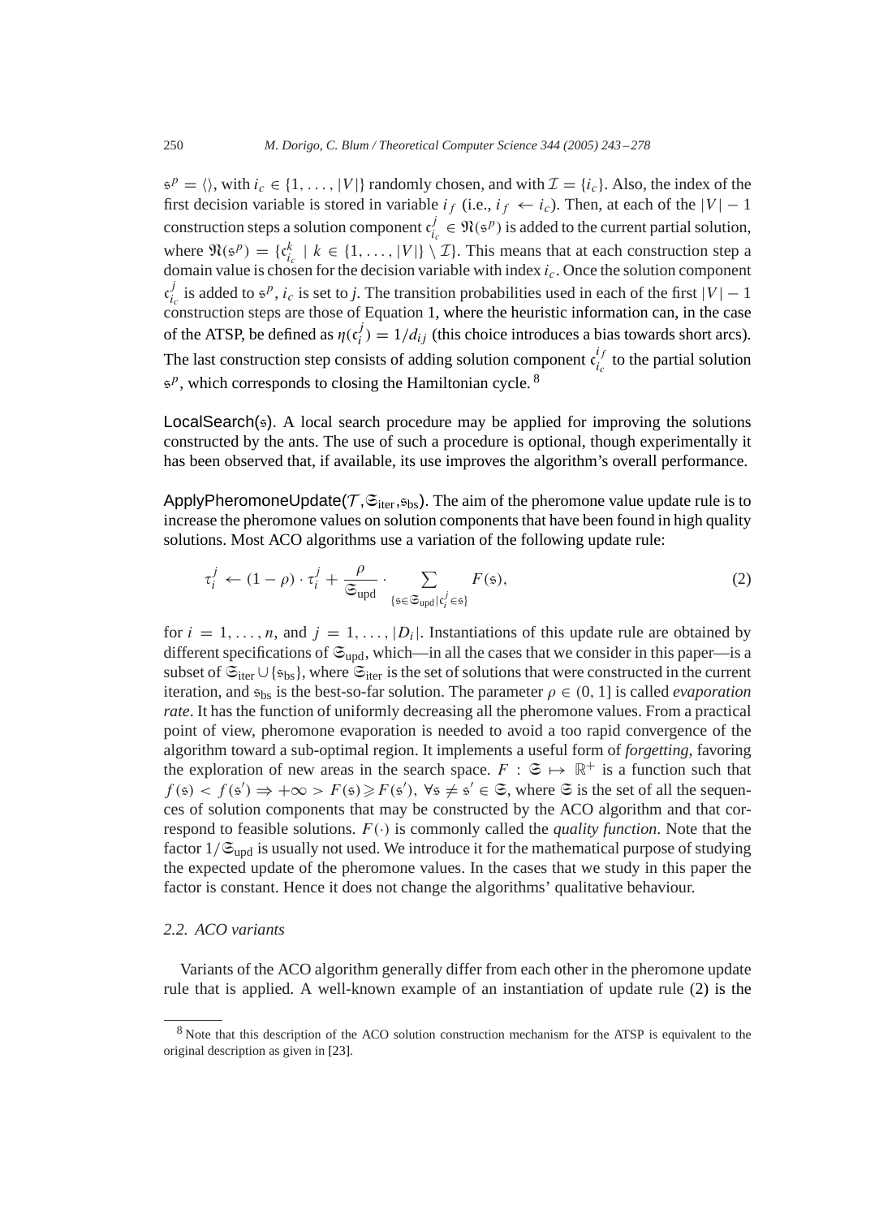$\mathfrak{s}^p = \langle\rangle$, with $i_c \in \{1, \ldots, |V|\}$ randomly chosen, and with $\mathcal{I} = \{i_c\}$. Also, the index of the first decision variable is stored in variable $i_f$ (i.e., $i_f \leftarrow i_c$). Then, at each of the $|V| - 1$ construction steps a solution component $\mathfrak{c}_{i_c}^j \in \mathfrak{N}(\mathfrak{s}^p)$ is added to the current partial solution, where $\mathfrak{N}(\mathfrak{s}^p) = \{\mathfrak{c}_{i_c}^k \mid k \in \{1, \ldots, |V|\} \setminus \mathcal{I}\}$. This means that at each construction step a domain value is chosen for the decision variable with index $i_c$. Once the solution component $\mathfrak{c}_{i_c}^j$ is added to $\mathfrak{s}^p$, $i_c$ is set to $j$. The transition probabilities used in each of the first $|V| - 1$ construction steps are those of Equation 1, where the heuristic information can, in the case of the ATSP, be defined as $\eta(\mathfrak{c}_i^j) = 1/d_{ij}$ (this choice introduces a bias towards short arcs). The last construction step consists of adding solution component $\mathfrak{c}_{i_c}^{i_f}$ to the partial solution $\mathfrak{s}^p$, which corresponds to closing the Hamiltonian cycle. [8]

LocalSearch($\mathfrak{s}$). A local search procedure may be applied for improving the solutions constructed by the ants. The use of such a procedure is optional, though experimentally it has been observed that, if available, its use improves the algorithm's overall performance.

ApplyPheromoneUpdate($\mathcal{T}$,$\mathfrak{S}_{\text{iter}}$,$\mathfrak{s}_{\text{bs}}$). The aim of the pheromone value update rule is to increase the pheromone values on solution components that have been found in high quality solutions. Most ACO algorithms use a variation of the following update rule:

$$\tau_i^j \leftarrow (1 - \rho) \cdot \tau_i^j + \frac{\rho}{\mathfrak{S}_{\text{upd}}} \cdot \sum_{\{\mathfrak{s} \in \mathfrak{S}_{\text{upd}} \mid \mathfrak{c}_i^j \in \mathfrak{s}\}} F(\mathfrak{s}), \tag{2}$$

for $i = 1, \ldots, n$, and $j = 1, \ldots, |D_i|$. Instantiations of this update rule are obtained by different specifications of $\mathfrak{S}_{\text{upd}}$, which—in all the cases that we consider in this paper—is a subset of $\mathfrak{S}_{\text{iter}} \cup \{\mathfrak{s}_{\text{bs}}\}$, where $\mathfrak{S}_{\text{iter}}$ is the set of solutions that were constructed in the current iteration, and $\mathfrak{s}_{\text{bs}}$ is the best-so-far solution. The parameter $\rho \in (0, 1]$ is called *evaporation rate*. It has the function of uniformly decreasing all the pheromone values. From a practical point of view, pheromone evaporation is needed to avoid a too rapid convergence of the algorithm toward a sub-optimal region. It implements a useful form of *forgetting*, favoring the exploration of new areas in the search space. $F : \mathfrak{S} \mapsto \mathbb{R}^+$ is a function such that $f(\mathfrak{s}) < f(\mathfrak{s}') \Rightarrow +\infty > F(\mathfrak{s}) \geqslant F(\mathfrak{s}')$, $\forall \mathfrak{s} \neq \mathfrak{s}' \in \mathfrak{S}$, where $\mathfrak{S}$ is the set of all the sequences of solution components that may be constructed by the ACO algorithm and that correspond to feasible solutions. $F(\cdot)$ is commonly called the *quality function*. Note that the factor $1/\mathfrak{S}_{\text{upd}}$ is usually not used. We introduce it for the mathematical purpose of studying the expected update of the pheromone values. In the cases that we study in this paper the factor is constant. Hence it does not change the algorithms' qualitative behaviour.

### *2.2. ACO variants*

Variants of the ACO algorithm generally differ from each other in the pheromone update rule that is applied. A well-known example of an instantiation of update rule (2) is the

[8] Note that this description of the ACO solution construction mechanism for the ATSP is equivalent to the original description as given in [23].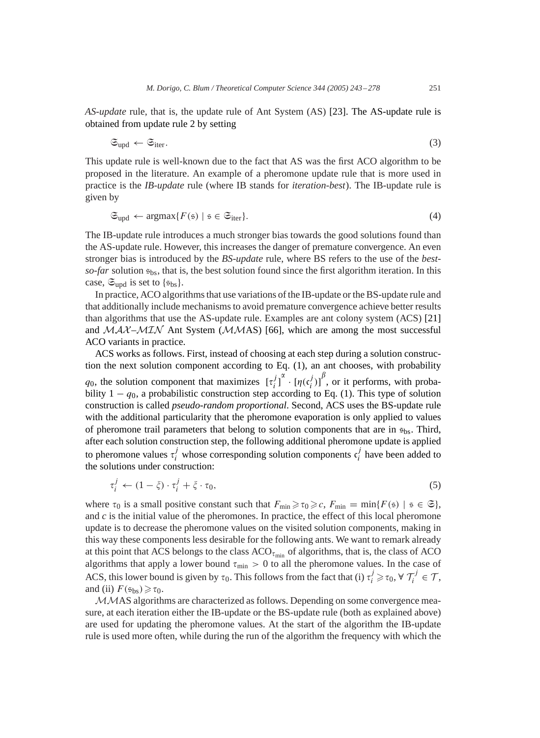*AS-update* rule, that is, the update rule of Ant System (AS) [23]. The AS-update rule is obtained from update rule 2 by setting

$$\mathfrak{S}_{\text{upd}} \leftarrow \mathfrak{S}_{\text{iter}}. \tag{3}$$

This update rule is well-known due to the fact that AS was the first ACO algorithm to be proposed in the literature. An example of a pheromone update rule that is more used in practice is the *IB-update* rule (where IB stands for *iteration-best*). The IB-update rule is given by

$$\mathfrak{S}_{\text{upd}} \leftarrow \operatorname{argmax}\{F(\mathfrak{s}) \mid \mathfrak{s} \in \mathfrak{S}_{\text{iter}}\}. \tag{4}$$

The IB-update rule introduces a much stronger bias towards the good solutions found than the AS-update rule. However, this increases the danger of premature convergence. An even stronger bias is introduced by the *BS-update* rule, where BS refers to the use of the *best-so-far* solution $\mathfrak{s}_{\text{bs}}$, that is, the best solution found since the first algorithm iteration. In this case, $\mathfrak{S}_{\text{upd}}$ is set to $\{\mathfrak{s}_{\text{bs}}\}$.

In practice, ACO algorithms that use variations of the IB-update or the BS-update rule and that additionally include mechanisms to avoid premature convergence achieve better results than algorithms that use the AS-update rule. Examples are ant colony system (ACS) [21] and $\mathcal{MAX}$–$\mathcal{MIN}$ Ant System ($\mathcal{MM}$AS) [66], which are among the most successful ACO variants in practice.

ACS works as follows. First, instead of choosing at each step during a solution construction the next solution component according to Eq. (1), an ant chooses, with probability $q_0$, the solution component that maximizes $[\tau_i^j]^\alpha \cdot [\eta(\mathrm{c}_i^j)]^\beta$, or it performs, with probability $1 - q_0$, a probabilistic construction step according to Eq. (1). This type of solution construction is called *pseudo-random proportional*. Second, ACS uses the BS-update rule with the additional particularity that the pheromone evaporation is only applied to values of pheromone trail parameters that belong to solution components that are in $\mathfrak{s}_{\text{bs}}$. Third, after each solution construction step, the following additional pheromone update is applied to pheromone values $\tau_i^j$ whose corresponding solution components $\mathrm{c}_i^j$ have been added to the solutions under construction:

$$\tau_i^j \leftarrow (1 - \xi) \cdot \tau_i^j + \xi \cdot \tau_0, \tag{5}$$

where $\tau_0$ is a small positive constant such that $F_{\min} \geqslant \tau_0 \geqslant c$, $F_{\min} = \min\{F(\mathfrak{s}) \mid \mathfrak{s} \in \mathfrak{S}\}$, and $c$ is the initial value of the pheromones. In practice, the effect of this local pheromone update is to decrease the pheromone values on the visited solution components, making in this way these components less desirable for the following ants. We want to remark already at this point that ACS belongs to the class $\text{ACO}_{\tau_{\min}}$ of algorithms, that is, the class of ACO algorithms that apply a lower bound $\tau_{\min} > 0$ to all the pheromone values. In the case of ACS, this lower bound is given by $\tau_0$. This follows from the fact that (i) $\tau_i^j \geqslant \tau_0, \forall\, \mathcal{T}_i^j \in \mathcal{T}$, and (ii) $F(\mathfrak{s}_{\text{bs}}) \geqslant \tau_0$.

$\mathcal{MM}$AS algorithms are characterized as follows. Depending on some convergence measure, at each iteration either the IB-update or the BS-update rule (both as explained above) are used for updating the pheromone values. At the start of the algorithm the IB-update rule is used more often, while during the run of the algorithm the frequency with which the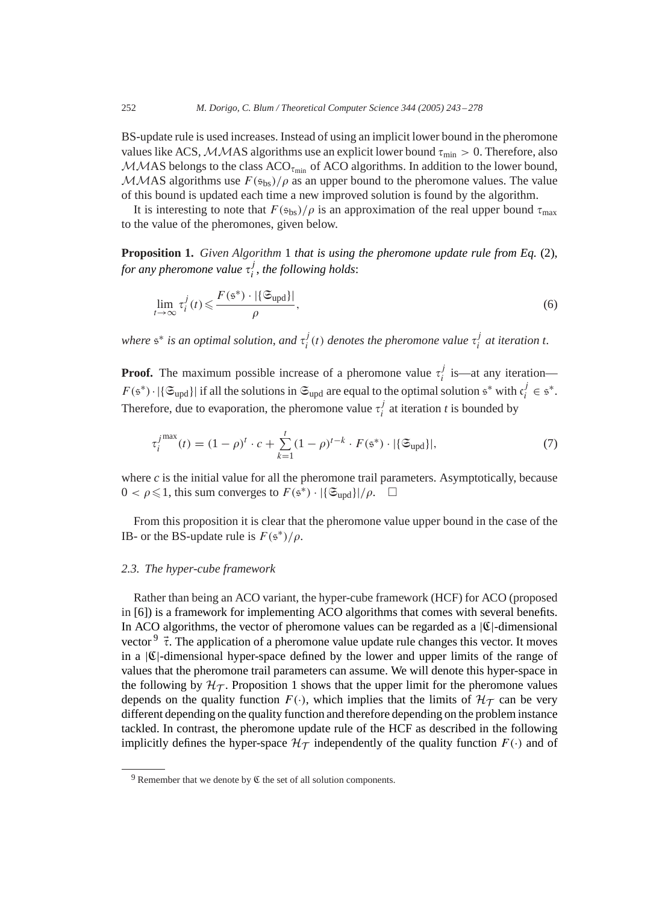BS-update rule is used increases. Instead of using an implicit lower bound in the pheromone values like ACS, $\mathcal{MM}$AS algorithms use an explicit lower bound $\tau_{\min} > 0$. Therefore, also $\mathcal{MM}$AS belongs to the class $\text{ACO}_{\tau_{\min}}$ of ACO algorithms. In addition to the lower bound, $\mathcal{MM}$AS algorithms use $F(\mathfrak{s}_{\text{bs}})/\rho$ as an upper bound to the pheromone values. The value of this bound is updated each time a new improved solution is found by the algorithm.

It is interesting to note that $F(\mathfrak{s}_{\text{bs}})/\rho$ is an approximation of the real upper bound $\tau_{\max}$ to the value of the pheromones, given below.

**Proposition 1.** *Given Algorithm* 1 *that is using the pheromone update rule from Eq.* (2), *for any pheromone value* $\tau_i^j$, *the following holds*:

$$\lim_{t\to\infty} \tau_i^j(t) \leqslant \frac{F(\mathfrak{s}^*) \cdot |\{\mathfrak{S}_{\text{upd}}\}|}{\rho}, \tag{6}$$

*where* $\mathfrak{s}^*$ *is an optimal solution, and* $\tau_i^j(t)$ *denotes the pheromone value* $\tau_i^j$ *at iteration* $t$.

**Proof.** The maximum possible increase of a pheromone value $\tau_i^j$ is—at any iteration—$F(\mathfrak{s}^*) \cdot |\{\mathfrak{S}_{\text{upd}}\}|$ if all the solutions in $\mathfrak{S}_{\text{upd}}$ are equal to the optimal solution $\mathfrak{s}^*$ with $\mathfrak{c}_i^j \in \mathfrak{s}^*$. Therefore, due to evaporation, the pheromone value $\tau_i^j$ at iteration $t$ is bounded by

$$\tau_i^{j\,\max}(t) = (1-\rho)^t \cdot c + \sum_{k=1}^{t} (1-\rho)^{t-k} \cdot F(\mathfrak{s}^*) \cdot |\{\mathfrak{S}_{\text{upd}}\}|, \tag{7}$$

where $c$ is the initial value for all the pheromone trail parameters. Asymptotically, because $0 < \rho \leqslant 1$, this sum converges to $F(\mathfrak{s}^*) \cdot |\{\mathfrak{S}_{\text{upd}}\}|/\rho$. $\square$

From this proposition it is clear that the pheromone value upper bound in the case of the IB- or the BS-update rule is $F(\mathfrak{s}^*)/\rho$.

### 2.3. The hyper-cube framework

Rather than being an ACO variant, the hyper-cube framework (HCF) for ACO (proposed in [6]) is a framework for implementing ACO algorithms that comes with several benefits. In ACO algorithms, the vector of pheromone values can be regarded as a $|\mathfrak{C}|$-dimensional vector[9] $\vec{\tau}$. The application of a pheromone value update rule changes this vector. It moves in a $|\mathfrak{C}|$-dimensional hyper-space defined by the lower and upper limits of the range of values that the pheromone trail parameters can assume. We will denote this hyper-space in the following by $\mathcal{H}_{\mathcal{T}}$. Proposition 1 shows that the upper limit for the pheromone values depends on the quality function $F(\cdot)$, which implies that the limits of $\mathcal{H}_{\mathcal{T}}$ can be very different depending on the quality function and therefore depending on the problem instance tackled. In contrast, the pheromone update rule of the HCF as described in the following implicitly defines the hyper-space $\mathcal{H}_{\mathcal{T}}$ independently of the quality function $F(\cdot)$ and of

[9] Remember that we denote by $\mathfrak{C}$ the set of all solution components.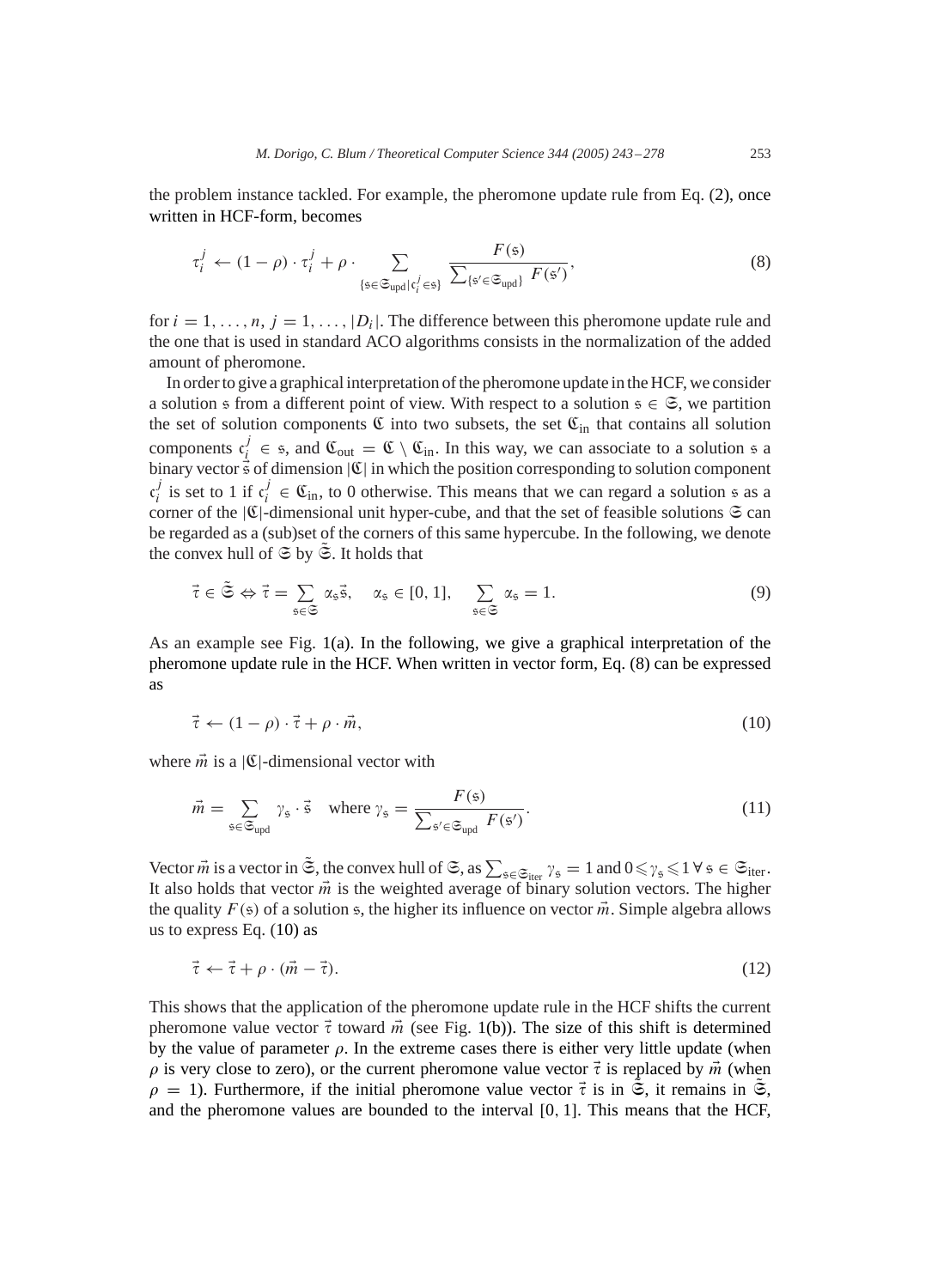the problem instance tackled. For example, the pheromone update rule from Eq. (2), once written in HCF-form, becomes

$$\tau_i^j \leftarrow (1-\rho) \cdot \tau_i^j + \rho \cdot \sum_{\{\mathfrak{s} \in \mathfrak{S}_{\text{upd}} | \mathfrak{c}_i^j \in \mathfrak{s}\}} \frac{F(\mathfrak{s})}{\sum_{\{\mathfrak{s}' \in \mathfrak{S}_{\text{upd}}\}} F(\mathfrak{s}')}, \tag{8}$$

for $i = 1, \ldots, n$, $j = 1, \ldots, |D_i|$. The difference between this pheromone update rule and the one that is used in standard ACO algorithms consists in the normalization of the added amount of pheromone.

In order to give a graphical interpretation of the pheromone update in the HCF, we consider a solution $\mathfrak{s}$ from a different point of view. With respect to a solution $\mathfrak{s} \in \mathfrak{S}$, we partition the set of solution components $\mathfrak{C}$ into two subsets, the set $\mathfrak{C}_{\text{in}}$ that contains all solution components $\mathfrak{c}_i^j \in \mathfrak{s}$, and $\mathfrak{C}_{\text{out}} = \mathfrak{C} \setminus \mathfrak{C}_{\text{in}}$. In this way, we can associate to a solution $\mathfrak{s}$ a binary vector $\vec{\mathfrak{s}}$ of dimension $|\mathfrak{C}|$ in which the position corresponding to solution component $\mathfrak{c}_i^j$ is set to 1 if $\mathfrak{c}_i^j \in \mathfrak{C}_{\text{in}}$, to 0 otherwise. This means that we can regard a solution $\mathfrak{s}$ as a corner of the $|\mathfrak{C}|$-dimensional unit hyper-cube, and that the set of feasible solutions $\mathfrak{S}$ can be regarded as a (sub)set of the corners of this same hypercube. In the following, we denote the convex hull of $\mathfrak{S}$ by $\tilde{\mathfrak{S}}$. It holds that

$$\vec{\tau} \in \tilde{\mathfrak{S}} \Leftrightarrow \vec{\tau} = \sum_{\mathfrak{s} \in \mathfrak{S}} \alpha_{\mathfrak{s}} \vec{\mathfrak{s}}, \quad \alpha_{\mathfrak{s}} \in [0,1], \quad \sum_{\mathfrak{s} \in \mathfrak{S}} \alpha_{\mathfrak{s}} = 1. \tag{9}$$

As an example see Fig. 1(a). In the following, we give a graphical interpretation of the pheromone update rule in the HCF. When written in vector form, Eq. (8) can be expressed as

$$\vec{\tau} \leftarrow (1-\rho) \cdot \vec{\tau} + \rho \cdot \vec{m}, \tag{10}$$

where $\vec{m}$ is a $|\mathfrak{C}|$-dimensional vector with

$$\vec{m} = \sum_{\mathfrak{s} \in \mathfrak{S}_{\text{upd}}} \gamma_{\mathfrak{s}} \cdot \vec{\mathfrak{s}} \quad \text{where } \gamma_{\mathfrak{s}} = \frac{F(\mathfrak{s})}{\sum_{\mathfrak{s}' \in \mathfrak{S}_{\text{upd}}} F(\mathfrak{s}')}. \tag{11}$$

Vector $\vec{m}$ is a vector in $\tilde{\mathfrak{S}}$, the convex hull of $\mathfrak{S}$, as $\sum_{\mathfrak{s} \in \mathfrak{S}_{\text{iter}}} \gamma_{\mathfrak{s}} = 1$ and $0 \leqslant \gamma_{\mathfrak{s}} \leqslant 1 \; \forall \, \mathfrak{s} \in \mathfrak{S}_{\text{iter}}$. It also holds that vector $\vec{m}$ is the weighted average of binary solution vectors. The higher the quality $F(\mathfrak{s})$ of a solution $\mathfrak{s}$, the higher its influence on vector $\vec{m}$. Simple algebra allows us to express Eq. (10) as

$$\vec{\tau} \leftarrow \vec{\tau} + \rho \cdot (\vec{m} - \vec{\tau}). \tag{12}$$

This shows that the application of the pheromone update rule in the HCF shifts the current pheromone value vector $\vec{\tau}$ toward $\vec{m}$ (see Fig. 1(b)). The size of this shift is determined by the value of parameter $\rho$. In the extreme cases there is either very little update (when $\rho$ is very close to zero), or the current pheromone value vector $\vec{\tau}$ is replaced by $\vec{m}$ (when $\rho = 1$). Furthermore, if the initial pheromone value vector $\vec{\tau}$ is in $\tilde{\mathfrak{S}}$, it remains in $\tilde{\mathfrak{S}}$, and the pheromone values are bounded to the interval $[0, 1]$. This means that the HCF,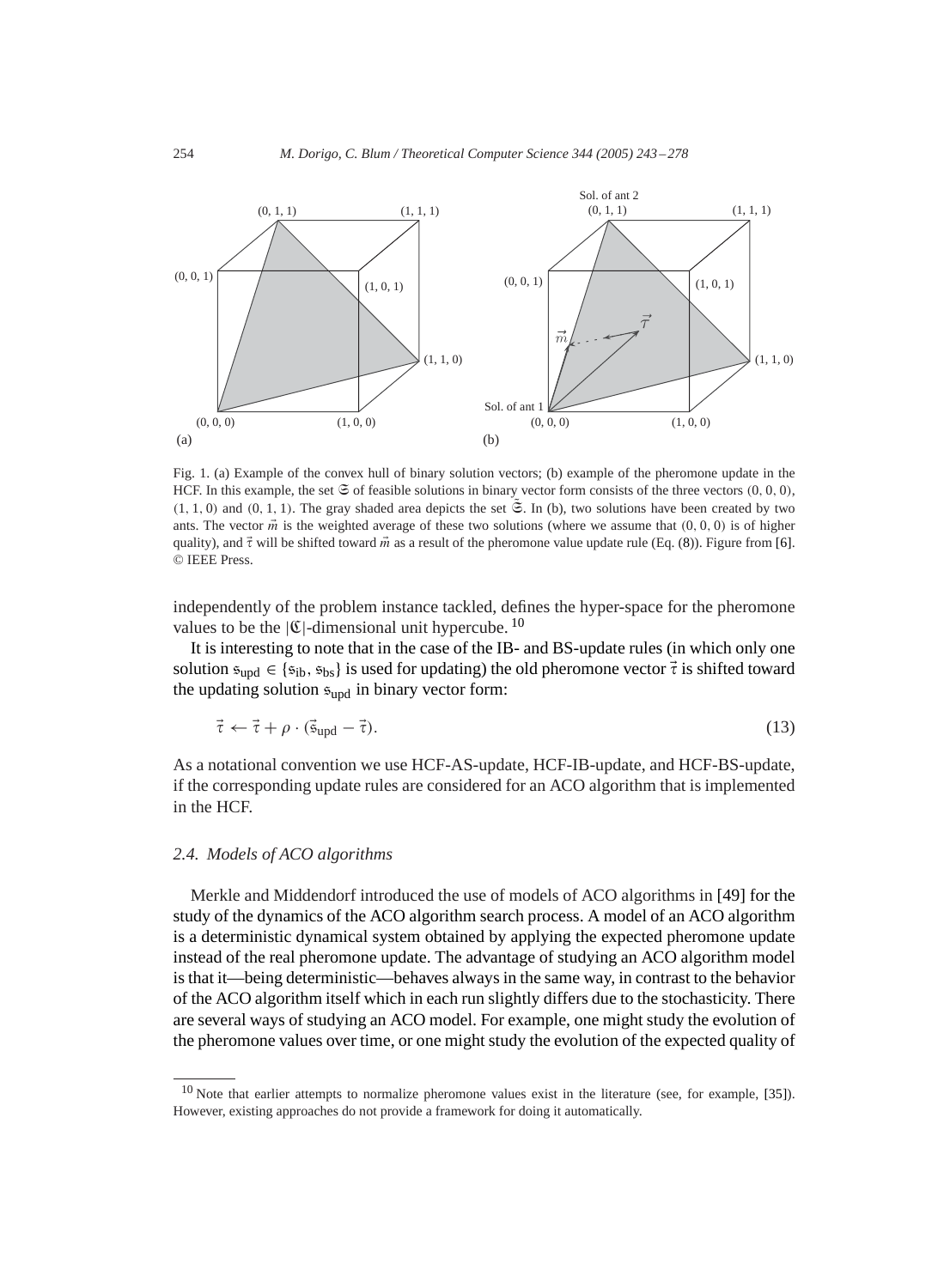(0, 1, 1)
(1, 1, 1)
(0, 0, 1)
(1, 0, 1)
(1, 1, 0)
(0, 0, 0)
(1, 0, 0)
(a)

Sol. of ant 2
(0, 1, 1)
(1, 1, 1)
(0, 0, 1)
(1, 0, 1)
$\vec{m}$
$\vec{\tau}$
(1, 1, 0)
Sol. of ant 1
(0, 0, 0)
(1, 0, 0)
(b)

Fig. 1. (a) Example of the convex hull of binary solution vectors; (b) example of the pheromone update in the HCF. In this example, the set $\mathfrak{S}$ of feasible solutions in binary vector form consists of the three vectors $(0, 0, 0)$, $(1, 1, 0)$ and $(0, 1, 1)$. The gray shaded area depicts the set $\tilde{\mathfrak{S}}$. In (b), two solutions have been created by two ants. The vector $\vec{m}$ is the weighted average of these two solutions (where we assume that $(0, 0, 0)$ is of higher quality), and $\vec{\tau}$ will be shifted toward $\vec{m}$ as a result of the pheromone value update rule (Eq. (8)). Figure from [6]. © IEEE Press.

independently of the problem instance tackled, defines the hyper-space for the pheromone values to be the $|\mathfrak{C}|$-dimensional unit hypercube. [10]

It is interesting to note that in the case of the IB- and BS-update rules (in which only one solution $\mathfrak{s}_{\text{upd}} \in \{\mathfrak{s}_{\text{ib}}, \mathfrak{s}_{\text{bs}}\}$ is used for updating) the old pheromone vector $\vec{\tau}$ is shifted toward the updating solution $\mathfrak{s}_{\text{upd}}$ in binary vector form:

$$\vec{\tau} \leftarrow \vec{\tau} + \rho \cdot (\vec{\mathfrak{s}}_{\text{upd}} - \vec{\tau}). \tag{13}$$

As a notational convention we use HCF-AS-update, HCF-IB-update, and HCF-BS-update, if the corresponding update rules are considered for an ACO algorithm that is implemented in the HCF.

### 2.4. Models of ACO algorithms

Merkle and Middendorf introduced the use of models of ACO algorithms in [49] for the study of the dynamics of the ACO algorithm search process. A model of an ACO algorithm is a deterministic dynamical system obtained by applying the expected pheromone update instead of the real pheromone update. The advantage of studying an ACO algorithm model is that it—being deterministic—behaves always in the same way, in contrast to the behavior of the ACO algorithm itself which in each run slightly differs due to the stochasticity. There are several ways of studying an ACO model. For example, one might study the evolution of the pheromone values over time, or one might study the evolution of the expected quality of

[10] Note that earlier attempts to normalize pheromone values exist in the literature (see, for example, [35]). However, existing approaches do not provide a framework for doing it automatically.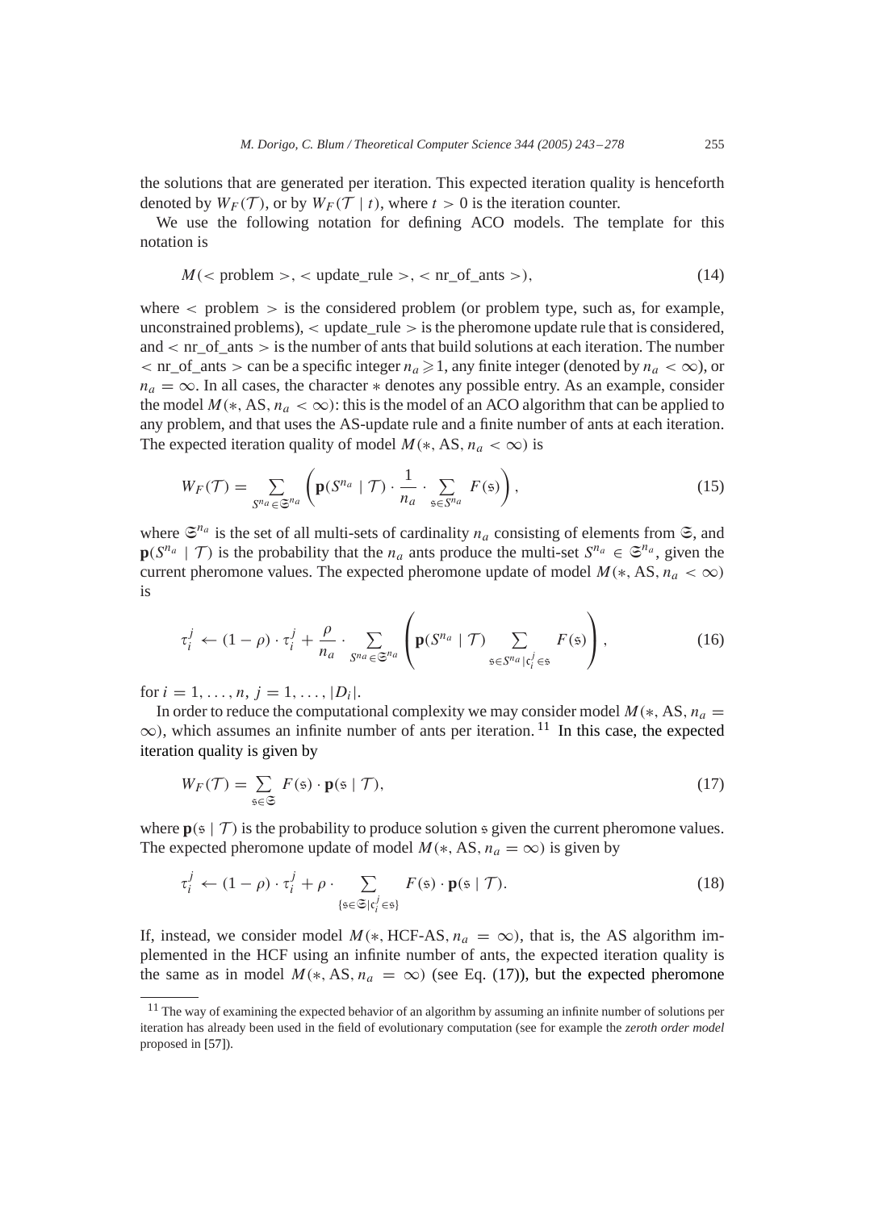the solutions that are generated per iteration. This expected iteration quality is henceforth denoted by $W_F(\mathcal{T})$, or by $W_F(\mathcal{T} \mid t)$, where $t > 0$ is the iteration counter.

We use the following notation for defining ACO models. The template for this notation is

$$M(< \text{problem} >, < \text{update\_rule} >, < \text{nr\_of\_ants} >), \tag{14}$$

where $<$ problem $>$ is the considered problem (or problem type, such as, for example, unconstrained problems), $<$ update_rule $>$ is the pheromone update rule that is considered, and $<$ nr_of_ants $>$ is the number of ants that build solutions at each iteration. The number $<$ nr_of_ants $>$ can be a specific integer $n_a \geqslant 1$, any finite integer (denoted by $n_a < \infty$), or $n_a = \infty$. In all cases, the character $*$ denotes any possible entry. As an example, consider the model $M(*, \text{AS}, n_a < \infty)$: this is the model of an ACO algorithm that can be applied to any problem, and that uses the AS-update rule and a finite number of ants at each iteration. The expected iteration quality of model $M(*, \text{AS}, n_a < \infty)$ is

$$W_F(\mathcal{T}) = \sum_{S^{n_a} \in \mathfrak{S}^{n_a}} \left( \mathbf{p}(S^{n_a} \mid \mathcal{T}) \cdot \frac{1}{n_a} \cdot \sum_{\mathfrak{s} \in S^{n_a}} F(\mathfrak{s}) \right), \tag{15}$$

where $\mathfrak{S}^{n_a}$ is the set of all multi-sets of cardinality $n_a$ consisting of elements from $\mathfrak{S}$, and $\mathbf{p}(S^{n_a} \mid \mathcal{T})$ is the probability that the $n_a$ ants produce the multi-set $S^{n_a} \in \mathfrak{S}^{n_a}$, given the current pheromone values. The expected pheromone update of model $M(*, \text{AS}, n_a < \infty)$ is

$$\tau_i^j \leftarrow (1 - \rho) \cdot \tau_i^j + \frac{\rho}{n_a} \cdot \sum_{S^{n_a} \in \mathfrak{S}^{n_a}} \left( \mathbf{p}(S^{n_a} \mid \mathcal{T}) \sum_{\mathfrak{s} \in S^{n_a} \mid \mathfrak{c}_i^j \in \mathfrak{s}} F(\mathfrak{s}) \right), \tag{16}$$

for $i = 1, \ldots, n$, $j = 1, \ldots, |D_i|$.

In order to reduce the computational complexity we may consider model $M(*, \text{AS}, n_a = \infty)$, which assumes an infinite number of ants per iteration.[11] In this case, the expected iteration quality is given by

$$W_F(\mathcal{T}) = \sum_{\mathfrak{s} \in \mathfrak{S}} F(\mathfrak{s}) \cdot \mathbf{p}(\mathfrak{s} \mid \mathcal{T}), \tag{17}$$

where $\mathbf{p}(\mathfrak{s} \mid \mathcal{T})$ is the probability to produce solution $\mathfrak{s}$ given the current pheromone values. The expected pheromone update of model $M(*, \text{AS}, n_a = \infty)$ is given by

$$\tau_i^j \leftarrow (1 - \rho) \cdot \tau_i^j + \rho \cdot \sum_{\{\mathfrak{s} \in \mathfrak{S} \mid \mathfrak{c}_i^j \in \mathfrak{s}\}} F(\mathfrak{s}) \cdot \mathbf{p}(\mathfrak{s} \mid \mathcal{T}). \tag{18}$$

If, instead, we consider model $M(*, \text{HCF-AS}, n_a = \infty)$, that is, the AS algorithm implemented in the HCF using an infinite number of ants, the expected iteration quality is the same as in model $M(*, \text{AS}, n_a = \infty)$ (see Eq. (17)), but the expected pheromone

[11] The way of examining the expected behavior of an algorithm by assuming an infinite number of solutions per iteration has already been used in the field of evolutionary computation (see for example the *zeroth order model* proposed in [57]).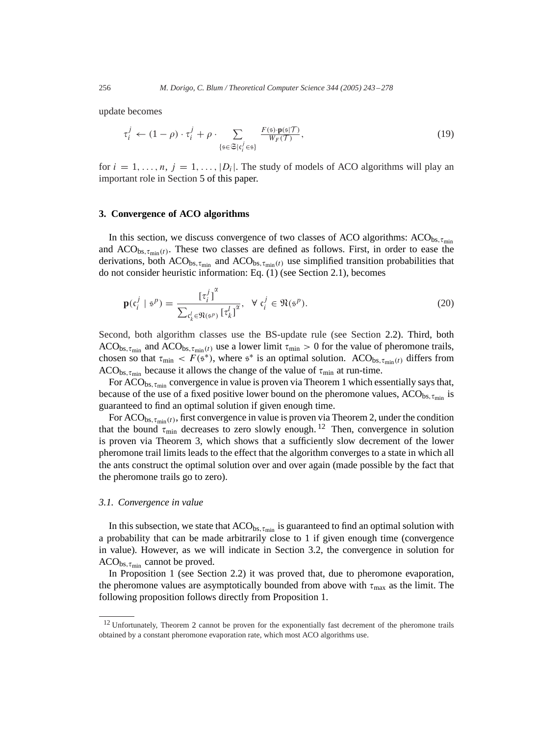update becomes

$$\tau_i^j \leftarrow (1-\rho)\cdot\tau_i^j + \rho\cdot\sum_{\{\mathfrak{s}\in\mathfrak{S}\mid\mathfrak{c}_i^j\in\mathfrak{s}\}}\frac{F(\mathfrak{s})\cdot\mathbf{p}(\mathfrak{s}\mid\mathcal{T})}{W_F(\mathcal{T})},\tag{19}$$

for $i = 1,\ldots,n$, $j = 1,\ldots,|D_i|$. The study of models of ACO algorithms will play an important role in Section 5 of this paper.

## 3. Convergence of ACO algorithms

In this section, we discuss convergence of two classes of ACO algorithms: $\mathrm{ACO}_{\mathrm{bs},\tau_{\min}}$ and $\mathrm{ACO}_{\mathrm{bs},\tau_{\min}(t)}$. These two classes are defined as follows. First, in order to ease the derivations, both $\mathrm{ACO}_{\mathrm{bs},\tau_{\min}}$ and $\mathrm{ACO}_{\mathrm{bs},\tau_{\min}(t)}$ use simplified transition probabilities that do not consider heuristic information: Eq. (1) (see Section 2.1), becomes

$$\mathbf{p}(\mathfrak{c}_i^j \mid \mathfrak{s}^p) = \frac{[\tau_i^j]^\alpha}{\sum_{\mathfrak{c}_k^l\in\mathfrak{N}(\mathfrak{s}^p)}[\tau_k^l]^\alpha},\quad \forall\ \mathfrak{c}_i^j\in\mathfrak{N}(\mathfrak{s}^p).\tag{20}$$

Second, both algorithm classes use the BS-update rule (see Section 2.2). Third, both $\mathrm{ACO}_{\mathrm{bs},\tau_{\min}}$ and $\mathrm{ACO}_{\mathrm{bs},\tau_{\min}(t)}$ use a lower limit $\tau_{\min} > 0$ for the value of pheromone trails, chosen so that $\tau_{\min} < F(\mathfrak{s}^*)$, where $\mathfrak{s}^*$ is an optimal solution. $\mathrm{ACO}_{\mathrm{bs},\tau_{\min}(t)}$ differs from $\mathrm{ACO}_{\mathrm{bs},\tau_{\min}}$ because it allows the change of the value of $\tau_{\min}$ at run-time.

For $\mathrm{ACO}_{\mathrm{bs},\tau_{\min}}$ convergence in value is proven via Theorem 1 which essentially says that, because of the use of a fixed positive lower bound on the pheromone values, $\mathrm{ACO}_{\mathrm{bs},\tau_{\min}}$ is guaranteed to find an optimal solution if given enough time.

For $\mathrm{ACO}_{\mathrm{bs},\tau_{\min}(t)}$, first convergence in value is proven via Theorem 2, under the condition that the bound $\tau_{\min}$ decreases to zero slowly enough.[12] Then, convergence in solution is proven via Theorem 3, which shows that a sufficiently slow decrement of the lower pheromone trail limits leads to the effect that the algorithm converges to a state in which all the ants construct the optimal solution over and over again (made possible by the fact that the pheromone trails go to zero).

### 3.1. Convergence in value

In this subsection, we state that $\mathrm{ACO}_{\mathrm{bs},\tau_{\min}}$ is guaranteed to find an optimal solution with a probability that can be made arbitrarily close to 1 if given enough time (convergence in value). However, as we will indicate in Section 3.2, the convergence in solution for $\mathrm{ACO}_{\mathrm{bs},\tau_{\min}}$ cannot be proved.

In Proposition 1 (see Section 2.2) it was proved that, due to pheromone evaporation, the pheromone values are asymptotically bounded from above with $\tau_{\max}$ as the limit. The following proposition follows directly from Proposition 1.

[12] Unfortunately, Theorem 2 cannot be proven for the exponentially fast decrement of the pheromone trails obtained by a constant pheromone evaporation rate, which most ACO algorithms use.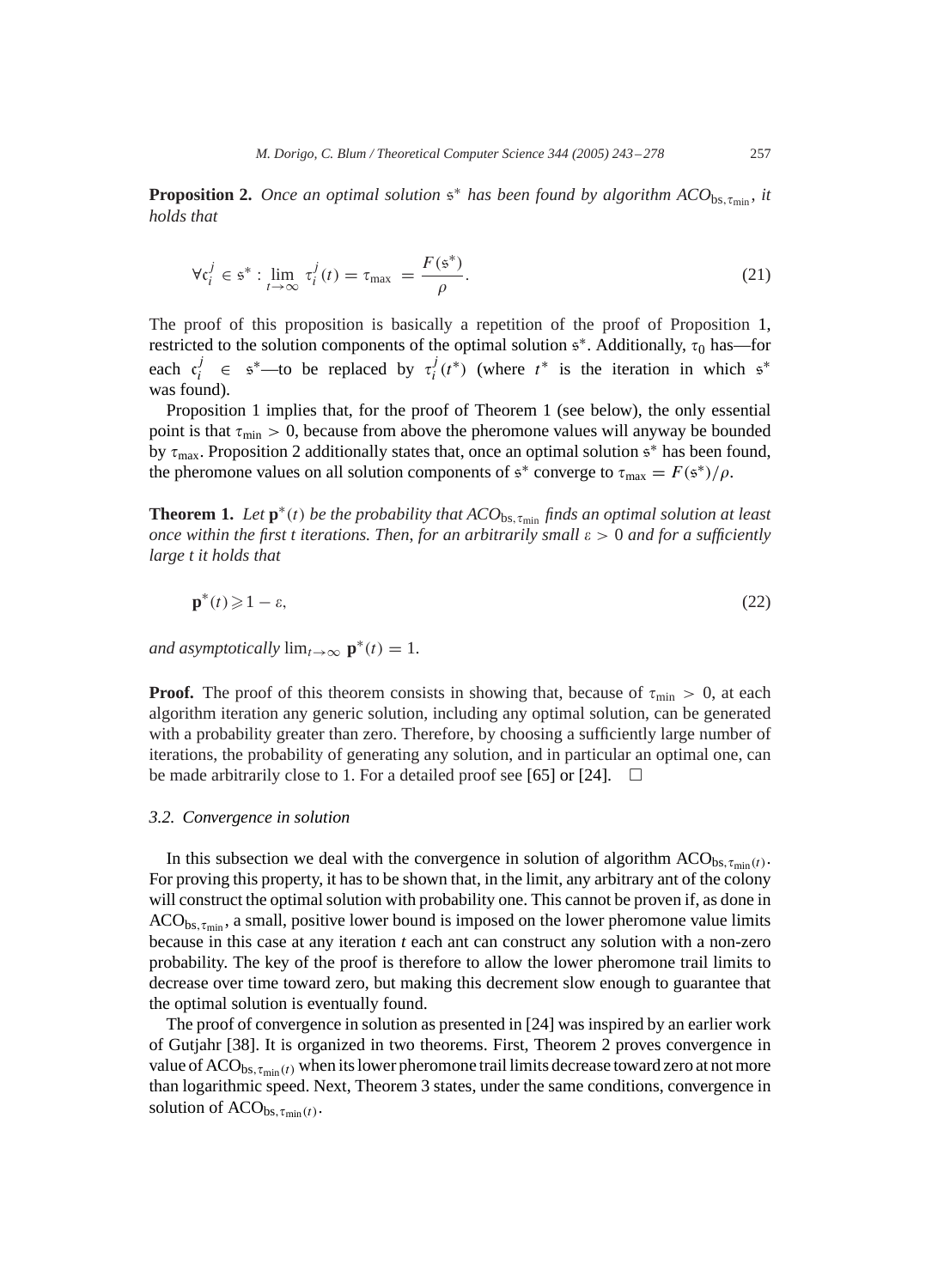**Proposition 2.** *Once an optimal solution $\mathfrak{s}^*$ has been found by algorithm $ACO_{\text{bs},\tau_{\min}}$, it holds that*

$$\forall \mathfrak{c}_i^j \in \mathfrak{s}^* : \lim_{t\to\infty} \tau_i^j(t) = \tau_{\max} = \frac{F(\mathfrak{s}^*)}{\rho}. \tag{21}$$

The proof of this proposition is basically a repetition of the proof of Proposition 1, restricted to the solution components of the optimal solution $\mathfrak{s}^*$. Additionally, $\tau_0$ has—for each $\mathfrak{c}_i^j \in \mathfrak{s}^*$—to be replaced by $\tau_i^j(t^*)$ (where $t^*$ is the iteration in which $\mathfrak{s}^*$ was found).

Proposition 1 implies that, for the proof of Theorem 1 (see below), the only essential point is that $\tau_{\min} > 0$, because from above the pheromone values will anyway be bounded by $\tau_{\max}$. Proposition 2 additionally states that, once an optimal solution $\mathfrak{s}^*$ has been found, the pheromone values on all solution components of $\mathfrak{s}^*$ converge to $\tau_{\max} = F(\mathfrak{s}^*)/\rho$.

**Theorem 1.** *Let $\mathbf{p}^*(t)$ be the probability that $ACO_{\text{bs},\tau_{\min}}$ finds an optimal solution at least once within the first t iterations. Then, for an arbitrarily small $\varepsilon > 0$ and for a sufficiently large t it holds that*

$$\mathbf{p}^*(t) \geqslant 1 - \varepsilon, \tag{22}$$

*and asymptotically* $\lim_{t\to\infty} \mathbf{p}^*(t) = 1$.

**Proof.** The proof of this theorem consists in showing that, because of $\tau_{\min} > 0$, at each algorithm iteration any generic solution, including any optimal solution, can be generated with a probability greater than zero. Therefore, by choosing a sufficiently large number of iterations, the probability of generating any solution, and in particular an optimal one, can be made arbitrarily close to 1. For a detailed proof see [65] or [24]. □

### *3.2. Convergence in solution*

In this subsection we deal with the convergence in solution of algorithm $\text{ACO}_{\text{bs},\tau_{\min}(t)}$. For proving this property, it has to be shown that, in the limit, any arbitrary ant of the colony will construct the optimal solution with probability one. This cannot be proven if, as done in $\text{ACO}_{\text{bs},\tau_{\min}}$, a small, positive lower bound is imposed on the lower pheromone value limits because in this case at any iteration $t$ each ant can construct any solution with a non-zero probability. The key of the proof is therefore to allow the lower pheromone trail limits to decrease over time toward zero, but making this decrement slow enough to guarantee that the optimal solution is eventually found.

The proof of convergence in solution as presented in [24] was inspired by an earlier work of Gutjahr [38]. It is organized in two theorems. First, Theorem 2 proves convergence in value of $\text{ACO}_{\text{bs},\tau_{\min}(t)}$ when its lower pheromone trail limits decrease toward zero at not more than logarithmic speed. Next, Theorem 3 states, under the same conditions, convergence in solution of $\text{ACO}_{\text{bs},\tau_{\min}(t)}$.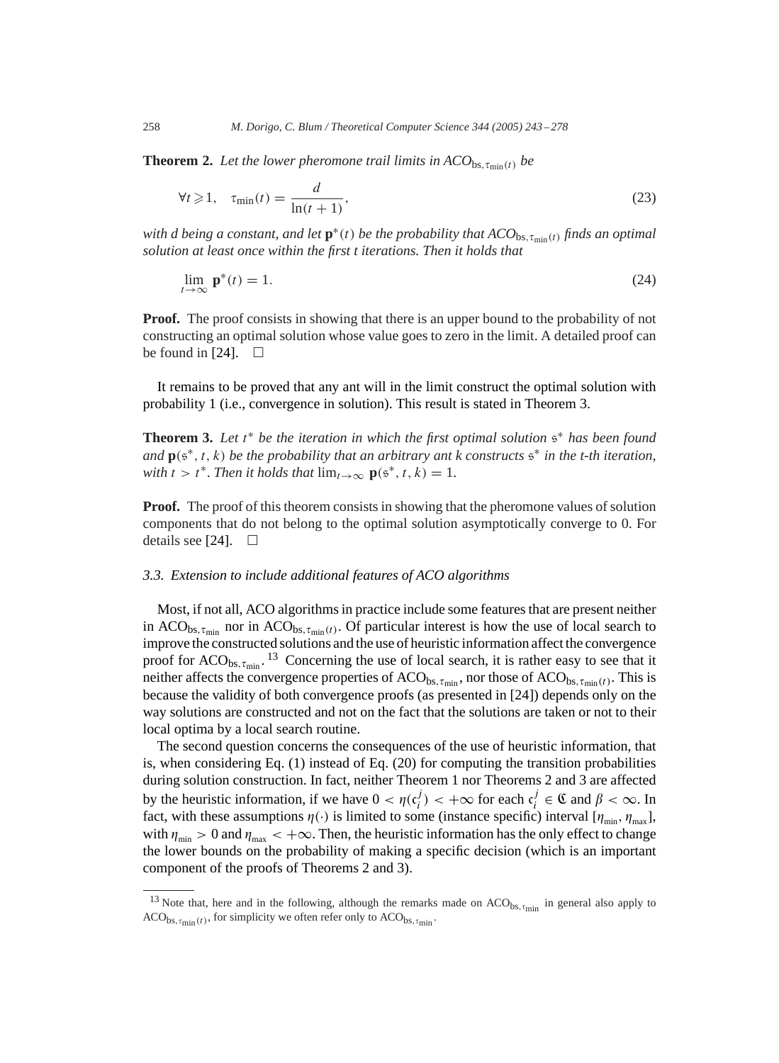**Theorem 2.** *Let the lower pheromone trail limits in* $ACO_{\text{bs},\tau_{\min}(t)}$ *be*

$$\forall t \geqslant 1, \quad \tau_{\min}(t) = \frac{d}{\ln(t+1)}, \tag{23}$$

*with d being a constant, and let* $\mathbf{p}^*(t)$ *be the probability that* $ACO_{\text{bs},\tau_{\min}(t)}$ *finds an optimal solution at least once within the first t iterations. Then it holds that*

$$\lim_{t\to\infty} \mathbf{p}^*(t) = 1. \tag{24}$$

**Proof.** The proof consists in showing that there is an upper bound to the probability of not constructing an optimal solution whose value goes to zero in the limit. A detailed proof can be found in [24]. $\square$

It remains to be proved that any ant will in the limit construct the optimal solution with probability 1 (i.e., convergence in solution). This result is stated in Theorem 3.

**Theorem 3.** *Let* $t^*$ *be the iteration in which the first optimal solution* $\mathfrak{s}^*$ *has been found and* $\mathbf{p}(\mathfrak{s}^*, t, k)$ *be the probability that an arbitrary ant k constructs* $\mathfrak{s}^*$ *in the t-th iteration, with* $t > t^*$. *Then it holds that* $\lim_{t\to\infty} \mathbf{p}(\mathfrak{s}^*, t, k) = 1$.

**Proof.** The proof of this theorem consists in showing that the pheromone values of solution components that do not belong to the optimal solution asymptotically converge to 0. For details see [24]. $\square$

### *3.3. Extension to include additional features of ACO algorithms*

Most, if not all, ACO algorithms in practice include some features that are present neither in $\text{ACO}_{\text{bs},\tau_{\min}}$ nor in $\text{ACO}_{\text{bs},\tau_{\min}(t)}$. Of particular interest is how the use of local search to improve the constructed solutions and the use of heuristic information affect the convergence proof for $\text{ACO}_{\text{bs},\tau_{\min}}$.[13] Concerning the use of local search, it is rather easy to see that it neither affects the convergence properties of $\text{ACO}_{\text{bs},\tau_{\min}}$, nor those of $\text{ACO}_{\text{bs},\tau_{\min}(t)}$. This is because the validity of both convergence proofs (as presented in [24]) depends only on the way solutions are constructed and not on the fact that the solutions are taken or not to their local optima by a local search routine.

The second question concerns the consequences of the use of heuristic information, that is, when considering Eq. (1) instead of Eq. (20) for computing the transition probabilities during solution construction. In fact, neither Theorem 1 nor Theorems 2 and 3 are affected by the heuristic information, if we have $0 < \eta(c_i^j) < +\infty$ for each $c_i^j \in \mathfrak{C}$ and $\beta < \infty$. In fact, with these assumptions $\eta(\cdot)$ is limited to some (instance specific) interval $[\eta_{\min}, \eta_{\max}]$, with $\eta_{\min} > 0$ and $\eta_{\max} < +\infty$. Then, the heuristic information has the only effect to change the lower bounds on the probability of making a specific decision (which is an important component of the proofs of Theorems 2 and 3).

[13] Note that, here and in the following, although the remarks made on $\text{ACO}_{\text{bs},\tau_{\min}}$ in general also apply to $\text{ACO}_{\text{bs},\tau_{\min}(t)}$, for simplicity we often refer only to $\text{ACO}_{\text{bs},\tau_{\min}}$.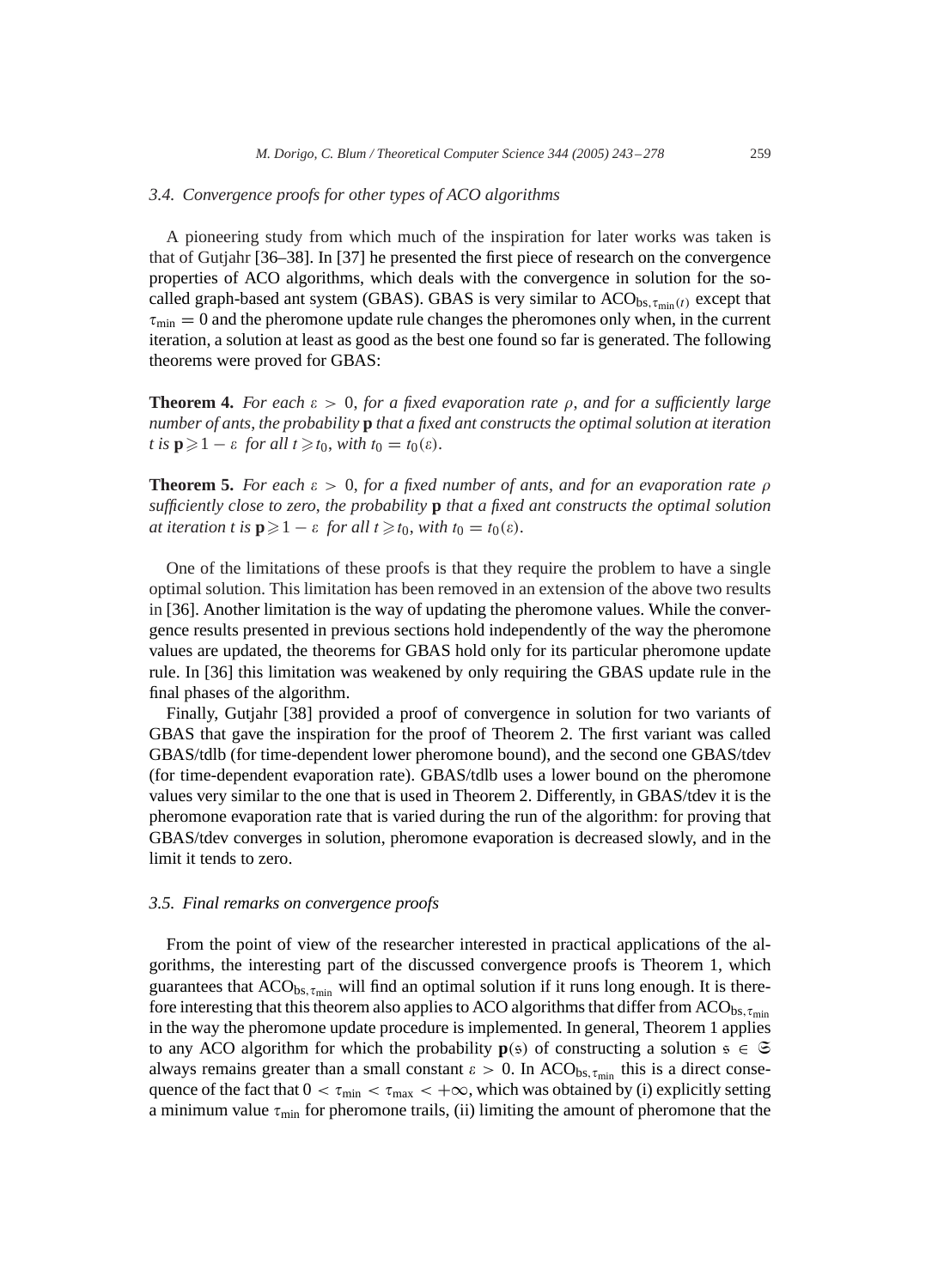### 3.4. Convergence proofs for other types of ACO algorithms

A pioneering study from which much of the inspiration for later works was taken is that of Gutjahr [36–38]. In [37] he presented the first piece of research on the convergence properties of ACO algorithms, which deals with the convergence in solution for the so-called graph-based ant system (GBAS). GBAS is very similar to $\mathrm{ACO}_{\mathrm{bs},\tau_{\min}(t)}$ except that $\tau_{\min} = 0$ and the pheromone update rule changes the pheromones only when, in the current iteration, a solution at least as good as the best one found so far is generated. The following theorems were proved for GBAS:

**Theorem 4.** *For each $\varepsilon > 0$, for a fixed evaporation rate $\rho$, and for a sufficiently large number of ants, the probability $\mathbf{p}$ that a fixed ant constructs the optimal solution at iteration $t$ is $\mathbf{p} \geqslant 1 - \varepsilon$ for all $t \geqslant t_0$, with $t_0 = t_0(\varepsilon)$.*

**Theorem 5.** *For each $\varepsilon > 0$, for a fixed number of ants, and for an evaporation rate $\rho$ sufficiently close to zero, the probability $\mathbf{p}$ that a fixed ant constructs the optimal solution at iteration $t$ is $\mathbf{p} \geqslant 1 - \varepsilon$ for all $t \geqslant t_0$, with $t_0 = t_0(\varepsilon)$.*

One of the limitations of these proofs is that they require the problem to have a single optimal solution. This limitation has been removed in an extension of the above two results in [36]. Another limitation is the way of updating the pheromone values. While the convergence results presented in previous sections hold independently of the way the pheromone values are updated, the theorems for GBAS hold only for its particular pheromone update rule. In [36] this limitation was weakened by only requiring the GBAS update rule in the final phases of the algorithm.

Finally, Gutjahr [38] provided a proof of convergence in solution for two variants of GBAS that gave the inspiration for the proof of Theorem 2. The first variant was called GBAS/tdlb (for time-dependent lower pheromone bound), and the second one GBAS/tdev (for time-dependent evaporation rate). GBAS/tdlb uses a lower bound on the pheromone values very similar to the one that is used in Theorem 2. Differently, in GBAS/tdev it is the pheromone evaporation rate that is varied during the run of the algorithm: for proving that GBAS/tdev converges in solution, pheromone evaporation is decreased slowly, and in the limit it tends to zero.

### 3.5. Final remarks on convergence proofs

From the point of view of the researcher interested in practical applications of the algorithms, the interesting part of the discussed convergence proofs is Theorem 1, which guarantees that $\mathrm{ACO}_{\mathrm{bs},\tau_{\min}}$ will find an optimal solution if it runs long enough. It is therefore interesting that this theorem also applies to ACO algorithms that differ from $\mathrm{ACO}_{\mathrm{bs},\tau_{\min}}$ in the way the pheromone update procedure is implemented. In general, Theorem 1 applies to any ACO algorithm for which the probability $\mathbf{p}(\mathfrak{s})$ of constructing a solution $\mathfrak{s} \in \mathfrak{S}$ always remains greater than a small constant $\varepsilon > 0$. In $\mathrm{ACO}_{\mathrm{bs},\tau_{\min}}$ this is a direct consequence of the fact that $0 < \tau_{\min} < \tau_{\max} < +\infty$, which was obtained by (i) explicitly setting a minimum value $\tau_{\min}$ for pheromone trails, (ii) limiting the amount of pheromone that the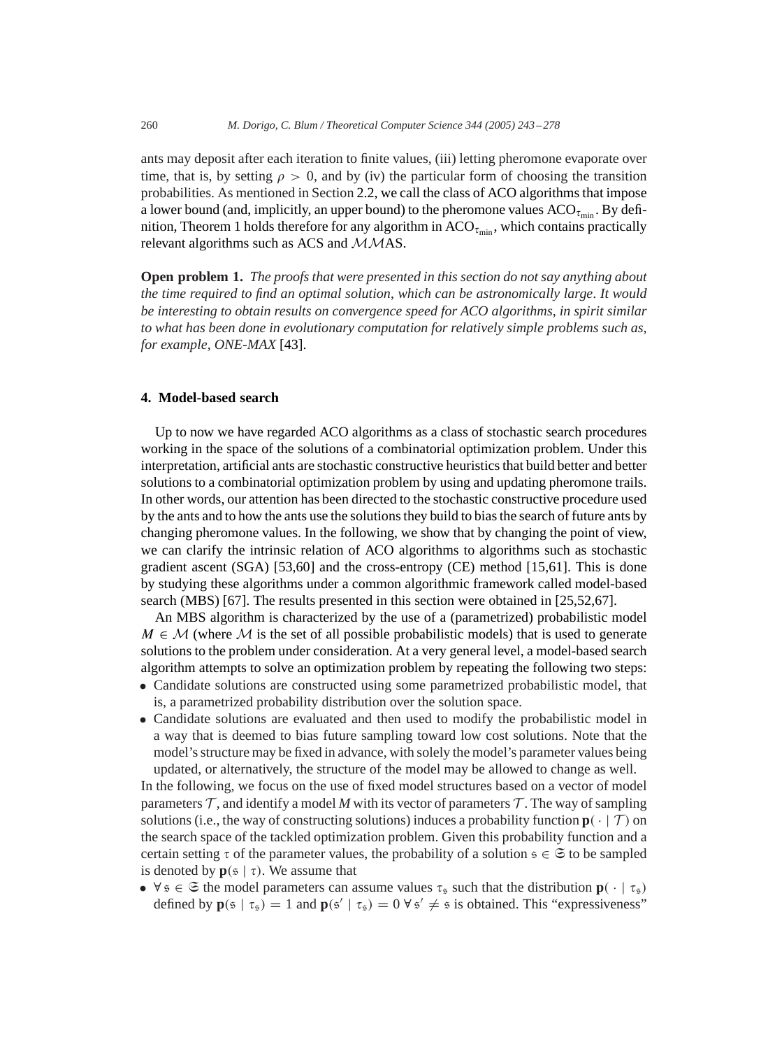ants may deposit after each iteration to finite values, (iii) letting pheromone evaporate over time, that is, by setting $\rho > 0$, and by (iv) the particular form of choosing the transition probabilities. As mentioned in Section 2.2, we call the class of ACO algorithms that impose a lower bound (and, implicitly, an upper bound) to the pheromone values $\mathrm{ACO}_{\tau_{\min}}$. By definition, Theorem 1 holds therefore for any algorithm in $\mathrm{ACO}_{\tau_{\min}}$, which contains practically relevant algorithms such as ACS and $\mathcal{MM}$AS.

**Open problem 1.** *The proofs that were presented in this section do not say anything about the time required to find an optimal solution, which can be astronomically large. It would be interesting to obtain results on convergence speed for ACO algorithms, in spirit similar to what has been done in evolutionary computation for relatively simple problems such as, for example, ONE-MAX* [43].

## 4. Model-based search

Up to now we have regarded ACO algorithms as a class of stochastic search procedures working in the space of the solutions of a combinatorial optimization problem. Under this interpretation, artificial ants are stochastic constructive heuristics that build better and better solutions to a combinatorial optimization problem by using and updating pheromone trails. In other words, our attention has been directed to the stochastic constructive procedure used by the ants and to how the ants use the solutions they build to bias the search of future ants by changing pheromone values. In the following, we show that by changing the point of view, we can clarify the intrinsic relation of ACO algorithms to algorithms such as stochastic gradient ascent (SGA) [53,60] and the cross-entropy (CE) method [15,61]. This is done by studying these algorithms under a common algorithmic framework called model-based search (MBS) [67]. The results presented in this section were obtained in [25,52,67].

An MBS algorithm is characterized by the use of a (parametrized) probabilistic model $M \in \mathcal{M}$ (where $\mathcal{M}$ is the set of all possible probabilistic models) that is used to generate solutions to the problem under consideration. At a very general level, a model-based search algorithm attempts to solve an optimization problem by repeating the following two steps:

- Candidate solutions are constructed using some parametrized probabilistic model, that is, a parametrized probability distribution over the solution space.
- Candidate solutions are evaluated and then used to modify the probabilistic model in a way that is deemed to bias future sampling toward low cost solutions. Note that the model's structure may be fixed in advance, with solely the model's parameter values being updated, or alternatively, the structure of the model may be allowed to change as well.

In the following, we focus on the use of fixed model structures based on a vector of model parameters $\mathcal{T}$, and identify a model $M$ with its vector of parameters $\mathcal{T}$. The way of sampling solutions (i.e., the way of constructing solutions) induces a probability function $\mathbf{p}(\cdot \mid \mathcal{T})$ on the search space of the tackled optimization problem. Given this probability function and a certain setting $\tau$ of the parameter values, the probability of a solution $\mathfrak{s} \in \mathfrak{S}$ to be sampled is denoted by $\mathbf{p}(\mathfrak{s} \mid \tau)$. We assume that

- $\forall\, \mathfrak{s} \in \mathfrak{S}$ the model parameters can assume values $\tau_{\mathfrak{s}}$ such that the distribution $\mathbf{p}(\cdot \mid \tau_{\mathfrak{s}})$ defined by $\mathbf{p}(\mathfrak{s} \mid \tau_{\mathfrak{s}}) = 1$ and $\mathbf{p}(\mathfrak{s}' \mid \tau_{\mathfrak{s}}) = 0 \;\forall\, \mathfrak{s}' \neq \mathfrak{s}$ is obtained. This "expressiveness"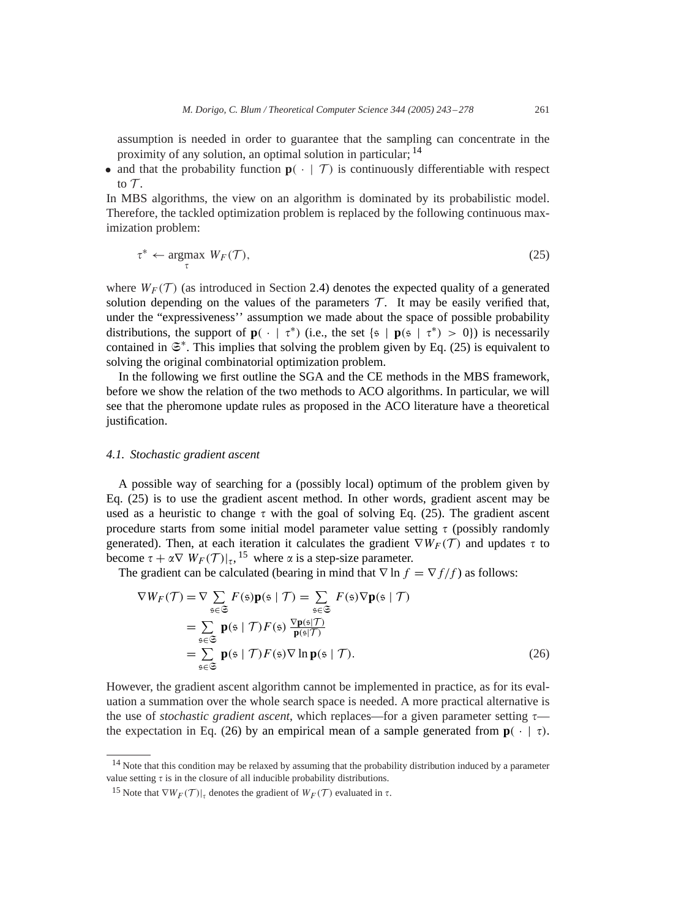assumption is needed in order to guarantee that the sampling can concentrate in the proximity of any solution, an optimal solution in particular; [14]

- and that the probability function $\mathbf{p}(\cdot \mid \mathcal{T})$ is continuously differentiable with respect to $\mathcal{T}$.

In MBS algorithms, the view on an algorithm is dominated by its probabilistic model. Therefore, the tackled optimization problem is replaced by the following continuous maximization problem:

$$\tau^* \leftarrow \underset{\tau}{\operatorname{argmax}} \; W_F(\mathcal{T}), \tag{25}$$

where $W_F(\mathcal{T})$ (as introduced in Section 2.4) denotes the expected quality of a generated solution depending on the values of the parameters $\mathcal{T}$. It may be easily verified that, under the "expressiveness'' assumption we made about the space of possible probability distributions, the support of $\mathbf{p}(\cdot \mid \tau^*)$ (i.e., the set $\{\mathfrak{s} \mid \mathbf{p}(\mathfrak{s} \mid \tau^*) > 0\}$) is necessarily contained in $\mathfrak{S}^*$. This implies that solving the problem given by Eq. (25) is equivalent to solving the original combinatorial optimization problem.

In the following we first outline the SGA and the CE methods in the MBS framework, before we show the relation of the two methods to ACO algorithms. In particular, we will see that the pheromone update rules as proposed in the ACO literature have a theoretical justification.

### 4.1. *Stochastic gradient ascent*

A possible way of searching for a (possibly local) optimum of the problem given by Eq. (25) is to use the gradient ascent method. In other words, gradient ascent may be used as a heuristic to change $\tau$ with the goal of solving Eq. (25). The gradient ascent procedure starts from some initial model parameter value setting $\tau$ (possibly randomly generated). Then, at each iteration it calculates the gradient $\nabla W_F(\mathcal{T})$ and updates $\tau$ to become $\tau + \alpha \nabla W_F(\mathcal{T})|_\tau$, [15] where $\alpha$ is a step-size parameter.

The gradient can be calculated (bearing in mind that $\nabla \ln f = \nabla f / f$) as follows:

$$\begin{aligned}
\nabla W_F(\mathcal{T}) &= \nabla \sum_{\mathfrak{s} \in \mathfrak{S}} F(\mathfrak{s}) \mathbf{p}(\mathfrak{s} \mid \mathcal{T}) = \sum_{\mathfrak{s} \in \mathfrak{S}} F(\mathfrak{s}) \nabla \mathbf{p}(\mathfrak{s} \mid \mathcal{T}) \\
&= \sum_{\mathfrak{s} \in \mathfrak{S}} \mathbf{p}(\mathfrak{s} \mid \mathcal{T}) F(\mathfrak{s}) \frac{\nabla \mathbf{p}(\mathfrak{s} \mid \mathcal{T})}{\mathbf{p}(\mathfrak{s} \mid \mathcal{T})} \\
&= \sum_{\mathfrak{s} \in \mathfrak{S}} \mathbf{p}(\mathfrak{s} \mid \mathcal{T}) F(\mathfrak{s}) \nabla \ln \mathbf{p}(\mathfrak{s} \mid \mathcal{T}).
\end{aligned} \tag{26}$$

However, the gradient ascent algorithm cannot be implemented in practice, as for its evaluation a summation over the whole search space is needed. A more practical alternative is the use of *stochastic gradient ascent*, which replaces—for a given parameter setting $\tau$—the expectation in Eq. (26) by an empirical mean of a sample generated from $\mathbf{p}(\cdot \mid \tau)$.

---

[14] Note that this condition may be relaxed by assuming that the probability distribution induced by a parameter value setting $\tau$ is in the closure of all inducible probability distributions.

[15] Note that $\nabla W_F(\mathcal{T})|_\tau$ denotes the gradient of $W_F(\mathcal{T})$ evaluated in $\tau$.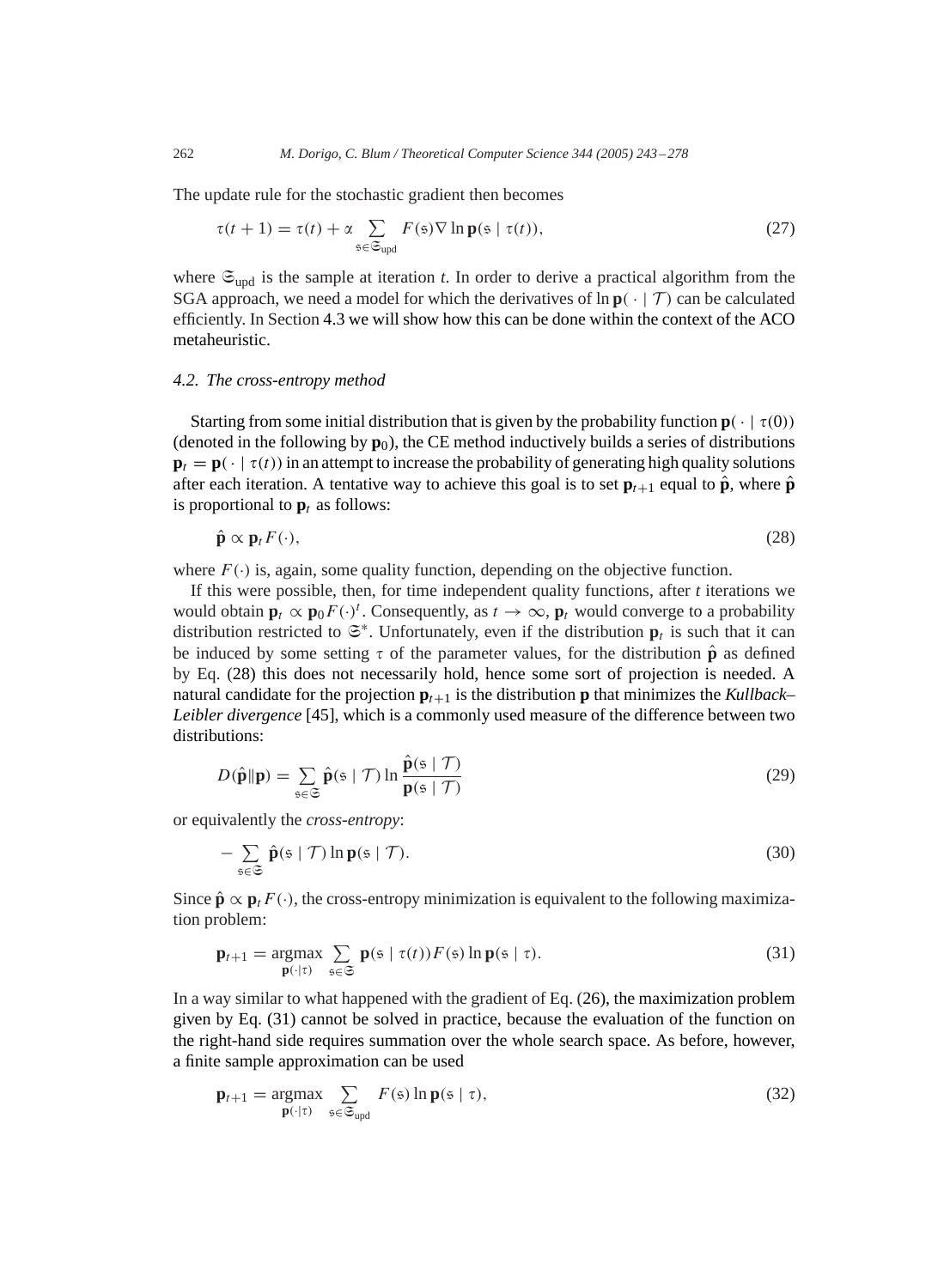The update rule for the stochastic gradient then becomes

$$\tau(t+1) = \tau(t) + \alpha \sum_{\mathfrak{s} \in \mathfrak{S}_{\text{upd}}} F(\mathfrak{s}) \nabla \ln \mathbf{p}(\mathfrak{s} \mid \tau(t)), \tag{27}$$

where $\mathfrak{S}_{\text{upd}}$ is the sample at iteration $t$. In order to derive a practical algorithm from the SGA approach, we need a model for which the derivatives of $\ln \mathbf{p}(\cdot \mid \mathcal{T})$ can be calculated efficiently. In Section 4.3 we will show how this can be done within the context of the ACO metaheuristic.

### 4.2. The cross-entropy method

Starting from some initial distribution that is given by the probability function $\mathbf{p}(\cdot \mid \tau(0))$ (denoted in the following by $\mathbf{p}_0$), the CE method inductively builds a series of distributions $\mathbf{p}_t = \mathbf{p}(\cdot \mid \tau(t))$ in an attempt to increase the probability of generating high quality solutions after each iteration. A tentative way to achieve this goal is to set $\mathbf{p}_{t+1}$ equal to $\hat{\mathbf{p}}$, where $\hat{\mathbf{p}}$ is proportional to $\mathbf{p}_t$ as follows:

$$\hat{\mathbf{p}} \propto \mathbf{p}_t F(\cdot), \tag{28}$$

where $F(\cdot)$ is, again, some quality function, depending on the objective function.

If this were possible, then, for time independent quality functions, after $t$ iterations we would obtain $\mathbf{p}_t \propto \mathbf{p}_0 F(\cdot)^t$. Consequently, as $t \to \infty$, $\mathbf{p}_t$ would converge to a probability distribution restricted to $\mathfrak{S}^*$. Unfortunately, even if the distribution $\mathbf{p}_t$ is such that it can be induced by some setting $\tau$ of the parameter values, for the distribution $\hat{\mathbf{p}}$ as defined by Eq. (28) this does not necessarily hold, hence some sort of projection is needed. A natural candidate for the projection $\mathbf{p}_{t+1}$ is the distribution $\mathbf{p}$ that minimizes the *Kullback–Leibler divergence* [45], which is a commonly used measure of the difference between two distributions:

$$D(\hat{\mathbf{p}} \| \mathbf{p}) = \sum_{\mathfrak{s} \in \mathfrak{S}} \hat{\mathbf{p}}(\mathfrak{s} \mid \mathcal{T}) \ln \frac{\hat{\mathbf{p}}(\mathfrak{s} \mid \mathcal{T})}{\mathbf{p}(\mathfrak{s} \mid \mathcal{T})} \tag{29}$$

or equivalently the *cross-entropy*:

$$-\sum_{\mathfrak{s} \in \mathfrak{S}} \hat{\mathbf{p}}(\mathfrak{s} \mid \mathcal{T}) \ln \mathbf{p}(\mathfrak{s} \mid \mathcal{T}). \tag{30}$$

Since $\hat{\mathbf{p}} \propto \mathbf{p}_t F(\cdot)$, the cross-entropy minimization is equivalent to the following maximization problem:

$$\mathbf{p}_{t+1} = \underset{\mathbf{p}(\cdot \mid \tau)}{\operatorname{argmax}} \sum_{\mathfrak{s} \in \mathfrak{S}} \mathbf{p}(\mathfrak{s} \mid \tau(t)) F(\mathfrak{s}) \ln \mathbf{p}(\mathfrak{s} \mid \tau). \tag{31}$$

In a way similar to what happened with the gradient of Eq. (26), the maximization problem given by Eq. (31) cannot be solved in practice, because the evaluation of the function on the right-hand side requires summation over the whole search space. As before, however, a finite sample approximation can be used

$$\mathbf{p}_{t+1} = \underset{\mathbf{p}(\cdot \mid \tau)}{\operatorname{argmax}} \sum_{\mathfrak{s} \in \mathfrak{S}_{\text{upd}}} F(\mathfrak{s}) \ln \mathbf{p}(\mathfrak{s} \mid \tau), \tag{32}$$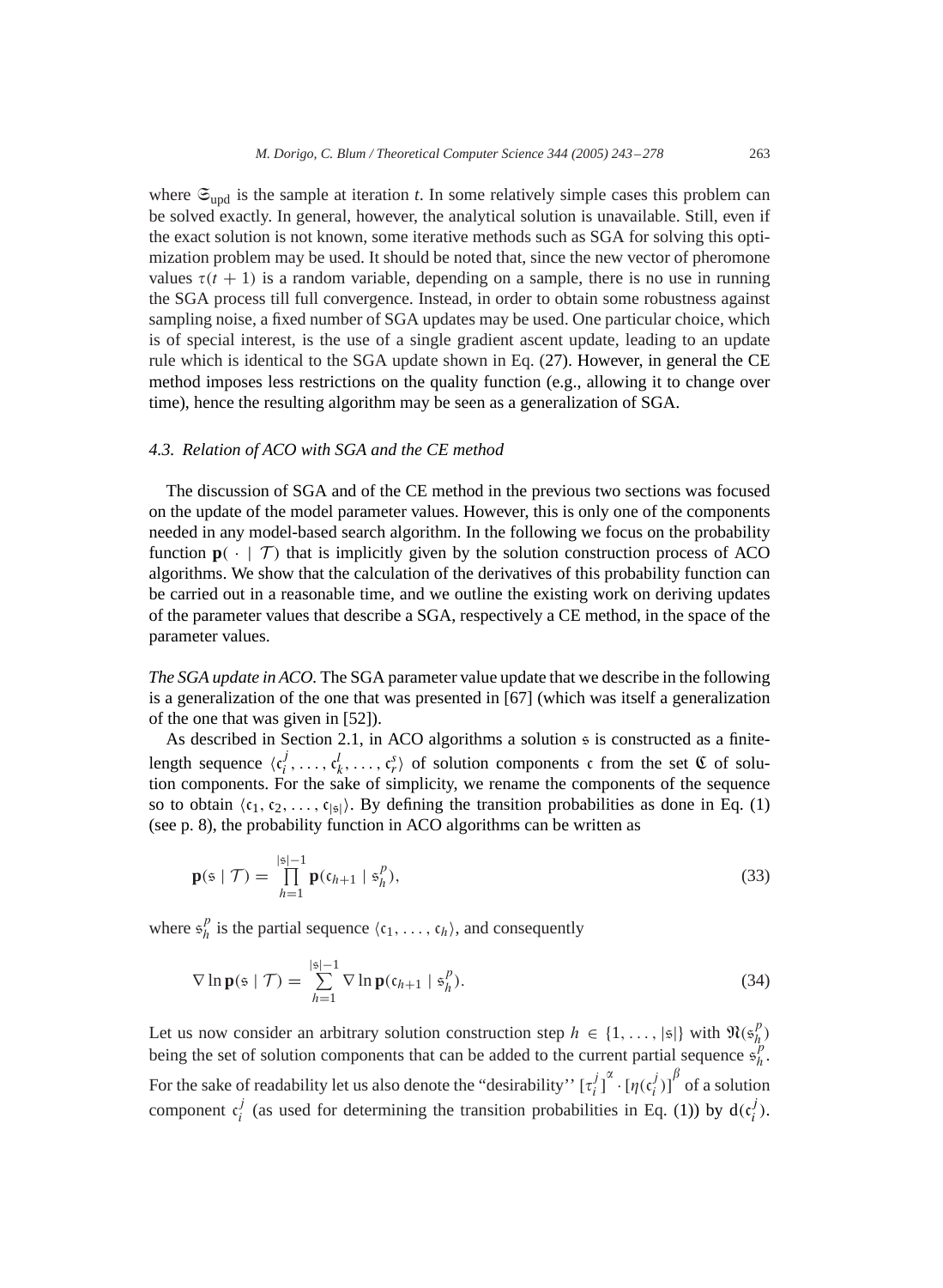where $\mathfrak{S}_{\text{upd}}$ is the sample at iteration $t$. In some relatively simple cases this problem can be solved exactly. In general, however, the analytical solution is unavailable. Still, even if the exact solution is not known, some iterative methods such as SGA for solving this optimization problem may be used. It should be noted that, since the new vector of pheromone values $\tau(t+1)$ is a random variable, depending on a sample, there is no use in running the SGA process till full convergence. Instead, in order to obtain some robustness against sampling noise, a fixed number of SGA updates may be used. One particular choice, which is of special interest, is the use of a single gradient ascent update, leading to an update rule which is identical to the SGA update shown in Eq. (27). However, in general the CE method imposes less restrictions on the quality function (e.g., allowing it to change over time), hence the resulting algorithm may be seen as a generalization of SGA.

### *4.3. Relation of ACO with SGA and the CE method*

The discussion of SGA and of the CE method in the previous two sections was focused on the update of the model parameter values. However, this is only one of the components needed in any model-based search algorithm. In the following we focus on the probability function $\mathbf{p}(\cdot \mid \mathcal{T})$ that is implicitly given by the solution construction process of ACO algorithms. We show that the calculation of the derivatives of this probability function can be carried out in a reasonable time, and we outline the existing work on deriving updates of the parameter values that describe a SGA, respectively a CE method, in the space of the parameter values.

*The SGA update in ACO.* The SGA parameter value update that we describe in the following is a generalization of the one that was presented in [67] (which was itself a generalization of the one that was given in [52]).

As described in Section 2.1, in ACO algorithms a solution $\mathfrak{s}$ is constructed as a finite-length sequence $\langle \mathfrak{c}_i^j, \ldots, \mathfrak{c}_k^l, \ldots, \mathfrak{c}_r^s \rangle$ of solution components $\mathfrak{c}$ from the set $\mathfrak{C}$ of solution components. For the sake of simplicity, we rename the components of the sequence so to obtain $\langle \mathfrak{c}_1, \mathfrak{c}_2, \ldots, \mathfrak{c}_{|\mathfrak{s}|} \rangle$. By defining the transition probabilities as done in Eq. (1) (see p. 8), the probability function in ACO algorithms can be written as

$$\mathbf{p}(\mathfrak{s} \mid \mathcal{T}) = \prod_{h=1}^{|\mathfrak{s}|-1} \mathbf{p}(\mathfrak{c}_{h+1} \mid \mathfrak{s}_h^p), \tag{33}$$

where $\mathfrak{s}_h^p$ is the partial sequence $\langle \mathfrak{c}_1, \ldots, \mathfrak{c}_h \rangle$, and consequently

$$\nabla \ln \mathbf{p}(\mathfrak{s} \mid \mathcal{T}) = \sum_{h=1}^{|\mathfrak{s}|-1} \nabla \ln \mathbf{p}(\mathfrak{c}_{h+1} \mid \mathfrak{s}_h^p). \tag{34}$$

Let us now consider an arbitrary solution construction step $h \in \{1, \ldots, |\mathfrak{s}|\}$ with $\mathfrak{N}(\mathfrak{s}_h^p)$ being the set of solution components that can be added to the current partial sequence $\mathfrak{s}_h^p$. For the sake of readability let us also denote the "desirability'' $[\tau_i^j]^\alpha \cdot [\eta(\mathfrak{c}_i^j)]^\beta$ of a solution component $\mathfrak{c}_i^j$ (as used for determining the transition probabilities in Eq. (1)) by $\mathrm{d}(\mathfrak{c}_i^j)$.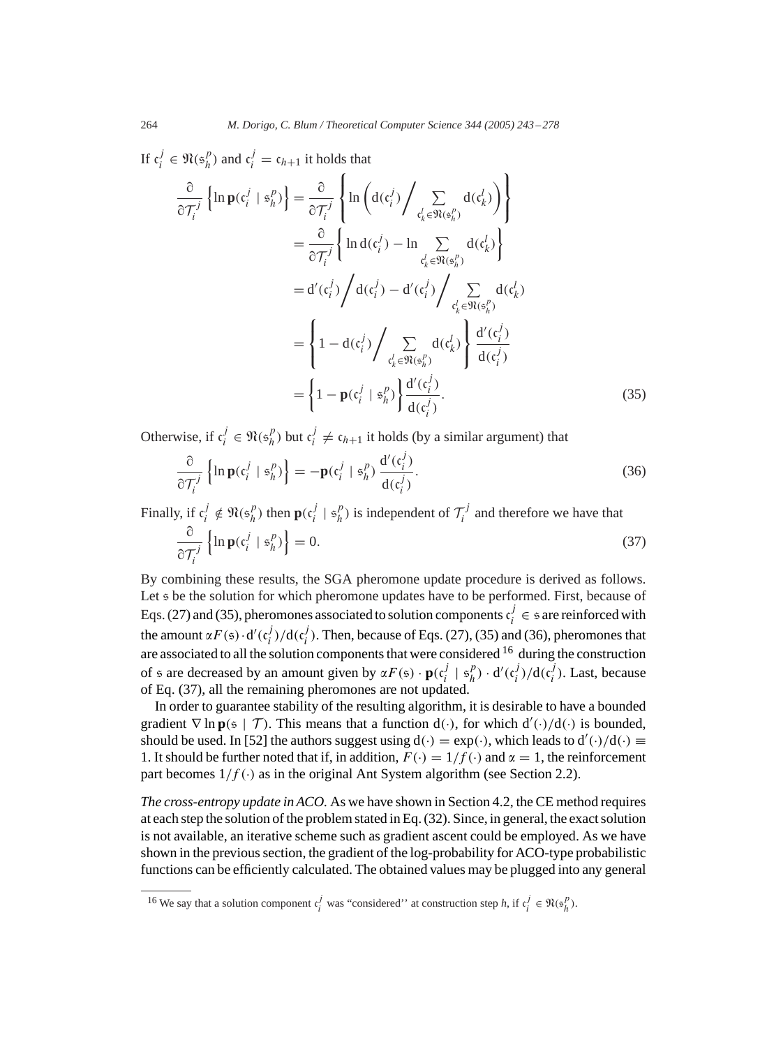If $\mathfrak{c}_i^j \in \mathfrak{N}(\mathfrak{s}_h^p)$ and $\mathfrak{c}_i^j = \mathfrak{c}_{h+1}$ it holds that

$$
\begin{aligned}
\frac{\partial}{\partial \mathcal{T}_i^j}\left\{\ln \mathbf{p}(\mathfrak{c}_i^j \mid \mathfrak{s}_h^p)\right\} &= \frac{\partial}{\partial \mathcal{T}_i^j}\left\{\ln\left(\mathrm{d}(\mathfrak{c}_i^j) \Big/ \sum_{\mathfrak{c}_k^l \in \mathfrak{N}(\mathfrak{s}_h^p)} \mathrm{d}(\mathfrak{c}_k^l)\right)\right\} \\
&= \frac{\partial}{\partial \mathcal{T}_i^j}\left\{\ln \mathrm{d}(\mathfrak{c}_i^j) - \ln \sum_{\mathfrak{c}_k^l \in \mathfrak{N}(\mathfrak{s}_h^p)} \mathrm{d}(\mathfrak{c}_k^l)\right\} \\
&= \mathrm{d}'(\mathfrak{c}_i^j) \Big/ \mathrm{d}(\mathfrak{c}_i^j) - \mathrm{d}'(\mathfrak{c}_i^j) \Big/ \sum_{\mathfrak{c}_k^l \in \mathfrak{N}(\mathfrak{s}_h^p)} \mathrm{d}(\mathfrak{c}_k^l) \\
&= \left\{1 - \mathrm{d}(\mathfrak{c}_i^j) \Big/ \sum_{\mathfrak{c}_k^l \in \mathfrak{N}(\mathfrak{s}_h^p)} \mathrm{d}(\mathfrak{c}_k^l)\right\} \frac{\mathrm{d}'(\mathfrak{c}_i^j)}{\mathrm{d}(\mathfrak{c}_i^j)} \\
&= \left\{1 - \mathbf{p}(\mathfrak{c}_i^j \mid \mathfrak{s}_h^p)\right\} \frac{\mathrm{d}'(\mathfrak{c}_i^j)}{\mathrm{d}(\mathfrak{c}_i^j)}.
\end{aligned}
\tag{35}
$$

Otherwise, if $\mathfrak{c}_i^j \in \mathfrak{N}(\mathfrak{s}_h^p)$ but $\mathfrak{c}_i^j \neq \mathfrak{c}_{h+1}$ it holds (by a similar argument) that

$$
\frac{\partial}{\partial \mathcal{T}_i^j}\left\{\ln \mathbf{p}(\mathfrak{c}_i^j \mid \mathfrak{s}_h^p)\right\} = -\mathbf{p}(\mathfrak{c}_i^j \mid \mathfrak{s}_h^p) \frac{\mathrm{d}'(\mathfrak{c}_i^j)}{\mathrm{d}(\mathfrak{c}_i^j)}. \tag{36}
$$

Finally, if $\mathfrak{c}_i^j \notin \mathfrak{N}(\mathfrak{s}_h^p)$ then $\mathbf{p}(\mathfrak{c}_i^j \mid \mathfrak{s}_h^p)$ is independent of $\mathcal{T}_i^j$ and therefore we have that

$$
\frac{\partial}{\partial \mathcal{T}_i^j}\left\{\ln \mathbf{p}(\mathfrak{c}_i^j \mid \mathfrak{s}_h^p)\right\} = 0. \tag{37}
$$

By combining these results, the SGA pheromone update procedure is derived as follows. Let $\mathfrak{s}$ be the solution for which pheromone updates have to be performed. First, because of Eqs. (27) and (35), pheromones associated to solution components $\mathfrak{c}_i^j \in \mathfrak{s}$ are reinforced with the amount $\alpha F(\mathfrak{s}) \cdot \mathrm{d}'(\mathfrak{c}_i^j)/\mathrm{d}(\mathfrak{c}_i^j)$. Then, because of Eqs. (27), (35) and (36), pheromones that are associated to all the solution components that were considered [16] during the construction of $\mathfrak{s}$ are decreased by an amount given by $\alpha F(\mathfrak{s}) \cdot \mathbf{p}(\mathfrak{c}_i^j \mid \mathfrak{s}_h^p) \cdot \mathrm{d}'(\mathfrak{c}_i^j)/\mathrm{d}(\mathfrak{c}_i^j)$. Last, because of Eq. (37), all the remaining pheromones are not updated.

In order to guarantee stability of the resulting algorithm, it is desirable to have a bounded gradient $\nabla \ln \mathbf{p}(\mathfrak{s} \mid \mathcal{T})$. This means that a function $\mathrm{d}(\cdot)$, for which $\mathrm{d}'(\cdot)/\mathrm{d}(\cdot)$ is bounded, should be used. In [52] the authors suggest using $\mathrm{d}(\cdot) = \exp(\cdot)$, which leads to $\mathrm{d}'(\cdot)/\mathrm{d}(\cdot) \equiv 1$. It should be further noted that if, in addition, $F(\cdot) = 1/f(\cdot)$ and $\alpha = 1$, the reinforcement part becomes $1/f(\cdot)$ as in the original Ant System algorithm (see Section 2.2).

*The cross-entropy update in ACO.* As we have shown in Section 4.2, the CE method requires at each step the solution of the problem stated in Eq. (32). Since, in general, the exact solution is not available, an iterative scheme such as gradient ascent could be employed. As we have shown in the previous section, the gradient of the log-probability for ACO-type probabilistic functions can be efficiently calculated. The obtained values may be plugged into any general

[16] We say that a solution component $\mathfrak{c}_i^j$ was "considered'' at construction step $h$, if $\mathfrak{c}_i^j \in \mathfrak{N}(\mathfrak{s}_h^p)$.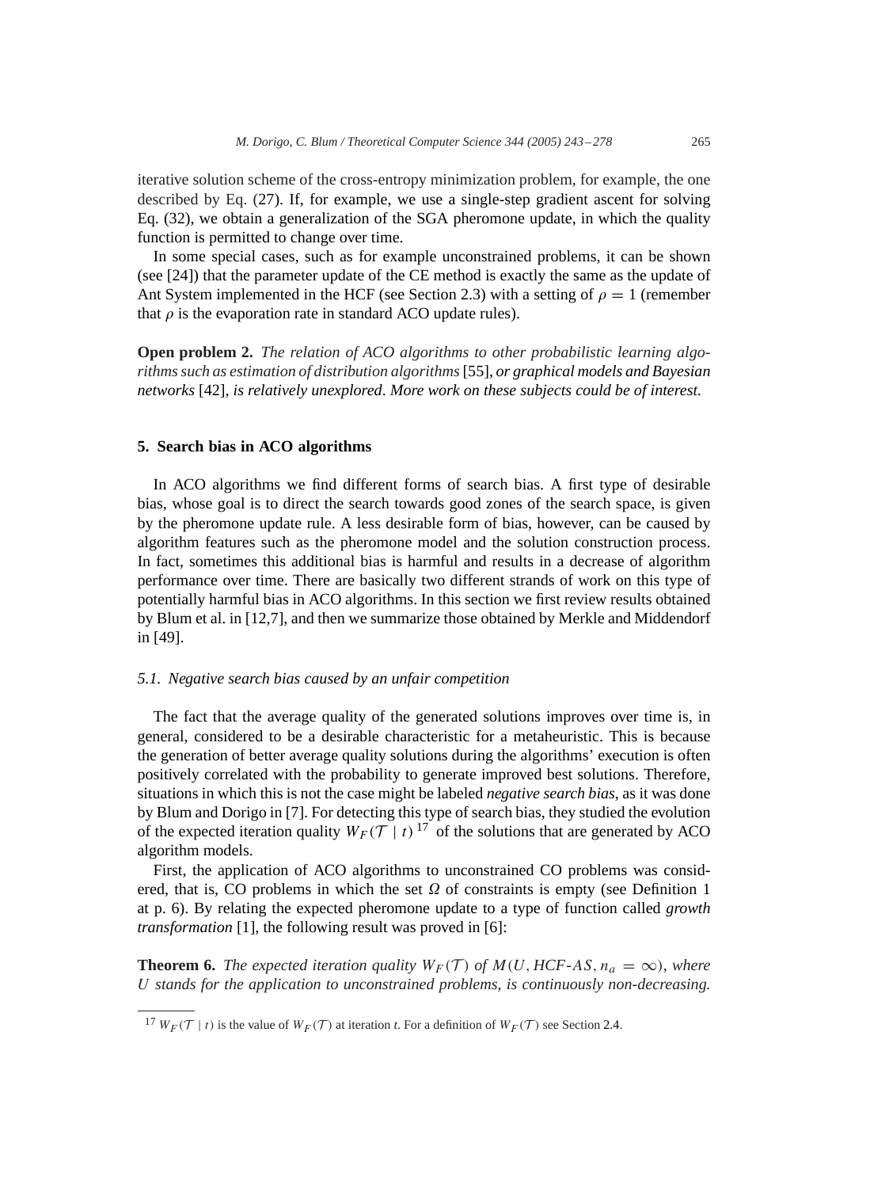iterative solution scheme of the cross-entropy minimization problem, for example, the one described by Eq. (27). If, for example, we use a single-step gradient ascent for solving Eq. (32), we obtain a generalization of the SGA pheromone update, in which the quality function is permitted to change over time.

In some special cases, such as for example unconstrained problems, it can be shown (see [24]) that the parameter update of the CE method is exactly the same as the update of Ant System implemented in the HCF (see Section 2.3) with a setting of $\rho = 1$ (remember that $\rho$ is the evaporation rate in standard ACO update rules).

**Open problem 2.** *The relation of ACO algorithms to other probabilistic learning algorithms such as estimation of distribution algorithms* [55], *or graphical models and Bayesian networks* [42], *is relatively unexplored. More work on these subjects could be of interest.*

## 5. Search bias in ACO algorithms

In ACO algorithms we find different forms of search bias. A first type of desirable bias, whose goal is to direct the search towards good zones of the search space, is given by the pheromone update rule. A less desirable form of bias, however, can be caused by algorithm features such as the pheromone model and the solution construction process. In fact, sometimes this additional bias is harmful and results in a decrease of algorithm performance over time. There are basically two different strands of work on this type of potentially harmful bias in ACO algorithms. In this section we first review results obtained by Blum et al. in [12,7], and then we summarize those obtained by Merkle and Middendorf in [49].

### 5.1. Negative search bias caused by an unfair competition

The fact that the average quality of the generated solutions improves over time is, in general, considered to be a desirable characteristic for a metaheuristic. This is because the generation of better average quality solutions during the algorithms' execution is often positively correlated with the probability to generate improved best solutions. Therefore, situations in which this is not the case might be labeled *negative search bias*, as it was done by Blum and Dorigo in [7]. For detecting this type of search bias, they studied the evolution of the expected iteration quality $W_F(\mathcal{T} \mid t)$ [17] of the solutions that are generated by ACO algorithm models.

First, the application of ACO algorithms to unconstrained CO problems was considered, that is, CO problems in which the set $\Omega$ of constraints is empty (see Definition 1 at p. 6). By relating the expected pheromone update to a type of function called *growth transformation* [1], the following result was proved in [6]:

**Theorem 6.** *The expected iteration quality $W_F(\mathcal{T})$ of $M(U, HCF\text{-}AS, n_a = \infty)$, where $U$ stands for the application to unconstrained problems, is continuously non-decreasing.*

[17] $W_F(\mathcal{T} \mid t)$ is the value of $W_F(\mathcal{T})$ at iteration $t$. For a definition of $W_F(\mathcal{T})$ see Section 2.4.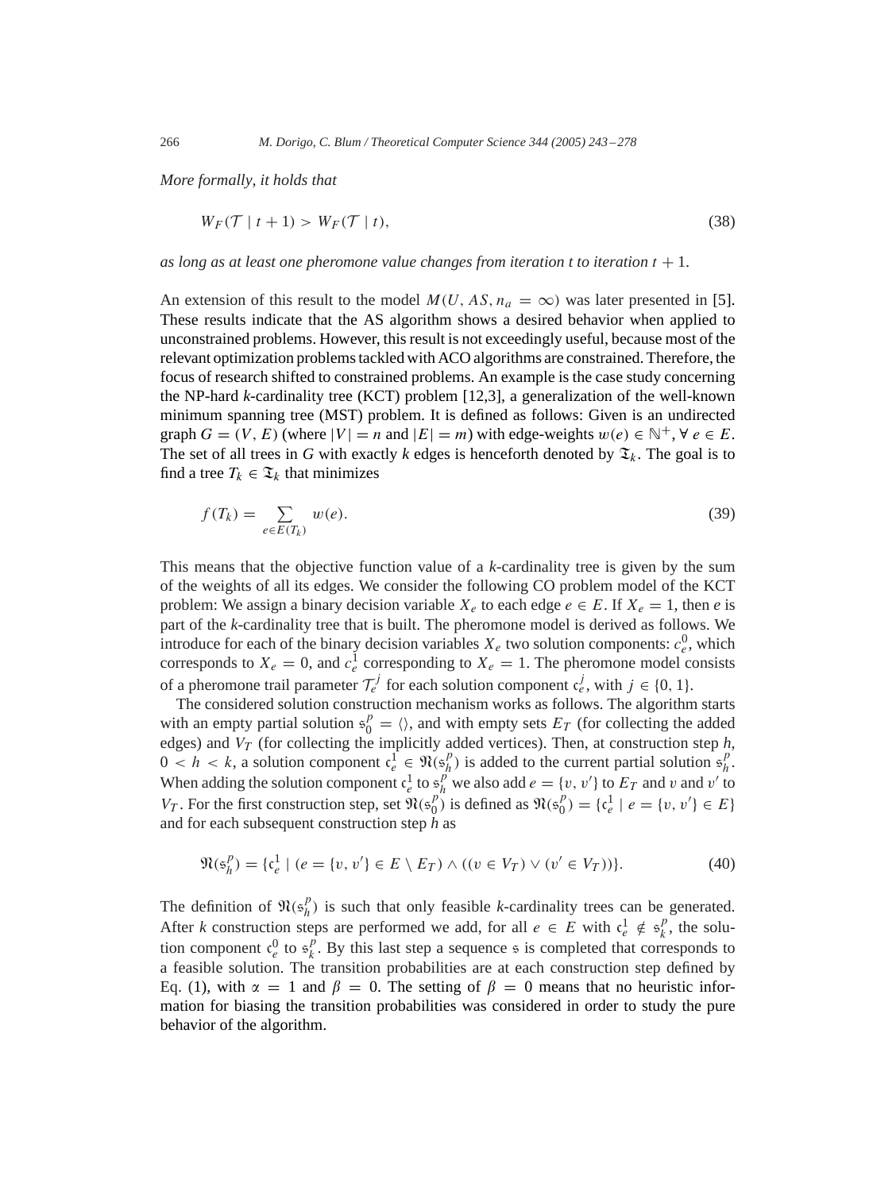*More formally, it holds that*

$$W_F(\mathcal{T} \mid t+1) > W_F(\mathcal{T} \mid t), \tag{38}$$

*as long as at least one pheromone value changes from iteration t to iteration $t+1$.*

An extension of this result to the model $M(U, AS, n_a = \infty)$ was later presented in [5]. These results indicate that the AS algorithm shows a desired behavior when applied to unconstrained problems. However, this result is not exceedingly useful, because most of the relevant optimization problems tackled with ACO algorithms are constrained. Therefore, the focus of research shifted to constrained problems. An example is the case study concerning the NP-hard *k*-cardinality tree (KCT) problem [12,3], a generalization of the well-known minimum spanning tree (MST) problem. It is defined as follows: Given is an undirected graph $G = (V, E)$ (where $|V| = n$ and $|E| = m$) with edge-weights $w(e) \in \mathbb{N}^+$, $\forall\, e \in E$. The set of all trees in $G$ with exactly $k$ edges is henceforth denoted by $\mathfrak{T}_k$. The goal is to find a tree $T_k \in \mathfrak{T}_k$ that minimizes

$$f(T_k) = \sum_{e \in E(T_k)} w(e). \tag{39}$$

This means that the objective function value of a *k*-cardinality tree is given by the sum of the weights of all its edges. We consider the following CO problem model of the KCT problem: We assign a binary decision variable $X_e$ to each edge $e \in E$. If $X_e = 1$, then $e$ is part of the *k*-cardinality tree that is built. The pheromone model is derived as follows. We introduce for each of the binary decision variables $X_e$ two solution components: $c_e^0$, which corresponds to $X_e = 0$, and $c_e^1$ corresponding to $X_e = 1$. The pheromone model consists of a pheromone trail parameter $\mathcal{T}_e^j$ for each solution component $\mathfrak{c}_e^j$, with $j \in \{0, 1\}$.

The considered solution construction mechanism works as follows. The algorithm starts with an empty partial solution $\mathfrak{s}_0^p = \langle\rangle$, and with empty sets $E_T$ (for collecting the added edges) and $V_T$ (for collecting the implicitly added vertices). Then, at construction step $h$, $0 < h < k$, a solution component $\mathfrak{c}_e^1 \in \mathfrak{N}(\mathfrak{s}_h^p)$ is added to the current partial solution $\mathfrak{s}_h^p$. When adding the solution component $\mathfrak{c}_e^1$ to $\mathfrak{s}_h^p$ we also add $e = \{v, v'\}$ to $E_T$ and $v$ and $v'$ to $V_T$. For the first construction step, set $\mathfrak{N}(\mathfrak{s}_0^p)$ is defined as $\mathfrak{N}(\mathfrak{s}_0^p) = \{\mathfrak{c}_e^1 \mid e = \{v, v'\} \in E\}$ and for each subsequent construction step $h$ as

$$\mathfrak{N}(\mathfrak{s}_h^p) = \{\mathfrak{c}_e^1 \mid (e = \{v, v'\} \in E \setminus E_T) \wedge ((v \in V_T) \vee (v' \in V_T))\}. \tag{40}$$

The definition of $\mathfrak{N}(\mathfrak{s}_h^p)$ is such that only feasible *k*-cardinality trees can be generated. After $k$ construction steps are performed we add, for all $e \in E$ with $\mathfrak{c}_e^1 \notin \mathfrak{s}_k^p$, the solution component $\mathfrak{c}_e^0$ to $\mathfrak{s}_k^p$. By this last step a sequence $\mathfrak{s}$ is completed that corresponds to a feasible solution. The transition probabilities are at each construction step defined by Eq. (1), with $\alpha = 1$ and $\beta = 0$. The setting of $\beta = 0$ means that no heuristic information for biasing the transition probabilities was considered in order to study the pure behavior of the algorithm.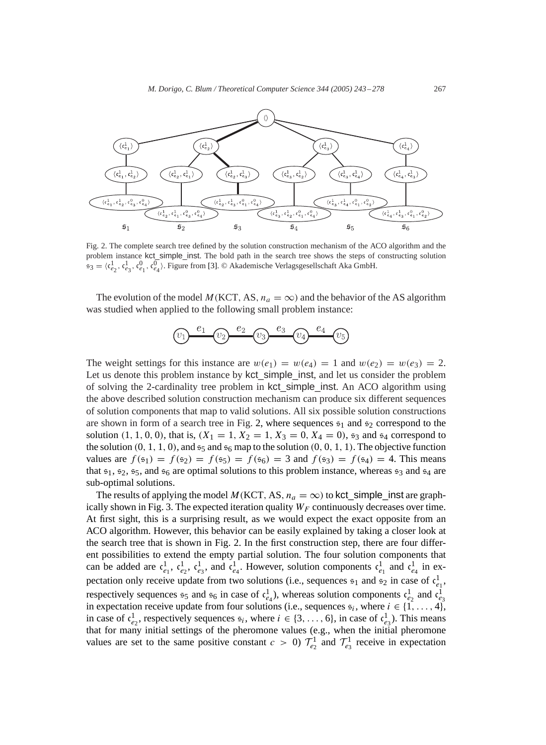Fig. 2. The complete search tree defined by the solution construction mechanism of the ACO algorithm and the problem instance kct_simple_inst. The bold path in the search tree shows the steps of constructing solution $\mathfrak{s}_3 = \langle \mathfrak{c}^1_{e_2}, \mathfrak{c}^1_{e_3}, \mathfrak{c}^0_{e_1}, \mathfrak{c}^0_{e_4} \rangle$. Figure from [3]. © Akademische Verlagsgesellschaft Aka GmbH.

The evolution of the model $M(\text{KCT}, \text{AS}, n_a = \infty)$ and the behavior of the AS algorithm was studied when applied to the following small problem instance:

$v_1$ $e_1$ $v_2$ $e_2$ $v_3$ $e_3$ $v_4$ $e_4$ $v_5$

The weight settings for this instance are $w(e_1) = w(e_4) = 1$ and $w(e_2) = w(e_3) = 2$. Let us denote this problem instance by kct_simple_inst, and let us consider the problem of solving the 2-cardinality tree problem in kct_simple_inst. An ACO algorithm using the above described solution construction mechanism can produce six different sequences of solution components that map to valid solutions. All six possible solution constructions are shown in form of a search tree in Fig. 2, where sequences $\mathfrak{s}_1$ and $\mathfrak{s}_2$ correspond to the solution $(1, 1, 0, 0)$, that is, $(X_1 = 1, X_2 = 1, X_3 = 0, X_4 = 0)$, $\mathfrak{s}_3$ and $\mathfrak{s}_4$ correspond to the solution $(0, 1, 1, 0)$, and $\mathfrak{s}_5$ and $\mathfrak{s}_6$ map to the solution $(0, 0, 1, 1)$. The objective function values are $f(\mathfrak{s}_1) = f(\mathfrak{s}_2) = f(\mathfrak{s}_5) = f(\mathfrak{s}_6) = 3$ and $f(\mathfrak{s}_3) = f(\mathfrak{s}_4) = 4$. This means that $\mathfrak{s}_1$, $\mathfrak{s}_2$, $\mathfrak{s}_5$, and $\mathfrak{s}_6$ are optimal solutions to this problem instance, whereas $\mathfrak{s}_3$ and $\mathfrak{s}_4$ are sub-optimal solutions.

The results of applying the model $M(\text{KCT}, \text{AS}, n_a = \infty)$ to kct_simple_inst are graphically shown in Fig. 3. The expected iteration quality $W_F$ continuously decreases over time. At first sight, this is a surprising result, as we would expect the exact opposite from an ACO algorithm. However, this behavior can be easily explained by taking a closer look at the search tree that is shown in Fig. 2. In the first construction step, there are four different possibilities to extend the empty partial solution. The four solution components that can be added are $\mathfrak{c}^1_{e_1}$, $\mathfrak{c}^1_{e_2}$, $\mathfrak{c}^1_{e_3}$, and $\mathfrak{c}^1_{e_4}$. However, solution components $\mathfrak{c}^1_{e_1}$ and $\mathfrak{c}^1_{e_4}$ in expectation only receive update from two solutions (i.e., sequences $\mathfrak{s}_1$ and $\mathfrak{s}_2$ in case of $\mathfrak{c}^1_{e_1}$, respectively sequences $\mathfrak{s}_5$ and $\mathfrak{s}_6$ in case of $\mathfrak{c}^1_{e_4}$), whereas solution components $\mathfrak{c}^1_{e_2}$ and $\mathfrak{c}^1_{e_3}$ in expectation receive update from four solutions (i.e., sequences $\mathfrak{s}_i$, where $i \in \{1, \ldots, 4\}$, in case of $\mathfrak{c}^1_{e_2}$, respectively sequences $\mathfrak{s}_i$, where $i \in \{3, \ldots, 6\}$, in case of $\mathfrak{c}^1_{e_3}$). This means that for many initial settings of the pheromone values (e.g., when the initial pheromone values are set to the same positive constant $c > 0$) $\mathcal{T}^1_{e_2}$ and $\mathcal{T}^1_{e_3}$ receive in expectation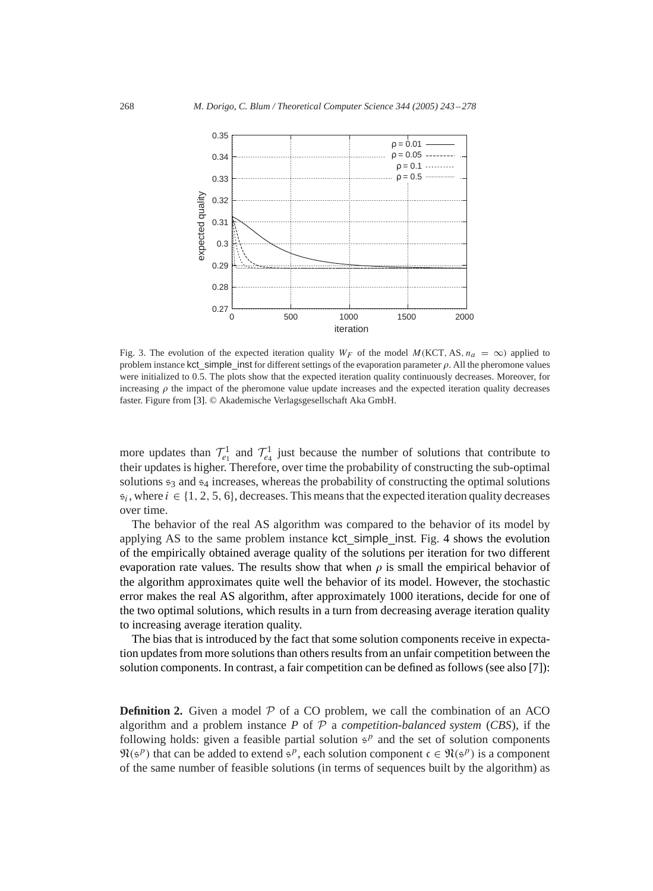0.35
0.34
0.33
0.32
0.31
0.3
0.29
0.28
0.27
expected quality
0
500
1000
1500
2000
iteration
ρ = 0.01
ρ = 0.05
ρ = 0.1
ρ = 0.5

Fig. 3. The evolution of the expected iteration quality $W_F$ of the model $M(\text{KCT}, \text{AS}, n_a = \infty)$ applied to problem instance kct_simple_inst for different settings of the evaporation parameter $\rho$. All the pheromone values were initialized to 0.5. The plots show that the expected iteration quality continuously decreases. Moreover, for increasing $\rho$ the impact of the pheromone value update increases and the expected iteration quality decreases faster. Figure from [3]. © Akademische Verlagsgesellschaft Aka GmbH.

more updates than $\mathcal{T}^1_{e_1}$ and $\mathcal{T}^1_{e_4}$ just because the number of solutions that contribute to their updates is higher. Therefore, over time the probability of constructing the sub-optimal solutions $\mathfrak{s}_3$ and $\mathfrak{s}_4$ increases, whereas the probability of constructing the optimal solutions $\mathfrak{s}_i$, where $i \in \{1, 2, 5, 6\}$, decreases. This means that the expected iteration quality decreases over time.

The behavior of the real AS algorithm was compared to the behavior of its model by applying AS to the same problem instance kct_simple_inst. Fig. 4 shows the evolution of the empirically obtained average quality of the solutions per iteration for two different evaporation rate values. The results show that when $\rho$ is small the empirical behavior of the algorithm approximates quite well the behavior of its model. However, the stochastic error makes the real AS algorithm, after approximately 1000 iterations, decide for one of the two optimal solutions, which results in a turn from decreasing average iteration quality to increasing average iteration quality.

The bias that is introduced by the fact that some solution components receive in expectation updates from more solutions than others results from an unfair competition between the solution components. In contrast, a fair competition can be defined as follows (see also [7]):

**Definition 2.** Given a model $\mathcal{P}$ of a CO problem, we call the combination of an ACO algorithm and a problem instance $P$ of $\mathcal{P}$ a *competition-balanced system* (*CBS*), if the following holds: given a feasible partial solution $\mathfrak{s}^p$ and the set of solution components $\mathfrak{N}(\mathfrak{s}^p)$ that can be added to extend $\mathfrak{s}^p$, each solution component $\mathfrak{c} \in \mathfrak{N}(\mathfrak{s}^p)$ is a component of the same number of feasible solutions (in terms of sequences built by the algorithm) as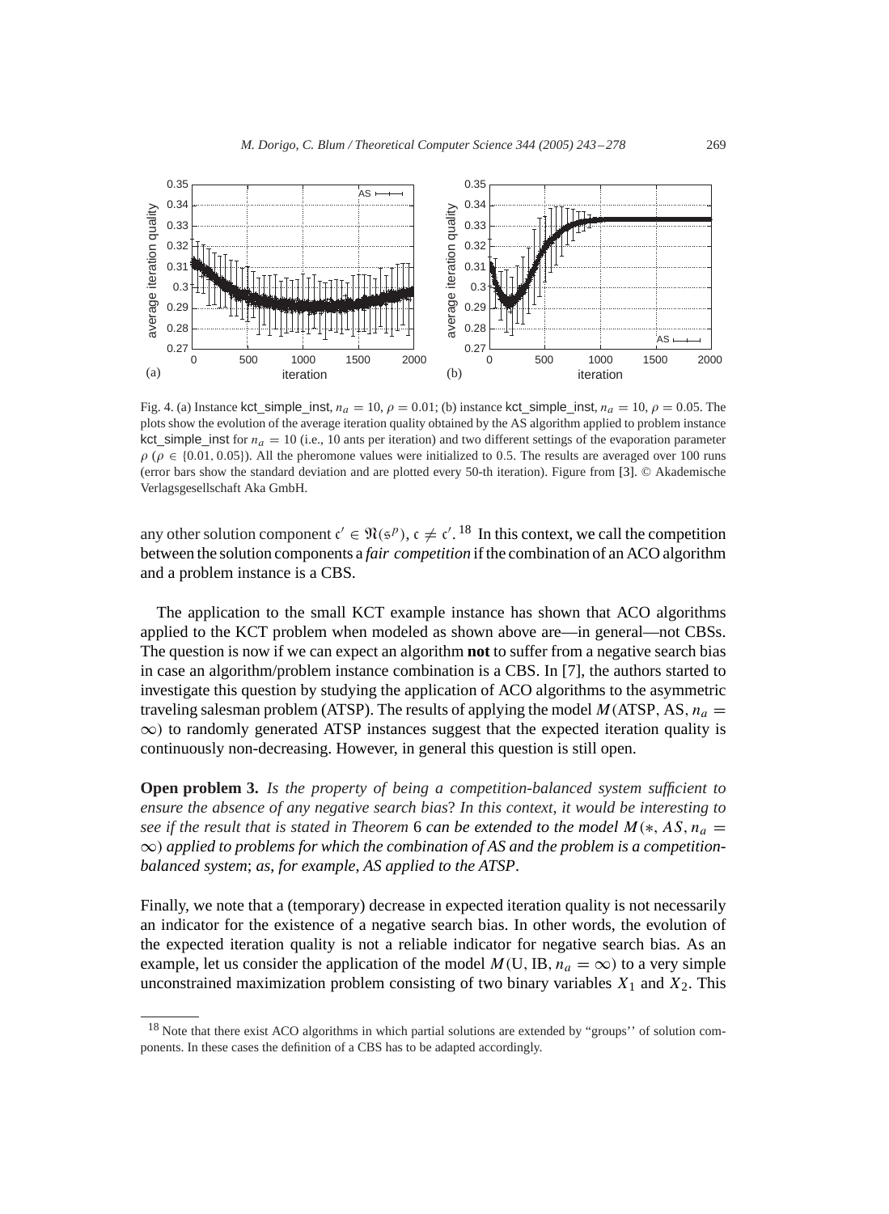0.35
0.34
0.33
0.32
0.31
0.3
0.29
0.28
0.27
average iteration quality
0 500 1000 1500 2000
iteration
AS
(a)

0.35
0.34
0.33
0.32
0.31
0.3
0.29
0.28
0.27
average iteration quality
0 500 1000 1500 2000
iteration
AS
(b)

Fig. 4. (a) Instance kct_simple_inst, $n_a = 10$, $\rho = 0.01$; (b) instance kct_simple_inst, $n_a = 10$, $\rho = 0.05$. The plots show the evolution of the average iteration quality obtained by the AS algorithm applied to problem instance kct_simple_inst for $n_a = 10$ (i.e., 10 ants per iteration) and two different settings of the evaporation parameter $\rho$ ($\rho \in \{0.01, 0.05\}$). All the pheromone values were initialized to 0.5. The results are averaged over 100 runs (error bars show the standard deviation and are plotted every 50-th iteration). Figure from [3]. © Akademische Verlagsgesellschaft Aka GmbH.

any other solution component $\mathfrak{c}' \in \mathfrak{N}(\mathfrak{s}^p)$, $\mathfrak{c} \neq \mathfrak{c}'$. [18] In this context, we call the competition between the solution components a *fair competition* if the combination of an ACO algorithm and a problem instance is a CBS.

The application to the small KCT example instance has shown that ACO algorithms applied to the KCT problem when modeled as shown above are—in general—not CBSs. The question is now if we can expect an algorithm **not** to suffer from a negative search bias in case an algorithm/problem instance combination is a CBS. In [7], the authors started to investigate this question by studying the application of ACO algorithms to the asymmetric traveling salesman problem (ATSP). The results of applying the model $M(\text{ATSP}, \text{AS}, n_a = \infty)$ to randomly generated ATSP instances suggest that the expected iteration quality is continuously non-decreasing. However, in general this question is still open.

**Open problem 3.** *Is the property of being a competition-balanced system sufficient to ensure the absence of any negative search bias? In this context, it would be interesting to see if the result that is stated in Theorem* 6 *can be extended to the model* $M(*, AS, n_a = \infty)$ *applied to problems for which the combination of AS and the problem is a competition-balanced system; as, for example, AS applied to the ATSP.*

Finally, we note that a (temporary) decrease in expected iteration quality is not necessarily an indicator for the existence of a negative search bias. In other words, the evolution of the expected iteration quality is not a reliable indicator for negative search bias. As an example, let us consider the application of the model $M(\text{U}, \text{IB}, n_a = \infty)$ to a very simple unconstrained maximization problem consisting of two binary variables $X_1$ and $X_2$. This

[18] Note that there exist ACO algorithms in which partial solutions are extended by "groups" of solution components. In these cases the definition of a CBS has to be adapted accordingly.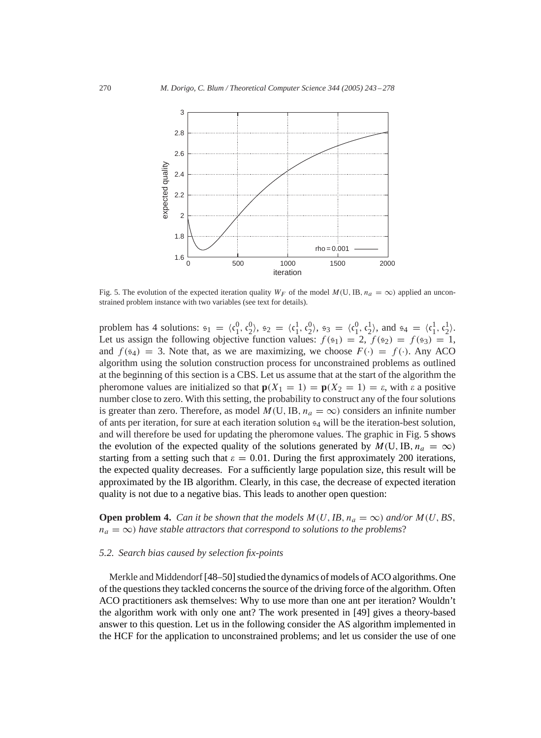3

2.8

2.6

2.4

2.2

2

1.8

1.6

0

500

1000

1500

2000

expected quality

iteration

rho = 0.001

Fig. 5. The evolution of the expected iteration quality $W_F$ of the model $M(\text{U}, \text{IB}, n_a = \infty)$ applied an unconstrained problem instance with two variables (see text for details).

problem has 4 solutions: $\mathfrak{s}_1 = \langle \mathfrak{c}_1^0, \mathfrak{c}_2^0 \rangle$, $\mathfrak{s}_2 = \langle \mathfrak{c}_1^1, \mathfrak{c}_2^0 \rangle$, $\mathfrak{s}_3 = \langle \mathfrak{c}_1^0, \mathfrak{c}_2^1 \rangle$, and $\mathfrak{s}_4 = \langle \mathfrak{c}_1^1, \mathfrak{c}_2^1 \rangle$. Let us assign the following objective function values: $f(\mathfrak{s}_1) = 2$, $f(\mathfrak{s}_2) = f(\mathfrak{s}_3) = 1$, and $f(\mathfrak{s}_4) = 3$. Note that, as we are maximizing, we choose $F(\cdot) = f(\cdot)$. Any ACO algorithm using the solution construction process for unconstrained problems as outlined at the beginning of this section is a CBS. Let us assume that at the start of the algorithm the pheromone values are initialized so that $\mathbf{p}(X_1 = 1) = \mathbf{p}(X_2 = 1) = \varepsilon$, with $\varepsilon$ a positive number close to zero. With this setting, the probability to construct any of the four solutions is greater than zero. Therefore, as model $M(\text{U}, \text{IB}, n_a = \infty)$ considers an infinite number of ants per iteration, for sure at each iteration solution $\mathfrak{s}_4$ will be the iteration-best solution, and will therefore be used for updating the pheromone values. The graphic in Fig. 5 shows the evolution of the expected quality of the solutions generated by $M(\text{U}, \text{IB}, n_a = \infty)$ starting from a setting such that $\varepsilon = 0.01$. During the first approximately 200 iterations, the expected quality decreases. For a sufficiently large population size, this result will be approximated by the IB algorithm. Clearly, in this case, the decrease of expected iteration quality is not due to a negative bias. This leads to another open question:

**Open problem 4.** *Can it be shown that the models $M(U, IB, n_a = \infty)$ and/or $M(U, BS, n_a = \infty)$ have stable attractors that correspond to solutions to the problems*?

### 5.2. Search bias caused by selection fix-points

Merkle and Middendorf [48–50] studied the dynamics of models of ACO algorithms. One of the questions they tackled concerns the source of the driving force of the algorithm. Often ACO practitioners ask themselves: Why to use more than one ant per iteration? Wouldn't the algorithm work with only one ant? The work presented in [49] gives a theory-based answer to this question. Let us in the following consider the AS algorithm implemented in the HCF for the application to unconstrained problems; and let us consider the use of one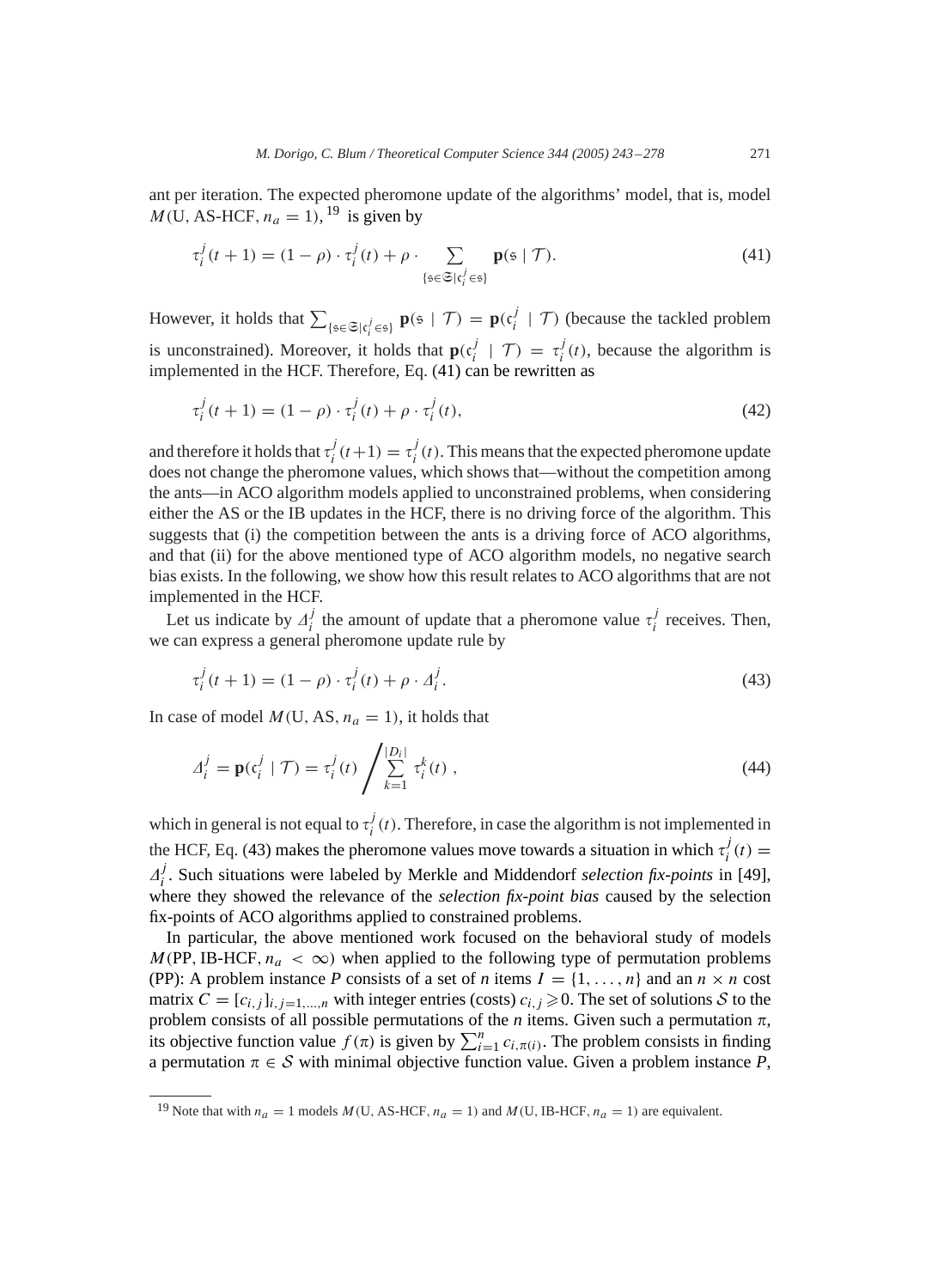ant per iteration. The expected pheromone update of the algorithms' model, that is, model $M(\mathrm{U}, \text{AS-HCF}, n_a = 1)$,[19] is given by

$$\tau_i^j(t+1) = (1-\rho) \cdot \tau_i^j(t) + \rho \cdot \sum_{\{\mathfrak{s} \in \mathfrak{S} \mid \mathfrak{c}_i^j \in \mathfrak{s}\}} \mathbf{p}(\mathfrak{s} \mid \mathcal{T}). \tag{41}$$

However, it holds that $\sum_{\{\mathfrak{s} \in \mathfrak{S} \mid \mathfrak{c}_i^j \in \mathfrak{s}\}} \mathbf{p}(\mathfrak{s} \mid \mathcal{T}) = \mathbf{p}(\mathfrak{c}_i^j \mid \mathcal{T})$ (because the tackled problem is unconstrained). Moreover, it holds that $\mathbf{p}(\mathfrak{c}_i^j \mid \mathcal{T}) = \tau_i^j(t)$, because the algorithm is implemented in the HCF. Therefore, Eq. (41) can be rewritten as

$$\tau_i^j(t+1) = (1-\rho) \cdot \tau_i^j(t) + \rho \cdot \tau_i^j(t), \tag{42}$$

and therefore it holds that $\tau_i^j(t+1) = \tau_i^j(t)$. This means that the expected pheromone update does not change the pheromone values, which shows that—without the competition among the ants—in ACO algorithm models applied to unconstrained problems, when considering either the AS or the IB updates in the HCF, there is no driving force of the algorithm. This suggests that (i) the competition between the ants is a driving force of ACO algorithms, and that (ii) for the above mentioned type of ACO algorithm models, no negative search bias exists. In the following, we show how this result relates to ACO algorithms that are not implemented in the HCF.

Let us indicate by $\Delta_i^j$ the amount of update that a pheromone value $\tau_i^j$ receives. Then, we can express a general pheromone update rule by

$$\tau_i^j(t+1) = (1-\rho) \cdot \tau_i^j(t) + \rho \cdot \Delta_i^j. \tag{43}$$

In case of model $M(\mathrm{U}, \mathrm{AS}, n_a = 1)$, it holds that

$$\Delta_i^j = \mathbf{p}(\mathfrak{c}_i^j \mid \mathcal{T}) = \tau_i^j(t) \Bigg/ \sum_{k=1}^{|D_i|} \tau_i^k(t)\ , \tag{44}$$

which in general is not equal to $\tau_i^j(t)$. Therefore, in case the algorithm is not implemented in the HCF, Eq. (43) makes the pheromone values move towards a situation in which $\tau_i^j(t) = \Delta_i^j$. Such situations were labeled by Merkle and Middendorf *selection fix-points* in [49], where they showed the relevance of the *selection fix-point bias* caused by the selection fix-points of ACO algorithms applied to constrained problems.

In particular, the above mentioned work focused on the behavioral study of models $M(\mathrm{PP}, \text{IB-HCF}, n_a < \infty)$ when applied to the following type of permutation problems (PP): A problem instance $P$ consists of a set of $n$ items $I = \{1, \ldots, n\}$ and an $n \times n$ cost matrix $C = [c_{i,j}]_{i,j=1,\ldots,n}$ with integer entries (costs) $c_{i,j} \geqslant 0$. The set of solutions $\mathcal{S}$ to the problem consists of all possible permutations of the $n$ items. Given such a permutation $\pi$, its objective function value $f(\pi)$ is given by $\sum_{i=1}^{n} c_{i,\pi(i)}$. The problem consists in finding a permutation $\pi \in \mathcal{S}$ with minimal objective function value. Given a problem instance $P$,

[19] Note that with $n_a = 1$ models $M(\mathrm{U}, \text{AS-HCF}, n_a = 1)$ and $M(\mathrm{U}, \text{IB-HCF}, n_a = 1)$ are equivalent.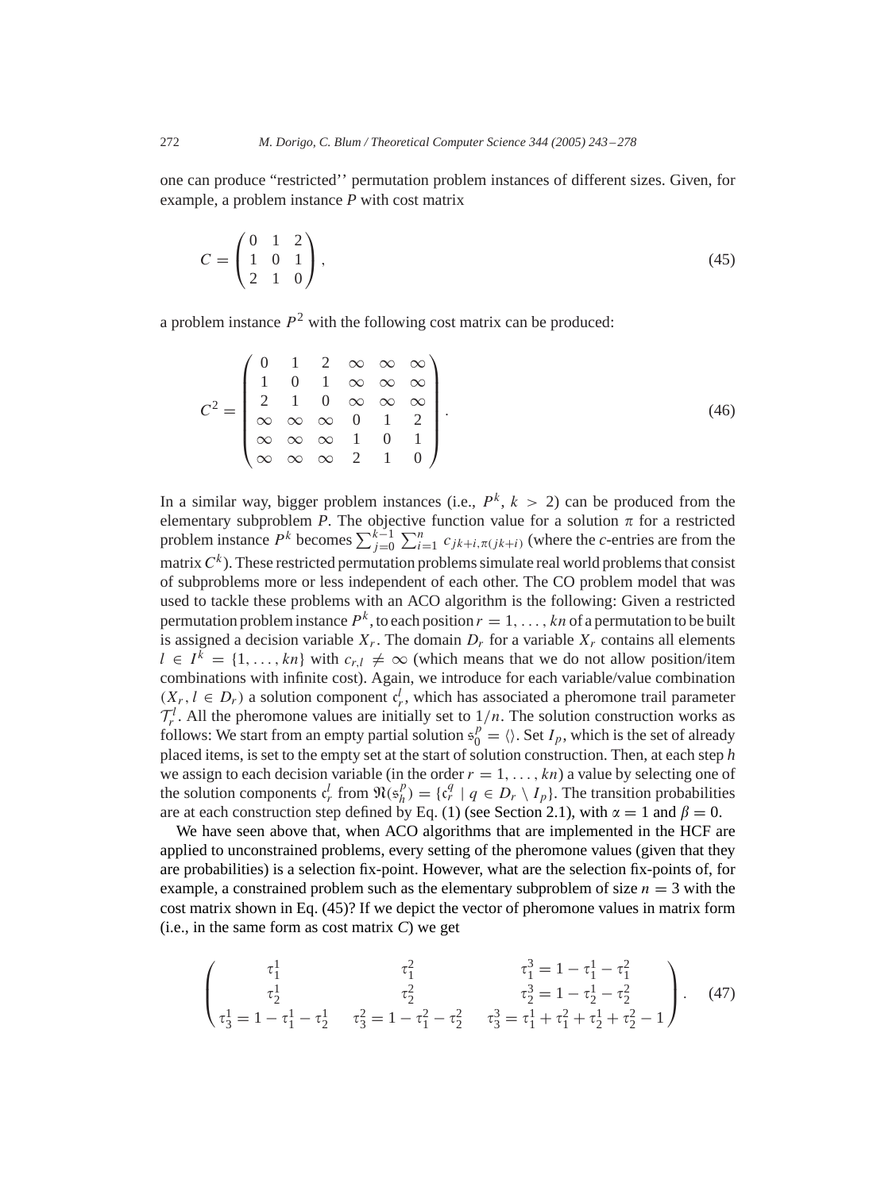one can produce "restricted'' permutation problem instances of different sizes. Given, for example, a problem instance $P$ with cost matrix

$$C = \begin{pmatrix} 0 & 1 & 2 \\ 1 & 0 & 1 \\ 2 & 1 & 0 \end{pmatrix}, \tag{45}$$

a problem instance $P^2$ with the following cost matrix can be produced:

$$C^2 = \begin{pmatrix} 0 & 1 & 2 & \infty & \infty & \infty \\ 1 & 0 & 1 & \infty & \infty & \infty \\ 2 & 1 & 0 & \infty & \infty & \infty \\ \infty & \infty & \infty & 0 & 1 & 2 \\ \infty & \infty & \infty & 1 & 0 & 1 \\ \infty & \infty & \infty & 2 & 1 & 0 \end{pmatrix}. \tag{46}$$

In a similar way, bigger problem instances (i.e., $P^k$, $k > 2$) can be produced from the elementary subproblem $P$. The objective function value for a solution $\pi$ for a restricted problem instance $P^k$ becomes $\sum_{j=0}^{k-1} \sum_{i=1}^{n} c_{jk+i,\pi(jk+i)}$ (where the $c$-entries are from the matrix $C^k$). These restricted permutation problems simulate real world problems that consist of subproblems more or less independent of each other. The CO problem model that was used to tackle these problems with an ACO algorithm is the following: Given a restricted permutation problem instance $P^k$, to each position $r = 1, \ldots, kn$ of a permutation to be built is assigned a decision variable $X_r$. The domain $D_r$ for a variable $X_r$ contains all elements $l \in I^k = \{1, \ldots, kn\}$ with $c_{r,l} \neq \infty$ (which means that we do not allow position/item combinations with infinite cost). Again, we introduce for each variable/value combination $(X_r, l \in D_r)$ a solution component $\mathfrak{c}_r^l$, which has associated a pheromone trail parameter $\mathcal{T}_r^l$. All the pheromone values are initially set to $1/n$. The solution construction works as follows: We start from an empty partial solution $\mathfrak{s}_0^p = \langle\rangle$. Set $I_p$, which is the set of already placed items, is set to the empty set at the start of solution construction. Then, at each step $h$ we assign to each decision variable (in the order $r = 1, \ldots, kn$) a value by selecting one of the solution components $\mathfrak{c}_r^l$ from $\mathfrak{N}(\mathfrak{s}_h^p) = \{\mathfrak{c}_r^q \mid q \in D_r \setminus I_p\}$. The transition probabilities are at each construction step defined by Eq. (1) (see Section 2.1), with $\alpha = 1$ and $\beta = 0$.

We have seen above that, when ACO algorithms that are implemented in the HCF are applied to unconstrained problems, every setting of the pheromone values (given that they are probabilities) is a selection fix-point. However, what are the selection fix-points of, for example, a constrained problem such as the elementary subproblem of size $n = 3$ with the cost matrix shown in Eq. (45)? If we depict the vector of pheromone values in matrix form (i.e., in the same form as cost matrix $C$) we get

$$\begin{pmatrix} \tau_1^1 & \tau_1^2 & \tau_1^3 = 1 - \tau_1^1 - \tau_1^2 \\ \tau_2^1 & \tau_2^2 & \tau_2^3 = 1 - \tau_2^1 - \tau_2^2 \\ \tau_3^1 = 1 - \tau_1^1 - \tau_2^1 & \tau_3^2 = 1 - \tau_1^2 - \tau_2^2 & \tau_3^3 = \tau_1^1 + \tau_1^2 + \tau_2^1 + \tau_2^2 - 1 \end{pmatrix}. \tag{47}$$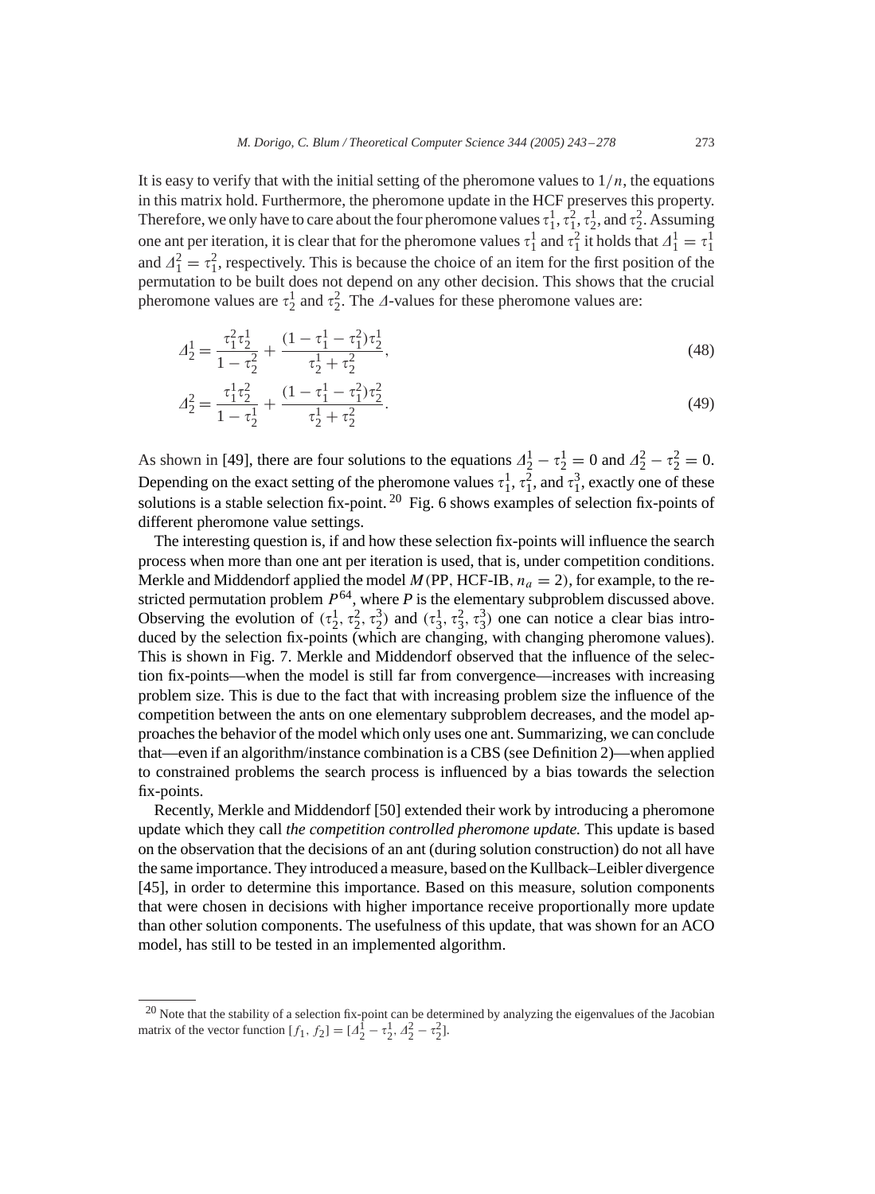It is easy to verify that with the initial setting of the pheromone values to $1/n$, the equations in this matrix hold. Furthermore, the pheromone update in the HCF preserves this property. Therefore, we only have to care about the four pheromone values $\tau_1^1$, $\tau_1^2$, $\tau_2^1$, and $\tau_2^2$. Assuming one ant per iteration, it is clear that for the pheromone values $\tau_1^1$ and $\tau_1^2$ it holds that $\Delta_1^1 = \tau_1^1$ and $\Delta_1^2 = \tau_1^2$, respectively. This is because the choice of an item for the first position of the permutation to be built does not depend on any other decision. This shows that the crucial pheromone values are $\tau_2^1$ and $\tau_2^2$. The $\Delta$-values for these pheromone values are:

$$\Delta_2^1 = \frac{\tau_1^2 \tau_2^1}{1 - \tau_2^2} + \frac{(1 - \tau_1^1 - \tau_1^2)\tau_2^1}{\tau_2^1 + \tau_2^2}, \tag{48}$$

$$\Delta_2^2 = \frac{\tau_1^1 \tau_2^2}{1 - \tau_2^1} + \frac{(1 - \tau_1^1 - \tau_1^2)\tau_2^2}{\tau_2^1 + \tau_2^2}. \tag{49}$$

As shown in [49], there are four solutions to the equations $\Delta_2^1 - \tau_2^1 = 0$ and $\Delta_2^2 - \tau_2^2 = 0$. Depending on the exact setting of the pheromone values $\tau_1^1$, $\tau_1^2$, and $\tau_1^3$, exactly one of these solutions is a stable selection fix-point. [20] Fig. 6 shows examples of selection fix-points of different pheromone value settings.

The interesting question is, if and how these selection fix-points will influence the search process when more than one ant per iteration is used, that is, under competition conditions. Merkle and Middendorf applied the model $M(\text{PP}, \text{HCF-IB}, n_a = 2)$, for example, to the restricted permutation problem $P^{64}$, where $P$ is the elementary subproblem discussed above. Observing the evolution of $(\tau_2^1, \tau_2^2, \tau_2^3)$ and $(\tau_3^1, \tau_3^2, \tau_3^3)$ one can notice a clear bias introduced by the selection fix-points (which are changing, with changing pheromone values). This is shown in Fig. 7. Merkle and Middendorf observed that the influence of the selection fix-points—when the model is still far from convergence—increases with increasing problem size. This is due to the fact that with increasing problem size the influence of the competition between the ants on one elementary subproblem decreases, and the model approaches the behavior of the model which only uses one ant. Summarizing, we can conclude that—even if an algorithm/instance combination is a CBS (see Definition 2)—when applied to constrained problems the search process is influenced by a bias towards the selection fix-points.

Recently, Merkle and Middendorf [50] extended their work by introducing a pheromone update which they call *the competition controlled pheromone update.* This update is based on the observation that the decisions of an ant (during solution construction) do not all have the same importance. They introduced a measure, based on the Kullback–Leibler divergence [45], in order to determine this importance. Based on this measure, solution components that were chosen in decisions with higher importance receive proportionally more update than other solution components. The usefulness of this update, that was shown for an ACO model, has still to be tested in an implemented algorithm.

[20] Note that the stability of a selection fix-point can be determined by analyzing the eigenvalues of the Jacobian matrix of the vector function $[f_1, f_2] = [\Delta_2^1 - \tau_2^1, \Delta_2^2 - \tau_2^2]$.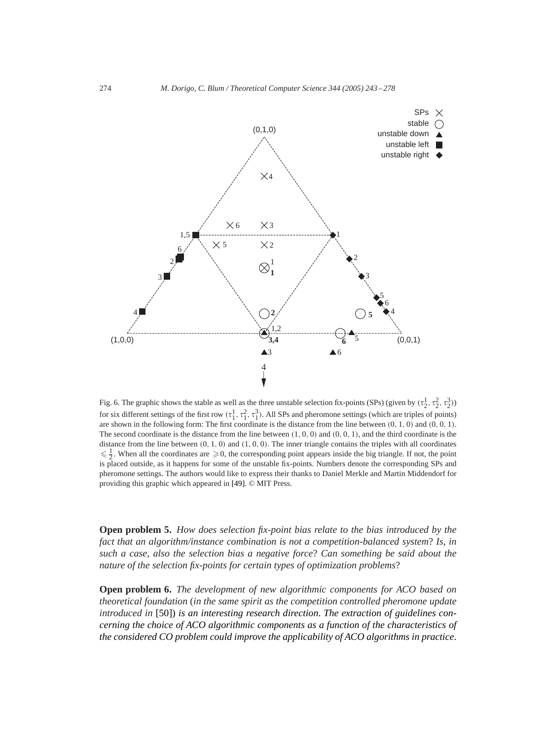SPs
stable
unstable down
unstable left
unstable right

(0,1,0)
(1,0,0)
(0,0,1)

Fig. 6. The graphic shows the stable as well as the three unstable selection fix-points (SPs) (given by $(\tau_2^1, \tau_2^2, \tau_2^3)$) for six different settings of the first row $(\tau_1^1, \tau_1^2, \tau_1^3)$. All SPs and pheromone settings (which are triples of points) are shown in the following form: The first coordinate is the distance from the line between $(0, 1, 0)$ and $(0, 0, 1)$. The second coordinate is the distance from the line between $(1, 0, 0)$ and $(0, 0, 1)$, and the third coordinate is the distance from the line between $(0, 1, 0)$ and $(1, 0, 0)$. The inner triangle contains the triples with all coordinates $\leqslant \frac{1}{2}$. When all the coordinates are $\geqslant 0$, the corresponding point appears inside the big triangle. If not, the point is placed outside, as it happens for some of the unstable fix-points. Numbers denote the corresponding SPs and pheromone settings. The authors would like to express their thanks to Daniel Merkle and Martin Middendorf for providing this graphic which appeared in [49]. © MIT Press.

**Open problem 5.** *How does selection fix-point bias relate to the bias introduced by the fact that an algorithm/instance combination is not a competition-balanced system? Is, in such a case, also the selection bias a negative force? Can something be said about the nature of the selection fix-points for certain types of optimization problems?*

**Open problem 6.** *The development of new algorithmic components for ACO based on theoretical foundation (in the same spirit as the competition controlled pheromone update introduced in* [50]) *is an interesting research direction. The extraction of guidelines concerning the choice of ACO algorithmic components as a function of the characteristics of the considered CO problem could improve the applicability of ACO algorithms in practice.*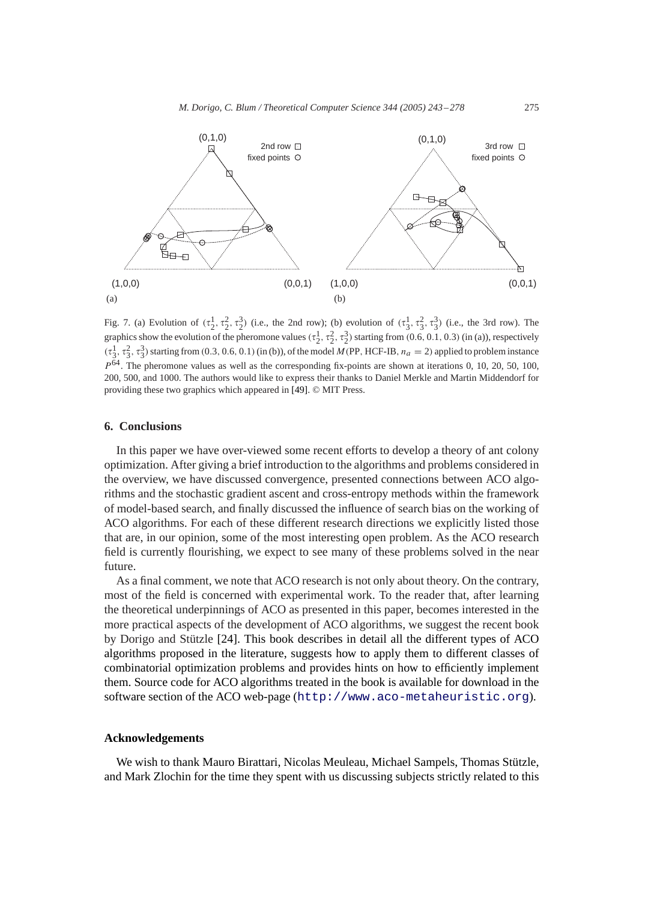(0,1,0)

2nd row □

fixed points ○

(1,0,0)

(0,0,1)

(a)

(0,1,0)

3rd row □

fixed points ○

(1,0,0)

(0,0,1)

(b)

Fig. 7. (a) Evolution of $(\tau_2^1, \tau_2^2, \tau_2^3)$ (i.e., the 2nd row); (b) evolution of $(\tau_3^1, \tau_3^2, \tau_3^3)$ (i.e., the 3rd row). The graphics show the evolution of the pheromone values $(\tau_2^1, \tau_2^2, \tau_2^3)$ starting from (0.6, 0.1, 0.3) (in (a)), respectively $(\tau_3^1, \tau_3^2, \tau_3^3)$ starting from (0.3, 0.6, 0.1) (in (b)), of the model $M(\text{PP}, \text{HCF-IB}, n_a = 2)$ applied to problem instance $P^{64}$. The pheromone values as well as the corresponding fix-points are shown at iterations 0, 10, 20, 50, 100, 200, 500, and 1000. The authors would like to express their thanks to Daniel Merkle and Martin Middendorf for providing these two graphics which appeared in [49]. © MIT Press.

## 6. Conclusions

In this paper we have over-viewed some recent efforts to develop a theory of ant colony optimization. After giving a brief introduction to the algorithms and problems considered in the overview, we have discussed convergence, presented connections between ACO algorithms and the stochastic gradient ascent and cross-entropy methods within the framework of model-based search, and finally discussed the influence of search bias on the working of ACO algorithms. For each of these different research directions we explicitly listed those that are, in our opinion, some of the most interesting open problem. As the ACO research field is currently flourishing, we expect to see many of these problems solved in the near future.

As a final comment, we note that ACO research is not only about theory. On the contrary, most of the field is concerned with experimental work. To the reader that, after learning the theoretical underpinnings of ACO as presented in this paper, becomes interested in the more practical aspects of the development of ACO algorithms, we suggest the recent book by Dorigo and Stützle [24]. This book describes in detail all the different types of ACO algorithms proposed in the literature, suggests how to apply them to different classes of combinatorial optimization problems and provides hints on how to efficiently implement them. Source code for ACO algorithms treated in the book is available for download in the software section of the ACO web-page (http://www.aco-metaheuristic.org).

## Acknowledgements

We wish to thank Mauro Birattari, Nicolas Meuleau, Michael Sampels, Thomas Stützle, and Mark Zlochin for the time they spent with us discussing subjects strictly related to this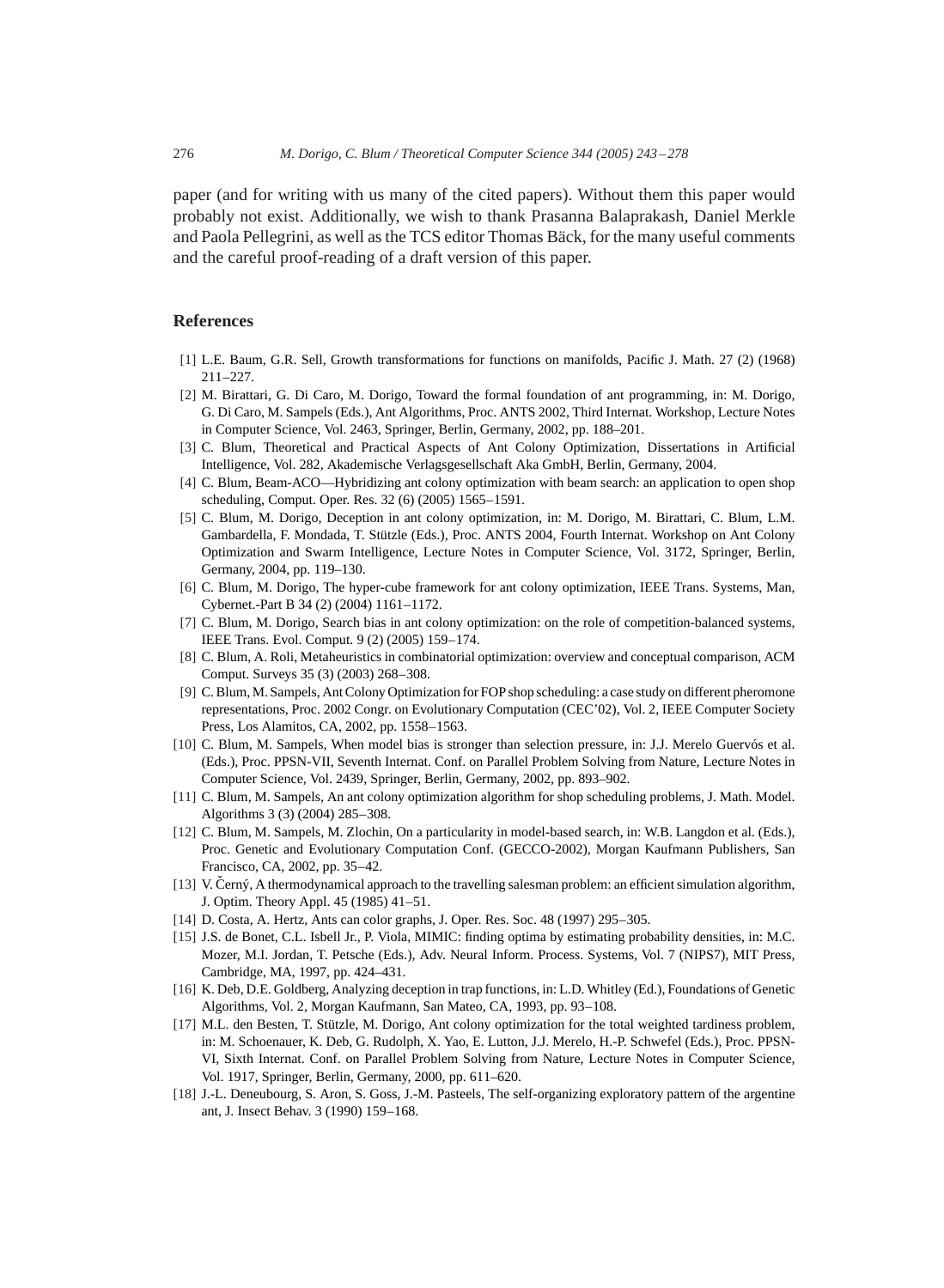paper (and for writing with us many of the cited papers). Without them this paper would probably not exist. Additionally, we wish to thank Prasanna Balaprakash, Daniel Merkle and Paola Pellegrini, as well as the TCS editor Thomas Bäck, for the many useful comments and the careful proof-reading of a draft version of this paper.

## References

[1] L.E. Baum, G.R. Sell, Growth transformations for functions on manifolds, Pacific J. Math. 27 (2) (1968) 211–227.

[2] M. Birattari, G. Di Caro, M. Dorigo, Toward the formal foundation of ant programming, in: M. Dorigo, G. Di Caro, M. Sampels (Eds.), Ant Algorithms, Proc. ANTS 2002, Third Internat. Workshop, Lecture Notes in Computer Science, Vol. 2463, Springer, Berlin, Germany, 2002, pp. 188–201.

[3] C. Blum, Theoretical and Practical Aspects of Ant Colony Optimization, Dissertations in Artificial Intelligence, Vol. 282, Akademische Verlagsgesellschaft Aka GmbH, Berlin, Germany, 2004.

[4] C. Blum, Beam-ACO—Hybridizing ant colony optimization with beam search: an application to open shop scheduling, Comput. Oper. Res. 32 (6) (2005) 1565–1591.

[5] C. Blum, M. Dorigo, Deception in ant colony optimization, in: M. Dorigo, M. Birattari, C. Blum, L.M. Gambardella, F. Mondada, T. Stützle (Eds.), Proc. ANTS 2004, Fourth Internat. Workshop on Ant Colony Optimization and Swarm Intelligence, Lecture Notes in Computer Science, Vol. 3172, Springer, Berlin, Germany, 2004, pp. 119–130.

[6] C. Blum, M. Dorigo, The hyper-cube framework for ant colony optimization, IEEE Trans. Systems, Man, Cybernet.-Part B 34 (2) (2004) 1161–1172.

[7] C. Blum, M. Dorigo, Search bias in ant colony optimization: on the role of competition-balanced systems, IEEE Trans. Evol. Comput. 9 (2) (2005) 159–174.

[8] C. Blum, A. Roli, Metaheuristics in combinatorial optimization: overview and conceptual comparison, ACM Comput. Surveys 35 (3) (2003) 268–308.

[9] C. Blum, M. Sampels, Ant Colony Optimization for FOP shop scheduling: a case study on different pheromone representations, Proc. 2002 Congr. on Evolutionary Computation (CEC'02), Vol. 2, IEEE Computer Society Press, Los Alamitos, CA, 2002, pp. 1558–1563.

[10] C. Blum, M. Sampels, When model bias is stronger than selection pressure, in: J.J. Merelo Guervós et al. (Eds.), Proc. PPSN-VII, Seventh Internat. Conf. on Parallel Problem Solving from Nature, Lecture Notes in Computer Science, Vol. 2439, Springer, Berlin, Germany, 2002, pp. 893–902.

[11] C. Blum, M. Sampels, An ant colony optimization algorithm for shop scheduling problems, J. Math. Model. Algorithms 3 (3) (2004) 285–308.

[12] C. Blum, M. Sampels, M. Zlochin, On a particularity in model-based search, in: W.B. Langdon et al. (Eds.), Proc. Genetic and Evolutionary Computation Conf. (GECCO-2002), Morgan Kaufmann Publishers, San Francisco, CA, 2002, pp. 35–42.

[13] V. Černý, A thermodynamical approach to the travelling salesman problem: an efficient simulation algorithm, J. Optim. Theory Appl. 45 (1985) 41–51.

[14] D. Costa, A. Hertz, Ants can color graphs, J. Oper. Res. Soc. 48 (1997) 295–305.

[15] J.S. de Bonet, C.L. Isbell Jr., P. Viola, MIMIC: finding optima by estimating probability densities, in: M.C. Mozer, M.I. Jordan, T. Petsche (Eds.), Adv. Neural Inform. Process. Systems, Vol. 7 (NIPS7), MIT Press, Cambridge, MA, 1997, pp. 424–431.

[16] K. Deb, D.E. Goldberg, Analyzing deception in trap functions, in: L.D. Whitley (Ed.), Foundations of Genetic Algorithms, Vol. 2, Morgan Kaufmann, San Mateo, CA, 1993, pp. 93–108.

[17] M.L. den Besten, T. Stützle, M. Dorigo, Ant colony optimization for the total weighted tardiness problem, in: M. Schoenauer, K. Deb, G. Rudolph, X. Yao, E. Lutton, J.J. Merelo, H.-P. Schwefel (Eds.), Proc. PPSN-VI, Sixth Internat. Conf. on Parallel Problem Solving from Nature, Lecture Notes in Computer Science, Vol. 1917, Springer, Berlin, Germany, 2000, pp. 611–620.

[18] J.-L. Deneubourg, S. Aron, S. Goss, J.-M. Pasteels, The self-organizing exploratory pattern of the argentine ant, J. Insect Behav. 3 (1990) 159–168.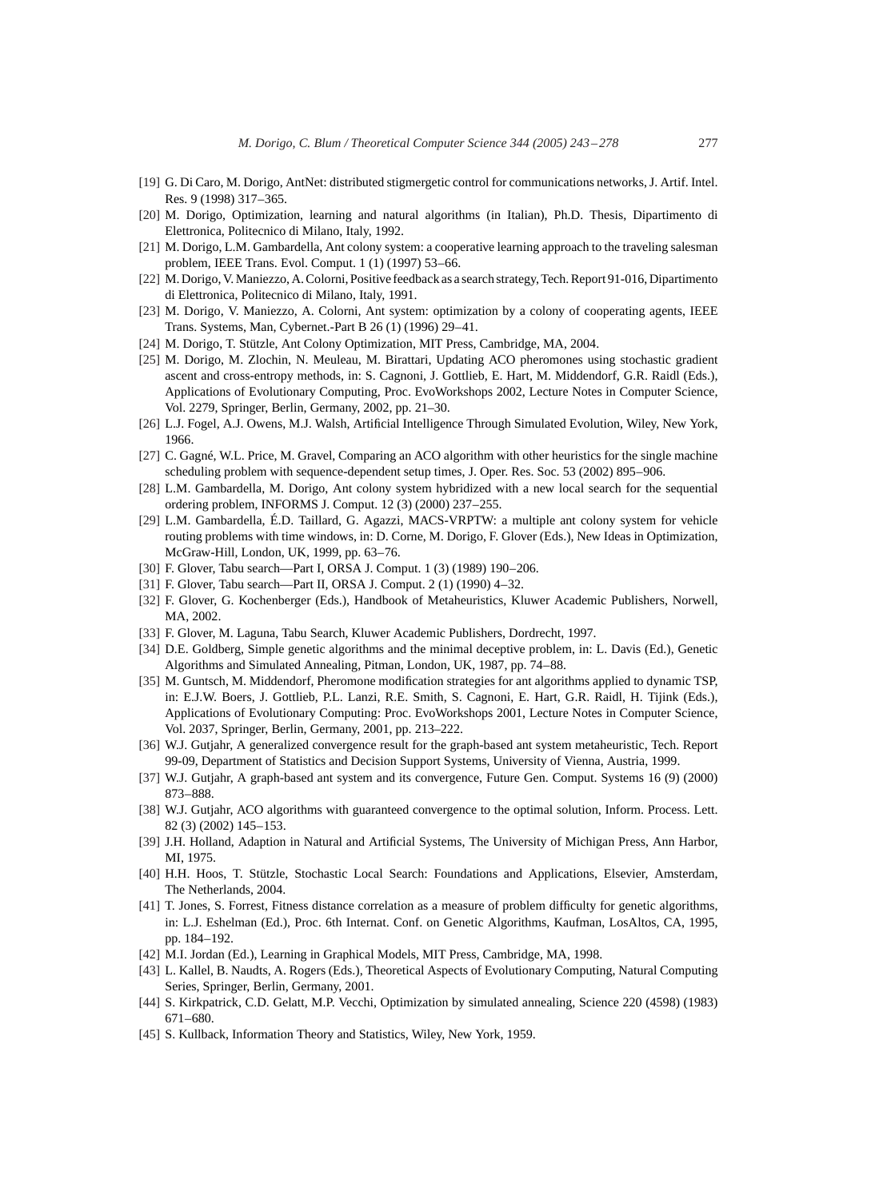[19] G. Di Caro, M. Dorigo, AntNet: distributed stigmergetic control for communications networks, J. Artif. Intel. Res. 9 (1998) 317–365.

[20] M. Dorigo, Optimization, learning and natural algorithms (in Italian), Ph.D. Thesis, Dipartimento di Elettronica, Politecnico di Milano, Italy, 1992.

[21] M. Dorigo, L.M. Gambardella, Ant colony system: a cooperative learning approach to the traveling salesman problem, IEEE Trans. Evol. Comput. 1 (1) (1997) 53–66.

[22] M. Dorigo, V. Maniezzo, A. Colorni, Positive feedback as a search strategy, Tech. Report 91-016, Dipartimento di Elettronica, Politecnico di Milano, Italy, 1991.

[23] M. Dorigo, V. Maniezzo, A. Colorni, Ant system: optimization by a colony of cooperating agents, IEEE Trans. Systems, Man, Cybernet.-Part B 26 (1) (1996) 29–41.

[24] M. Dorigo, T. Stützle, Ant Colony Optimization, MIT Press, Cambridge, MA, 2004.

[25] M. Dorigo, M. Zlochin, N. Meuleau, M. Birattari, Updating ACO pheromones using stochastic gradient ascent and cross-entropy methods, in: S. Cagnoni, J. Gottlieb, E. Hart, M. Middendorf, G.R. Raidl (Eds.), Applications of Evolutionary Computing, Proc. EvoWorkshops 2002, Lecture Notes in Computer Science, Vol. 2279, Springer, Berlin, Germany, 2002, pp. 21–30.

[26] L.J. Fogel, A.J. Owens, M.J. Walsh, Artificial Intelligence Through Simulated Evolution, Wiley, New York, 1966.

[27] C. Gagné, W.L. Price, M. Gravel, Comparing an ACO algorithm with other heuristics for the single machine scheduling problem with sequence-dependent setup times, J. Oper. Res. Soc. 53 (2002) 895–906.

[28] L.M. Gambardella, M. Dorigo, Ant colony system hybridized with a new local search for the sequential ordering problem, INFORMS J. Comput. 12 (3) (2000) 237–255.

[29] L.M. Gambardella, É.D. Taillard, G. Agazzi, MACS-VRPTW: a multiple ant colony system for vehicle routing problems with time windows, in: D. Corne, M. Dorigo, F. Glover (Eds.), New Ideas in Optimization, McGraw-Hill, London, UK, 1999, pp. 63–76.

[30] F. Glover, Tabu search—Part I, ORSA J. Comput. 1 (3) (1989) 190–206.

[31] F. Glover, Tabu search—Part II, ORSA J. Comput. 2 (1) (1990) 4–32.

[32] F. Glover, G. Kochenberger (Eds.), Handbook of Metaheuristics, Kluwer Academic Publishers, Norwell, MA, 2002.

[33] F. Glover, M. Laguna, Tabu Search, Kluwer Academic Publishers, Dordrecht, 1997.

[34] D.E. Goldberg, Simple genetic algorithms and the minimal deceptive problem, in: L. Davis (Ed.), Genetic Algorithms and Simulated Annealing, Pitman, London, UK, 1987, pp. 74–88.

[35] M. Guntsch, M. Middendorf, Pheromone modification strategies for ant algorithms applied to dynamic TSP, in: E.J.W. Boers, J. Gottlieb, P.L. Lanzi, R.E. Smith, S. Cagnoni, E. Hart, G.R. Raidl, H. Tijink (Eds.), Applications of Evolutionary Computing: Proc. EvoWorkshops 2001, Lecture Notes in Computer Science, Vol. 2037, Springer, Berlin, Germany, 2001, pp. 213–222.

[36] W.J. Gutjahr, A generalized convergence result for the graph-based ant system metaheuristic, Tech. Report 99-09, Department of Statistics and Decision Support Systems, University of Vienna, Austria, 1999.

[37] W.J. Gutjahr, A graph-based ant system and its convergence, Future Gen. Comput. Systems 16 (9) (2000) 873–888.

[38] W.J. Gutjahr, ACO algorithms with guaranteed convergence to the optimal solution, Inform. Process. Lett. 82 (3) (2002) 145–153.

[39] J.H. Holland, Adaption in Natural and Artificial Systems, The University of Michigan Press, Ann Harbor, MI, 1975.

[40] H.H. Hoos, T. Stützle, Stochastic Local Search: Foundations and Applications, Elsevier, Amsterdam, The Netherlands, 2004.

[41] T. Jones, S. Forrest, Fitness distance correlation as a measure of problem difficulty for genetic algorithms, in: L.J. Eshelman (Ed.), Proc. 6th Internat. Conf. on Genetic Algorithms, Kaufman, LosAltos, CA, 1995, pp. 184–192.

[42] M.I. Jordan (Ed.), Learning in Graphical Models, MIT Press, Cambridge, MA, 1998.

[43] L. Kallel, B. Naudts, A. Rogers (Eds.), Theoretical Aspects of Evolutionary Computing, Natural Computing Series, Springer, Berlin, Germany, 2001.

[44] S. Kirkpatrick, C.D. Gelatt, M.P. Vecchi, Optimization by simulated annealing, Science 220 (4598) (1983) 671–680.

[45] S. Kullback, Information Theory and Statistics, Wiley, New York, 1959.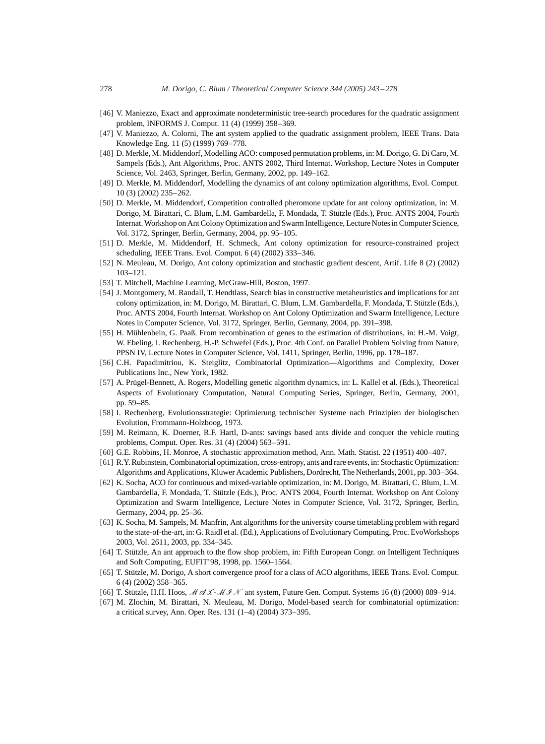[46] V. Maniezzo, Exact and approximate nondeterministic tree-search procedures for the quadratic assignment problem, INFORMS J. Comput. 11 (4) (1999) 358–369.

[47] V. Maniezzo, A. Colorni, The ant system applied to the quadratic assignment problem, IEEE Trans. Data Knowledge Eng. 11 (5) (1999) 769–778.

[48] D. Merkle, M. Middendorf, Modelling ACO: composed permutation problems, in: M. Dorigo, G. Di Caro, M. Sampels (Eds.), Ant Algorithms, Proc. ANTS 2002, Third Internat. Workshop, Lecture Notes in Computer Science, Vol. 2463, Springer, Berlin, Germany, 2002, pp. 149–162.

[49] D. Merkle, M. Middendorf, Modelling the dynamics of ant colony optimization algorithms, Evol. Comput. 10 (3) (2002) 235–262.

[50] D. Merkle, M. Middendorf, Competition controlled pheromone update for ant colony optimization, in: M. Dorigo, M. Birattari, C. Blum, L.M. Gambardella, F. Mondada, T. Stützle (Eds.), Proc. ANTS 2004, Fourth Internat. Workshop on Ant Colony Optimization and Swarm Intelligence, Lecture Notes in Computer Science, Vol. 3172, Springer, Berlin, Germany, 2004, pp. 95–105.

[51] D. Merkle, M. Middendorf, H. Schmeck, Ant colony optimization for resource-constrained project scheduling, IEEE Trans. Evol. Comput. 6 (4) (2002) 333–346.

[52] N. Meuleau, M. Dorigo, Ant colony optimization and stochastic gradient descent, Artif. Life 8 (2) (2002) 103–121.

[53] T. Mitchell, Machine Learning, McGraw-Hill, Boston, 1997.

[54] J. Montgomery, M. Randall, T. Hendtlass, Search bias in constructive metaheuristics and implications for ant colony optimization, in: M. Dorigo, M. Birattari, C. Blum, L.M. Gambardella, F. Mondada, T. Stützle (Eds.), Proc. ANTS 2004, Fourth Internat. Workshop on Ant Colony Optimization and Swarm Intelligence, Lecture Notes in Computer Science, Vol. 3172, Springer, Berlin, Germany, 2004, pp. 391–398.

[55] H. Mühlenbein, G. Paaß. From recombination of genes to the estimation of distributions, in: H.-M. Voigt, W. Ebeling, I. Rechenberg, H.-P. Schwefel (Eds.), Proc. 4th Conf. on Parallel Problem Solving from Nature, PPSN IV, Lecture Notes in Computer Science, Vol. 1411, Springer, Berlin, 1996, pp. 178–187.

[56] C.H. Papadimitriou, K. Steiglitz, Combinatorial Optimization—Algorithms and Complexity, Dover Publications Inc., New York, 1982.

[57] A. Prügel-Bennett, A. Rogers, Modelling genetic algorithm dynamics, in: L. Kallel et al. (Eds.), Theoretical Aspects of Evolutionary Computation, Natural Computing Series, Springer, Berlin, Germany, 2001, pp. 59–85.

[58] I. Rechenberg, Evolutionsstrategie: Optimierung technischer Systeme nach Prinzipien der biologischen Evolution, Frommann-Holzboog, 1973.

[59] M. Reimann, K. Doerner, R.F. Hartl, D-ants: savings based ants divide and conquer the vehicle routing problems, Comput. Oper. Res. 31 (4) (2004) 563–591.

[60] G.E. Robbins, H. Monroe, A stochastic approximation method, Ann. Math. Statist. 22 (1951) 400–407.

[61] R.Y. Rubinstein, Combinatorial optimization, cross-entropy, ants and rare events, in: Stochastic Optimization: Algorithms and Applications, Kluwer Academic Publishers, Dordrecht, The Netherlands, 2001, pp. 303–364.

[62] K. Socha, ACO for continuous and mixed-variable optimization, in: M. Dorigo, M. Birattari, C. Blum, L.M. Gambardella, F. Mondada, T. Stützle (Eds.), Proc. ANTS 2004, Fourth Internat. Workshop on Ant Colony Optimization and Swarm Intelligence, Lecture Notes in Computer Science, Vol. 3172, Springer, Berlin, Germany, 2004, pp. 25–36.

[63] K. Socha, M. Sampels, M. Manfrin, Ant algorithms for the university course timetabling problem with regard to the state-of-the-art, in: G. Raidl et al. (Ed.), Applications of Evolutionary Computing, Proc. EvoWorkshops 2003, Vol. 2611, 2003, pp. 334–345.

[64] T. Stützle, An ant approach to the flow shop problem, in: Fifth European Congr. on Intelligent Techniques and Soft Computing, EUFIT'98, 1998, pp. 1560–1564.

[65] T. Stützle, M. Dorigo, A short convergence proof for a class of ACO algorithms, IEEE Trans. Evol. Comput. 6 (4) (2002) 358–365.

[66] T. Stützle, H.H. Hoos, $\mathcal{MAX}$-$\mathcal{MIN}$ ant system, Future Gen. Comput. Systems 16 (8) (2000) 889–914.

[67] M. Zlochin, M. Birattari, N. Meuleau, M. Dorigo, Model-based search for combinatorial optimization: a critical survey, Ann. Oper. Res. 131 (1–4) (2004) 373–395.